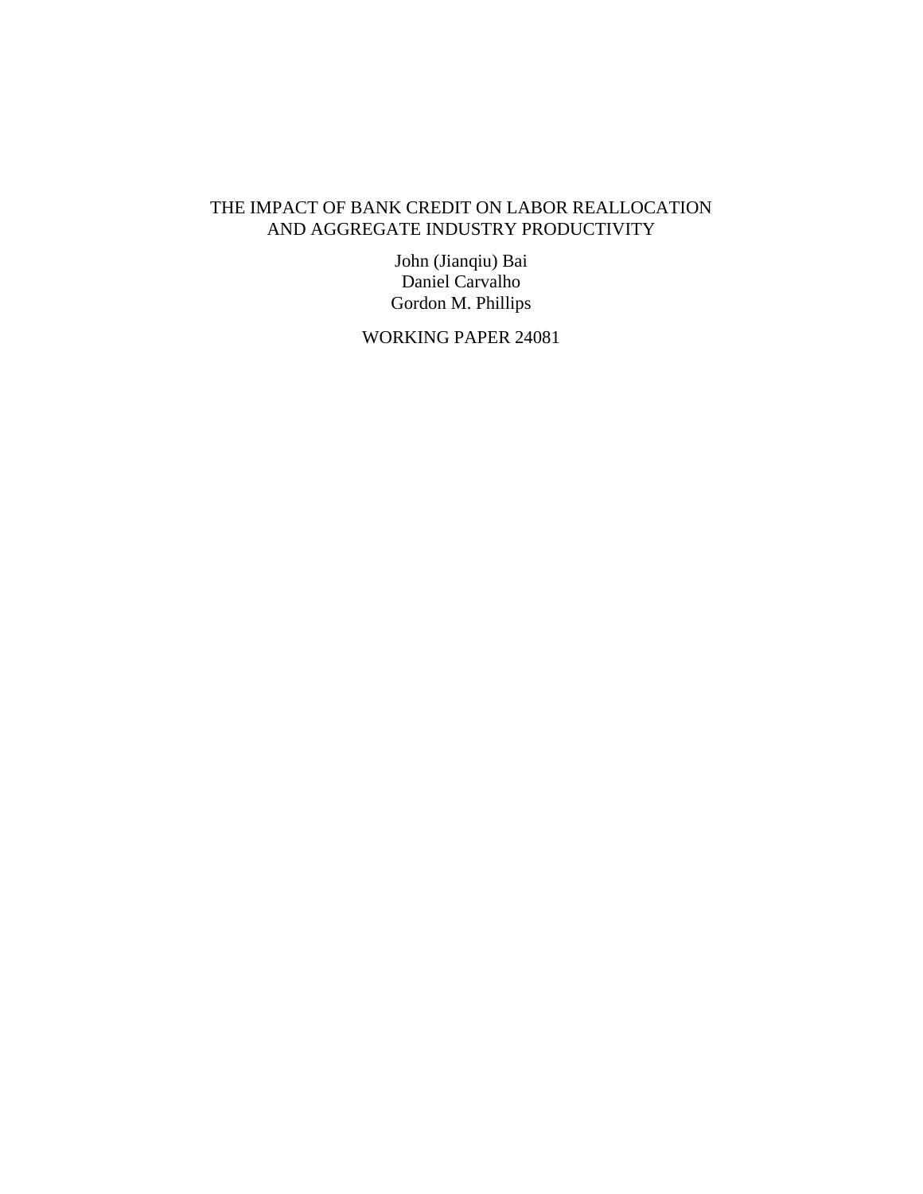# THE IMPACT OF BANK CREDIT ON LABOR REALLOCATION AND AGGREGATE INDUSTRY PRODUCTIVITY

John (Jianqiu) Bai
Daniel Carvalho
Gordon M. Phillips

WORKING PAPER 24081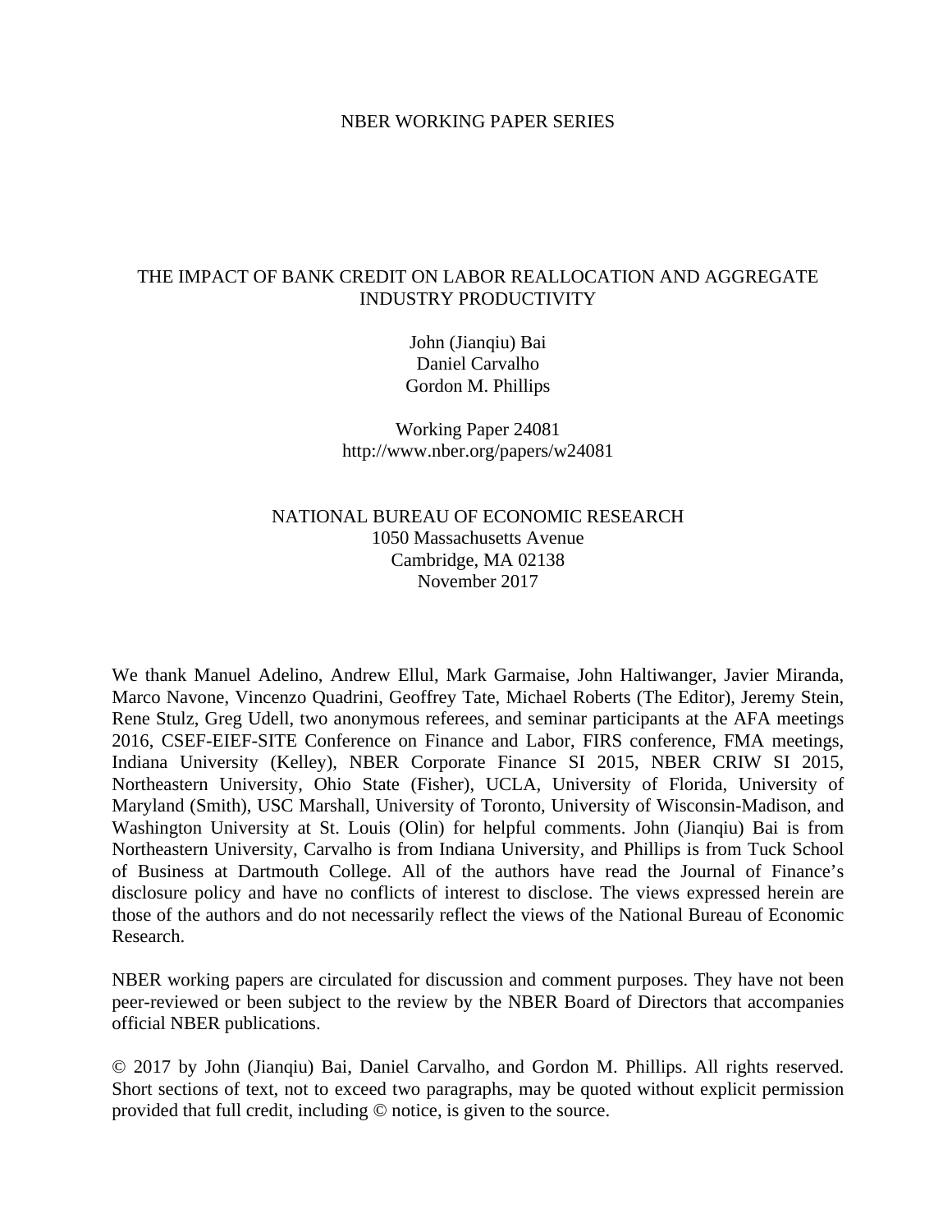NBER WORKING PAPER SERIES

# THE IMPACT OF BANK CREDIT ON LABOR REALLOCATION AND AGGREGATE INDUSTRY PRODUCTIVITY

John (Jianqiu) Bai
Daniel Carvalho
Gordon M. Phillips

Working Paper 24081
http://www.nber.org/papers/w24081

NATIONAL BUREAU OF ECONOMIC RESEARCH
1050 Massachusetts Avenue
Cambridge, MA 02138
November 2017

We thank Manuel Adelino, Andrew Ellul, Mark Garmaise, John Haltiwanger, Javier Miranda, Marco Navone, Vincenzo Quadrini, Geoffrey Tate, Michael Roberts (The Editor), Jeremy Stein, Rene Stulz, Greg Udell, two anonymous referees, and seminar participants at the AFA meetings 2016, CSEF-EIEF-SITE Conference on Finance and Labor, FIRS conference, FMA meetings, Indiana University (Kelley), NBER Corporate Finance SI 2015, NBER CRIW SI 2015, Northeastern University, Ohio State (Fisher), UCLA, University of Florida, University of Maryland (Smith), USC Marshall, University of Toronto, University of Wisconsin-Madison, and Washington University at St. Louis (Olin) for helpful comments. John (Jianqiu) Bai is from Northeastern University, Carvalho is from Indiana University, and Phillips is from Tuck School of Business at Dartmouth College. All of the authors have read the Journal of Finance's disclosure policy and have no conflicts of interest to disclose. The views expressed herein are those of the authors and do not necessarily reflect the views of the National Bureau of Economic Research.

NBER working papers are circulated for discussion and comment purposes. They have not been peer-reviewed or been subject to the review by the NBER Board of Directors that accompanies official NBER publications.

© 2017 by John (Jianqiu) Bai, Daniel Carvalho, and Gordon M. Phillips. All rights reserved. Short sections of text, not to exceed two paragraphs, may be quoted without explicit permission provided that full credit, including © notice, is given to the source.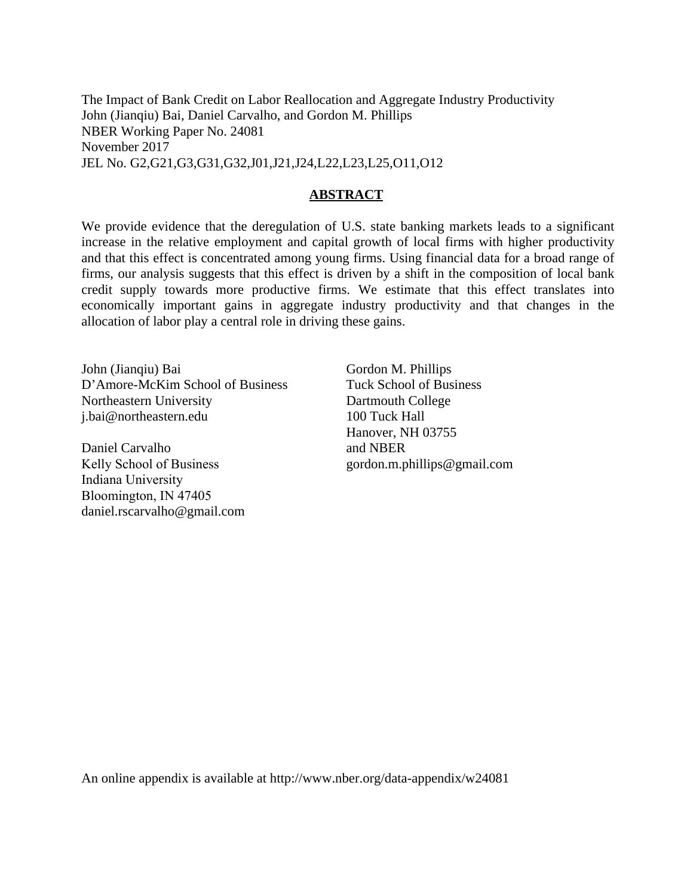The Impact of Bank Credit on Labor Reallocation and Aggregate Industry Productivity
John (Jianqiu) Bai, Daniel Carvalho, and Gordon M. Phillips
NBER Working Paper No. 24081
November 2017
JEL No. G2,G21,G3,G31,G32,J01,J21,J24,L22,L23,L25,O11,O12

## ABSTRACT

We provide evidence that the deregulation of U.S. state banking markets leads to a significant increase in the relative employment and capital growth of local firms with higher productivity and that this effect is concentrated among young firms. Using financial data for a broad range of firms, our analysis suggests that this effect is driven by a shift in the composition of local bank credit supply towards more productive firms. We estimate that this effect translates into economically important gains in aggregate industry productivity and that changes in the allocation of labor play a central role in driving these gains.

John (Jianqiu) Bai
D'Amore-McKim School of Business
Northeastern University
j.bai@northeastern.edu

Daniel Carvalho
Kelly School of Business
Indiana University
Bloomington, IN 47405
daniel.rscarvalho@gmail.com

Gordon M. Phillips
Tuck School of Business
Dartmouth College
100 Tuck Hall
Hanover, NH 03755
and NBER
gordon.m.phillips@gmail.com

An online appendix is available at http://www.nber.org/data-appendix/w24081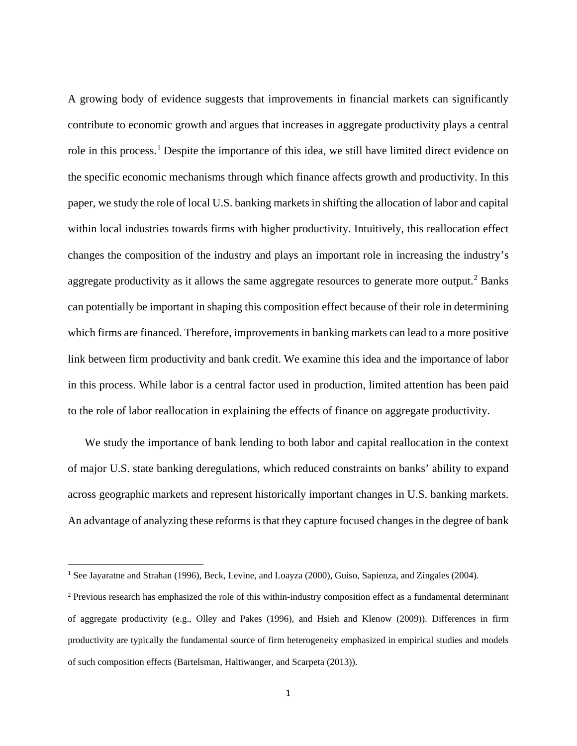A growing body of evidence suggests that improvements in financial markets can significantly contribute to economic growth and argues that increases in aggregate productivity plays a central role in this process.[1] Despite the importance of this idea, we still have limited direct evidence on the specific economic mechanisms through which finance affects growth and productivity. In this paper, we study the role of local U.S. banking markets in shifting the allocation of labor and capital within local industries towards firms with higher productivity. Intuitively, this reallocation effect changes the composition of the industry and plays an important role in increasing the industry's aggregate productivity as it allows the same aggregate resources to generate more output.[2] Banks can potentially be important in shaping this composition effect because of their role in determining which firms are financed. Therefore, improvements in banking markets can lead to a more positive link between firm productivity and bank credit. We examine this idea and the importance of labor in this process. While labor is a central factor used in production, limited attention has been paid to the role of labor reallocation in explaining the effects of finance on aggregate productivity.

We study the importance of bank lending to both labor and capital reallocation in the context of major U.S. state banking deregulations, which reduced constraints on banks' ability to expand across geographic markets and represent historically important changes in U.S. banking markets. An advantage of analyzing these reforms is that they capture focused changes in the degree of bank

---

[1] See Jayaratne and Strahan (1996), Beck, Levine, and Loayza (2000), Guiso, Sapienza, and Zingales (2004).

[2] Previous research has emphasized the role of this within-industry composition effect as a fundamental determinant of aggregate productivity (e.g., Olley and Pakes (1996), and Hsieh and Klenow (2009)). Differences in firm productivity are typically the fundamental source of firm heterogeneity emphasized in empirical studies and models of such composition effects (Bartelsman, Haltiwanger, and Scarpeta (2013)).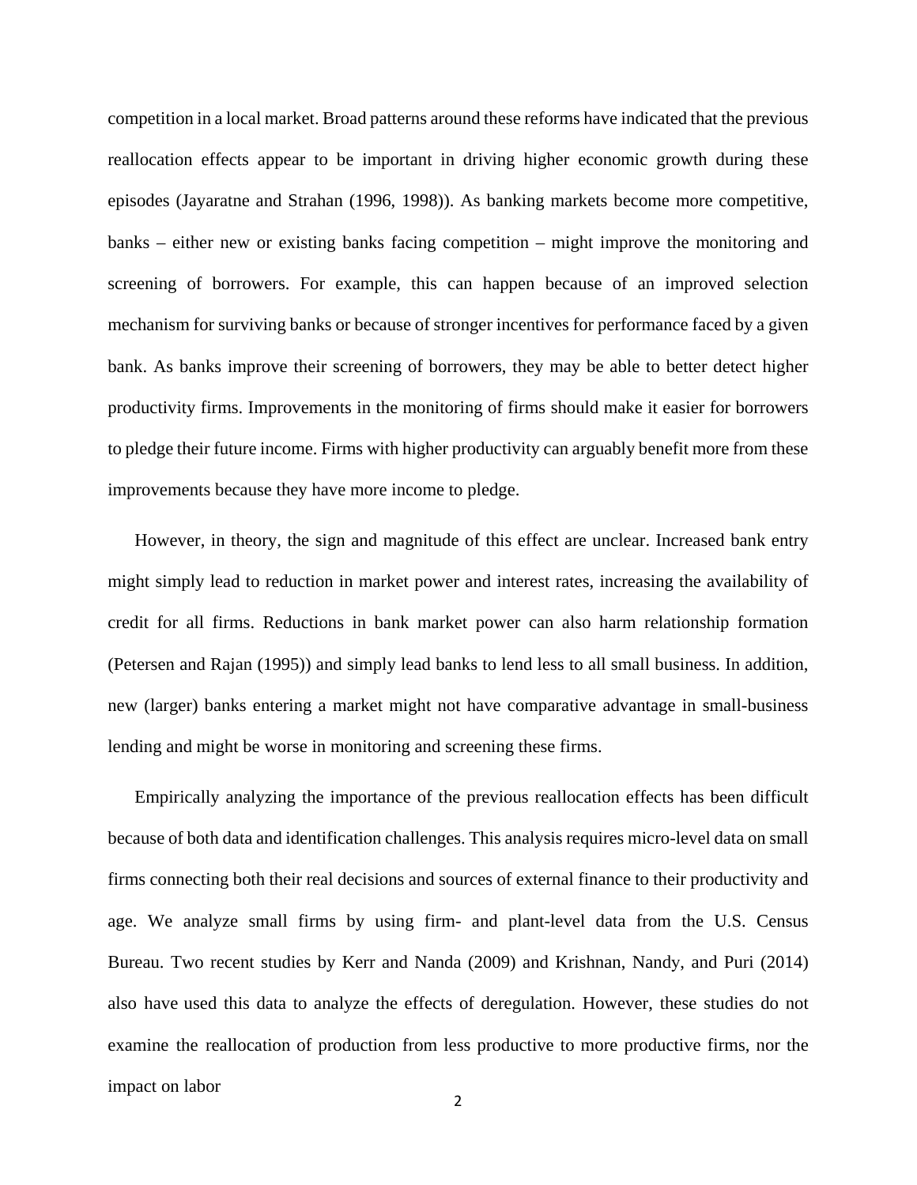competition in a local market. Broad patterns around these reforms have indicated that the previous reallocation effects appear to be important in driving higher economic growth during these episodes (Jayaratne and Strahan (1996, 1998)). As banking markets become more competitive, banks – either new or existing banks facing competition – might improve the monitoring and screening of borrowers. For example, this can happen because of an improved selection mechanism for surviving banks or because of stronger incentives for performance faced by a given bank. As banks improve their screening of borrowers, they may be able to better detect higher productivity firms. Improvements in the monitoring of firms should make it easier for borrowers to pledge their future income. Firms with higher productivity can arguably benefit more from these improvements because they have more income to pledge.

However, in theory, the sign and magnitude of this effect are unclear. Increased bank entry might simply lead to reduction in market power and interest rates, increasing the availability of credit for all firms. Reductions in bank market power can also harm relationship formation (Petersen and Rajan (1995)) and simply lead banks to lend less to all small business. In addition, new (larger) banks entering a market might not have comparative advantage in small-business lending and might be worse in monitoring and screening these firms.

Empirically analyzing the importance of the previous reallocation effects has been difficult because of both data and identification challenges. This analysis requires micro-level data on small firms connecting both their real decisions and sources of external finance to their productivity and age. We analyze small firms by using firm- and plant-level data from the U.S. Census Bureau. Two recent studies by Kerr and Nanda (2009) and Krishnan, Nandy, and Puri (2014) also have used this data to analyze the effects of deregulation. However, these studies do not examine the reallocation of production from less productive to more productive firms, nor the impact on labor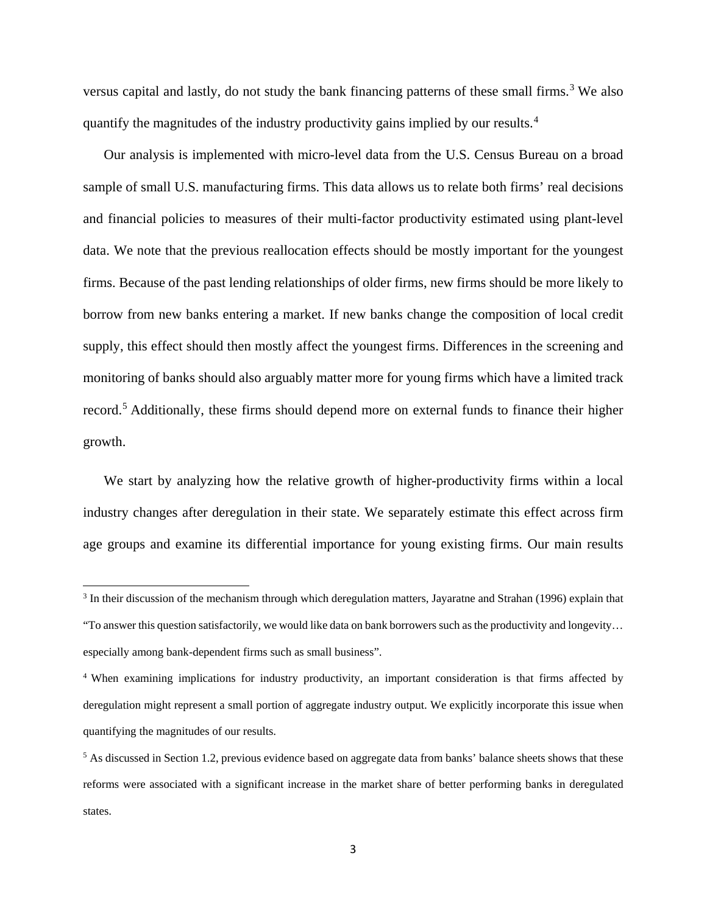versus capital and lastly, do not study the bank financing patterns of these small firms.[3] We also quantify the magnitudes of the industry productivity gains implied by our results.[4]

Our analysis is implemented with micro-level data from the U.S. Census Bureau on a broad sample of small U.S. manufacturing firms. This data allows us to relate both firms' real decisions and financial policies to measures of their multi-factor productivity estimated using plant-level data. We note that the previous reallocation effects should be mostly important for the youngest firms. Because of the past lending relationships of older firms, new firms should be more likely to borrow from new banks entering a market. If new banks change the composition of local credit supply, this effect should then mostly affect the youngest firms. Differences in the screening and monitoring of banks should also arguably matter more for young firms which have a limited track record.[5] Additionally, these firms should depend more on external funds to finance their higher growth.

We start by analyzing how the relative growth of higher-productivity firms within a local industry changes after deregulation in their state. We separately estimate this effect across firm age groups and examine its differential importance for young existing firms. Our main results

---

[3] In their discussion of the mechanism through which deregulation matters, Jayaratne and Strahan (1996) explain that "To answer this question satisfactorily, we would like data on bank borrowers such as the productivity and longevity… especially among bank-dependent firms such as small business".

[4] When examining implications for industry productivity, an important consideration is that firms affected by deregulation might represent a small portion of aggregate industry output. We explicitly incorporate this issue when quantifying the magnitudes of our results.

[5] As discussed in Section 1.2, previous evidence based on aggregate data from banks' balance sheets shows that these reforms were associated with a significant increase in the market share of better performing banks in deregulated states.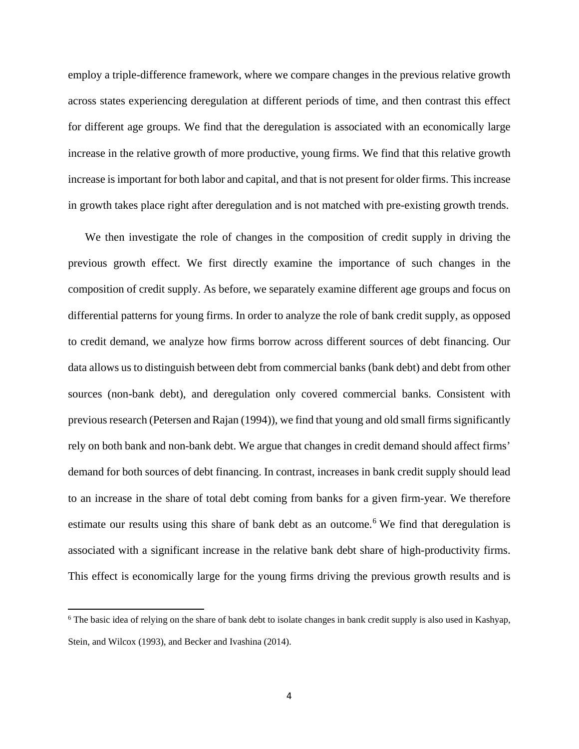employ a triple-difference framework, where we compare changes in the previous relative growth across states experiencing deregulation at different periods of time, and then contrast this effect for different age groups. We find that the deregulation is associated with an economically large increase in the relative growth of more productive, young firms. We find that this relative growth increase is important for both labor and capital, and that is not present for older firms. This increase in growth takes place right after deregulation and is not matched with pre-existing growth trends.

We then investigate the role of changes in the composition of credit supply in driving the previous growth effect. We first directly examine the importance of such changes in the composition of credit supply. As before, we separately examine different age groups and focus on differential patterns for young firms. In order to analyze the role of bank credit supply, as opposed to credit demand, we analyze how firms borrow across different sources of debt financing. Our data allows us to distinguish between debt from commercial banks (bank debt) and debt from other sources (non-bank debt), and deregulation only covered commercial banks. Consistent with previous research (Petersen and Rajan (1994)), we find that young and old small firms significantly rely on both bank and non-bank debt. We argue that changes in credit demand should affect firms' demand for both sources of debt financing. In contrast, increases in bank credit supply should lead to an increase in the share of total debt coming from banks for a given firm-year. We therefore estimate our results using this share of bank debt as an outcome.[6] We find that deregulation is associated with a significant increase in the relative bank debt share of high-productivity firms. This effect is economically large for the young firms driving the previous growth results and is

[6] The basic idea of relying on the share of bank debt to isolate changes in bank credit supply is also used in Kashyap, Stein, and Wilcox (1993), and Becker and Ivashina (2014).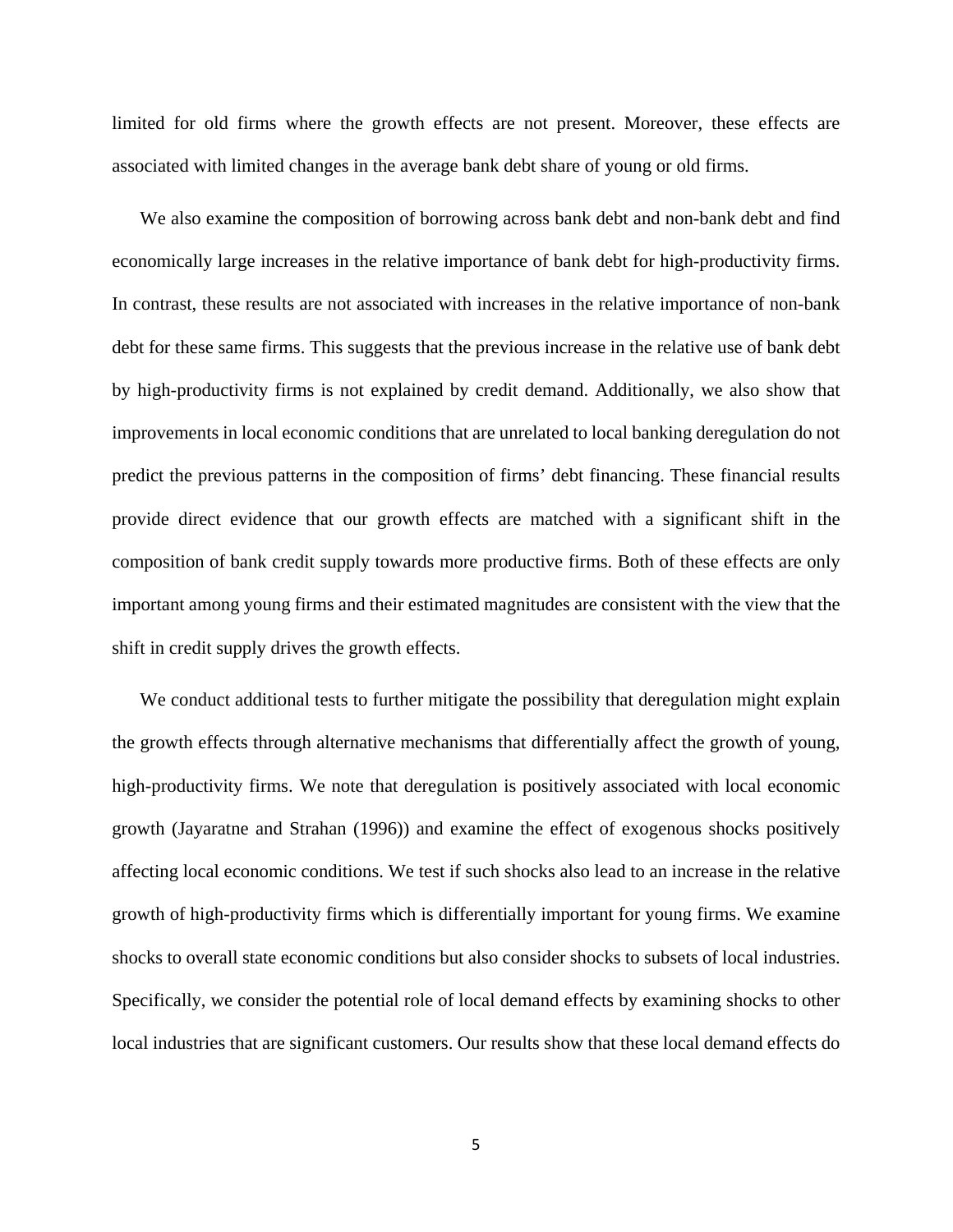limited for old firms where the growth effects are not present. Moreover, these effects are associated with limited changes in the average bank debt share of young or old firms.

We also examine the composition of borrowing across bank debt and non-bank debt and find economically large increases in the relative importance of bank debt for high-productivity firms. In contrast, these results are not associated with increases in the relative importance of non-bank debt for these same firms. This suggests that the previous increase in the relative use of bank debt by high-productivity firms is not explained by credit demand. Additionally, we also show that improvements in local economic conditions that are unrelated to local banking deregulation do not predict the previous patterns in the composition of firms' debt financing. These financial results provide direct evidence that our growth effects are matched with a significant shift in the composition of bank credit supply towards more productive firms. Both of these effects are only important among young firms and their estimated magnitudes are consistent with the view that the shift in credit supply drives the growth effects.

We conduct additional tests to further mitigate the possibility that deregulation might explain the growth effects through alternative mechanisms that differentially affect the growth of young, high-productivity firms. We note that deregulation is positively associated with local economic growth (Jayaratne and Strahan (1996)) and examine the effect of exogenous shocks positively affecting local economic conditions. We test if such shocks also lead to an increase in the relative growth of high-productivity firms which is differentially important for young firms. We examine shocks to overall state economic conditions but also consider shocks to subsets of local industries. Specifically, we consider the potential role of local demand effects by examining shocks to other local industries that are significant customers. Our results show that these local demand effects do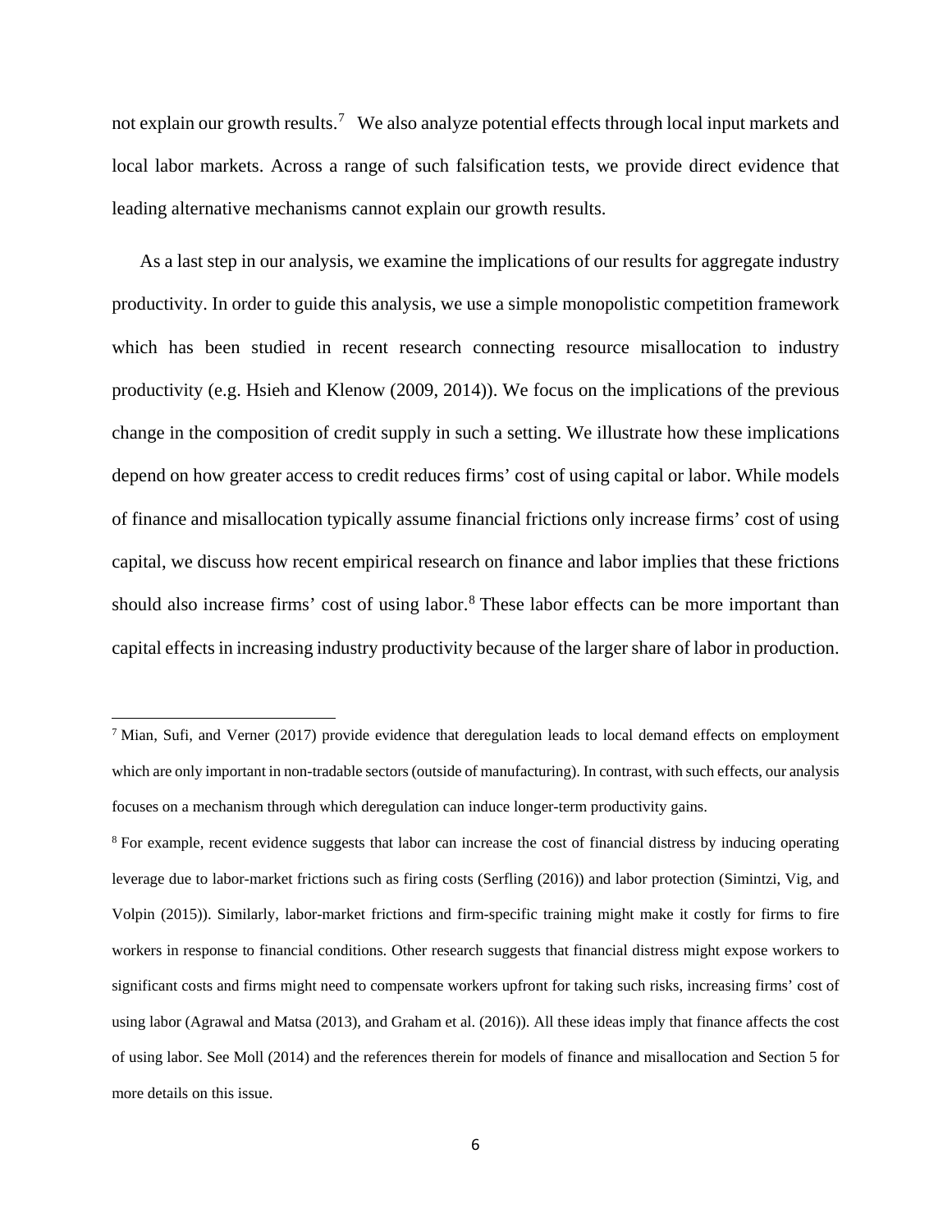not explain our growth results.[7] We also analyze potential effects through local input markets and local labor markets. Across a range of such falsification tests, we provide direct evidence that leading alternative mechanisms cannot explain our growth results.

As a last step in our analysis, we examine the implications of our results for aggregate industry productivity. In order to guide this analysis, we use a simple monopolistic competition framework which has been studied in recent research connecting resource misallocation to industry productivity (e.g. Hsieh and Klenow (2009, 2014)). We focus on the implications of the previous change in the composition of credit supply in such a setting. We illustrate how these implications depend on how greater access to credit reduces firms' cost of using capital or labor. While models of finance and misallocation typically assume financial frictions only increase firms' cost of using capital, we discuss how recent empirical research on finance and labor implies that these frictions should also increase firms' cost of using labor.[8] These labor effects can be more important than capital effects in increasing industry productivity because of the larger share of labor in production.

---

[7] Mian, Sufi, and Verner (2017) provide evidence that deregulation leads to local demand effects on employment which are only important in non-tradable sectors (outside of manufacturing). In contrast, with such effects, our analysis focuses on a mechanism through which deregulation can induce longer-term productivity gains.

[8] For example, recent evidence suggests that labor can increase the cost of financial distress by inducing operating leverage due to labor-market frictions such as firing costs (Serfling (2016)) and labor protection (Simintzi, Vig, and Volpin (2015)). Similarly, labor-market frictions and firm-specific training might make it costly for firms to fire workers in response to financial conditions. Other research suggests that financial distress might expose workers to significant costs and firms might need to compensate workers upfront for taking such risks, increasing firms' cost of using labor (Agrawal and Matsa (2013), and Graham et al. (2016)). All these ideas imply that finance affects the cost of using labor. See Moll (2014) and the references therein for models of finance and misallocation and Section 5 for more details on this issue.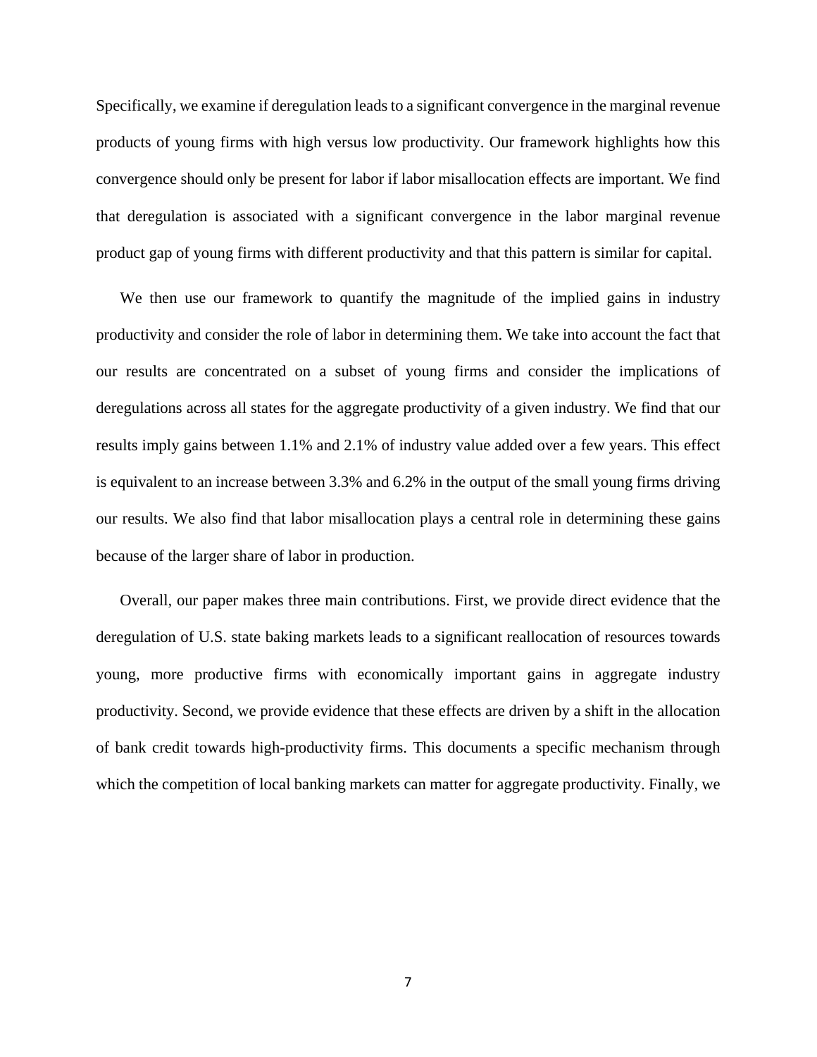Specifically, we examine if deregulation leads to a significant convergence in the marginal revenue products of young firms with high versus low productivity. Our framework highlights how this convergence should only be present for labor if labor misallocation effects are important. We find that deregulation is associated with a significant convergence in the labor marginal revenue product gap of young firms with different productivity and that this pattern is similar for capital.

We then use our framework to quantify the magnitude of the implied gains in industry productivity and consider the role of labor in determining them. We take into account the fact that our results are concentrated on a subset of young firms and consider the implications of deregulations across all states for the aggregate productivity of a given industry. We find that our results imply gains between 1.1% and 2.1% of industry value added over a few years. This effect is equivalent to an increase between 3.3% and 6.2% in the output of the small young firms driving our results. We also find that labor misallocation plays a central role in determining these gains because of the larger share of labor in production.

Overall, our paper makes three main contributions. First, we provide direct evidence that the deregulation of U.S. state baking markets leads to a significant reallocation of resources towards young, more productive firms with economically important gains in aggregate industry productivity. Second, we provide evidence that these effects are driven by a shift in the allocation of bank credit towards high-productivity firms. This documents a specific mechanism through which the competition of local banking markets can matter for aggregate productivity. Finally, we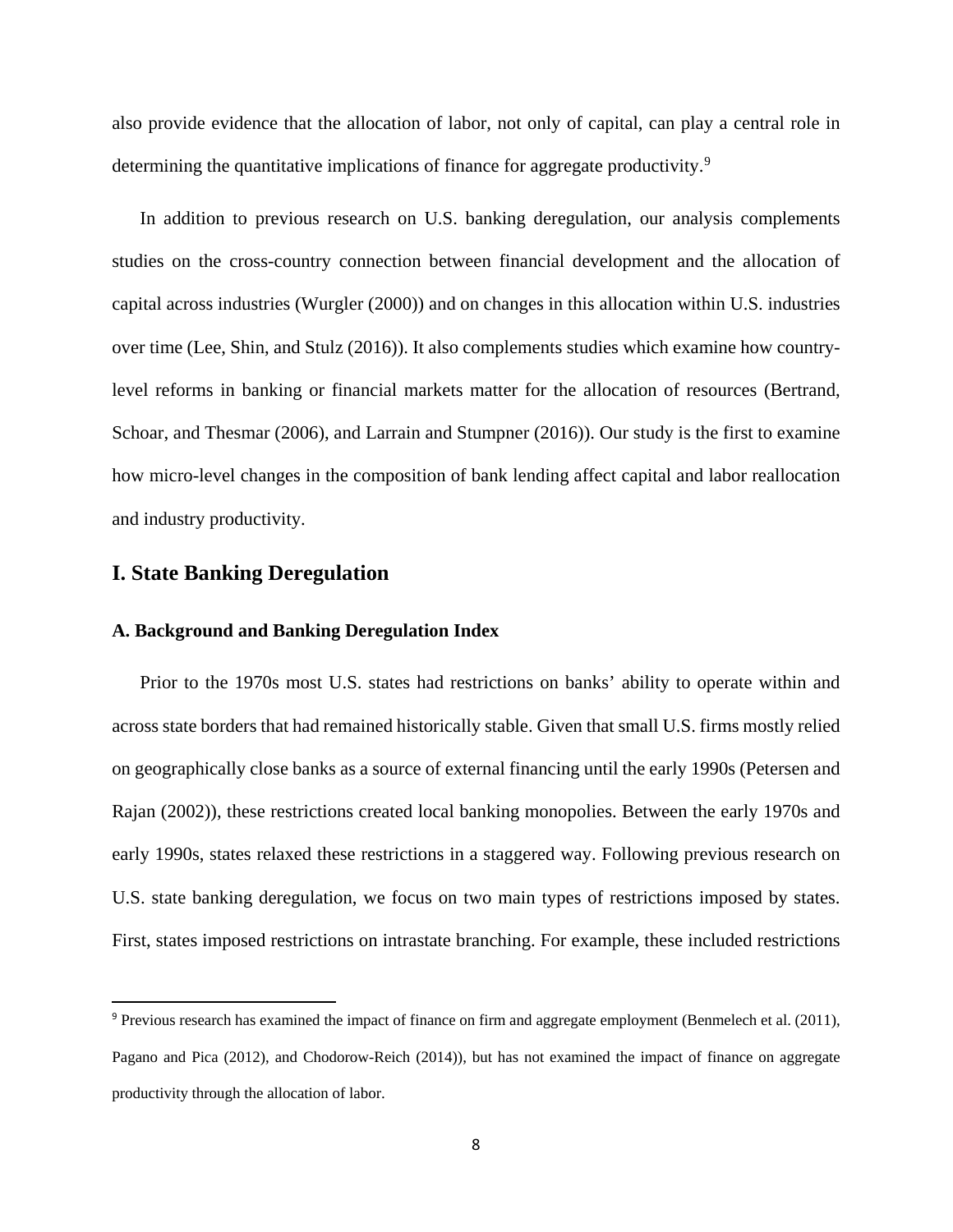also provide evidence that the allocation of labor, not only of capital, can play a central role in determining the quantitative implications of finance for aggregate productivity.[9]

In addition to previous research on U.S. banking deregulation, our analysis complements studies on the cross-country connection between financial development and the allocation of capital across industries (Wurgler (2000)) and on changes in this allocation within U.S. industries over time (Lee, Shin, and Stulz (2016)). It also complements studies which examine how country-level reforms in banking or financial markets matter for the allocation of resources (Bertrand, Schoar, and Thesmar (2006), and Larrain and Stumpner (2016)). Our study is the first to examine how micro-level changes in the composition of bank lending affect capital and labor reallocation and industry productivity.

## I. State Banking Deregulation

### A. Background and Banking Deregulation Index

Prior to the 1970s most U.S. states had restrictions on banks' ability to operate within and across state borders that had remained historically stable. Given that small U.S. firms mostly relied on geographically close banks as a source of external financing until the early 1990s (Petersen and Rajan (2002)), these restrictions created local banking monopolies. Between the early 1970s and early 1990s, states relaxed these restrictions in a staggered way. Following previous research on U.S. state banking deregulation, we focus on two main types of restrictions imposed by states. First, states imposed restrictions on intrastate branching. For example, these included restrictions

[9] Previous research has examined the impact of finance on firm and aggregate employment (Benmelech et al. (2011), Pagano and Pica (2012), and Chodorow-Reich (2014)), but has not examined the impact of finance on aggregate productivity through the allocation of labor.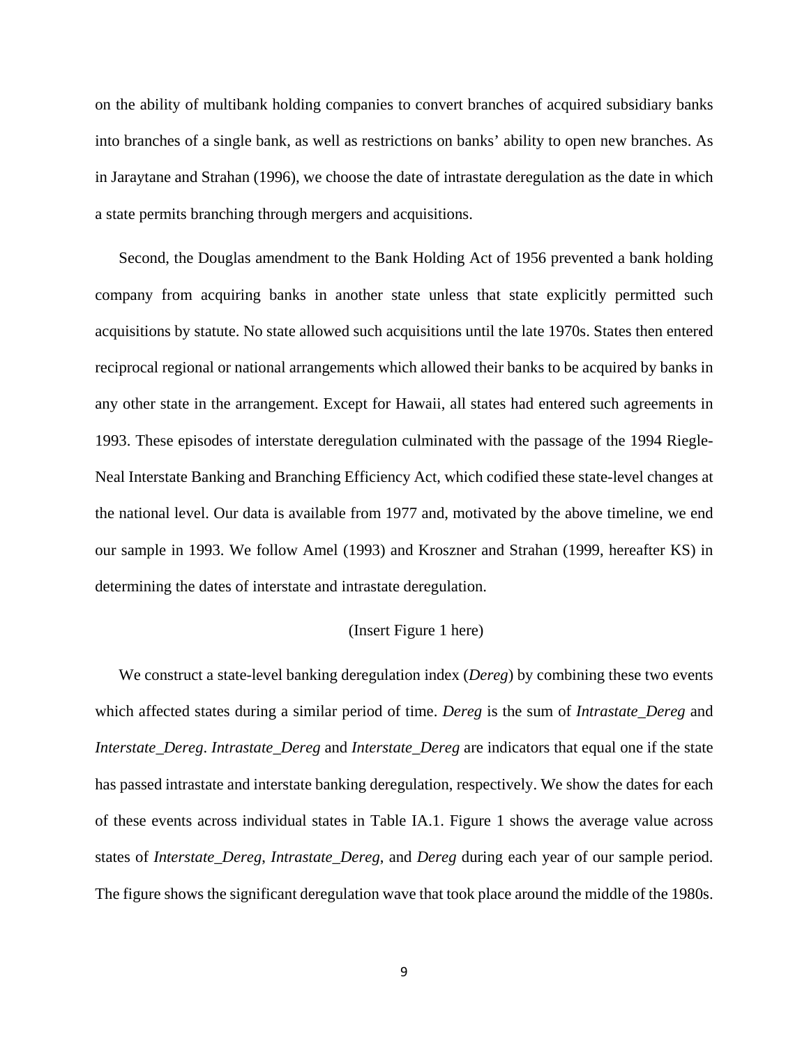on the ability of multibank holding companies to convert branches of acquired subsidiary banks into branches of a single bank, as well as restrictions on banks' ability to open new branches. As in Jaraytane and Strahan (1996), we choose the date of intrastate deregulation as the date in which a state permits branching through mergers and acquisitions.

Second, the Douglas amendment to the Bank Holding Act of 1956 prevented a bank holding company from acquiring banks in another state unless that state explicitly permitted such acquisitions by statute. No state allowed such acquisitions until the late 1970s. States then entered reciprocal regional or national arrangements which allowed their banks to be acquired by banks in any other state in the arrangement. Except for Hawaii, all states had entered such agreements in 1993. These episodes of interstate deregulation culminated with the passage of the 1994 Riegle-Neal Interstate Banking and Branching Efficiency Act, which codified these state-level changes at the national level. Our data is available from 1977 and, motivated by the above timeline, we end our sample in 1993. We follow Amel (1993) and Kroszner and Strahan (1999, hereafter KS) in determining the dates of interstate and intrastate deregulation.

(Insert Figure 1 here)

We construct a state-level banking deregulation index (*Dereg*) by combining these two events which affected states during a similar period of time. *Dereg* is the sum of *Intrastate_Dereg* and *Interstate_Dereg*. *Intrastate_Dereg* and *Interstate_Dereg* are indicators that equal one if the state has passed intrastate and interstate banking deregulation, respectively. We show the dates for each of these events across individual states in Table IA.1. Figure 1 shows the average value across states of *Interstate_Dereg*, *Intrastate_Dereg*, and *Dereg* during each year of our sample period. The figure shows the significant deregulation wave that took place around the middle of the 1980s.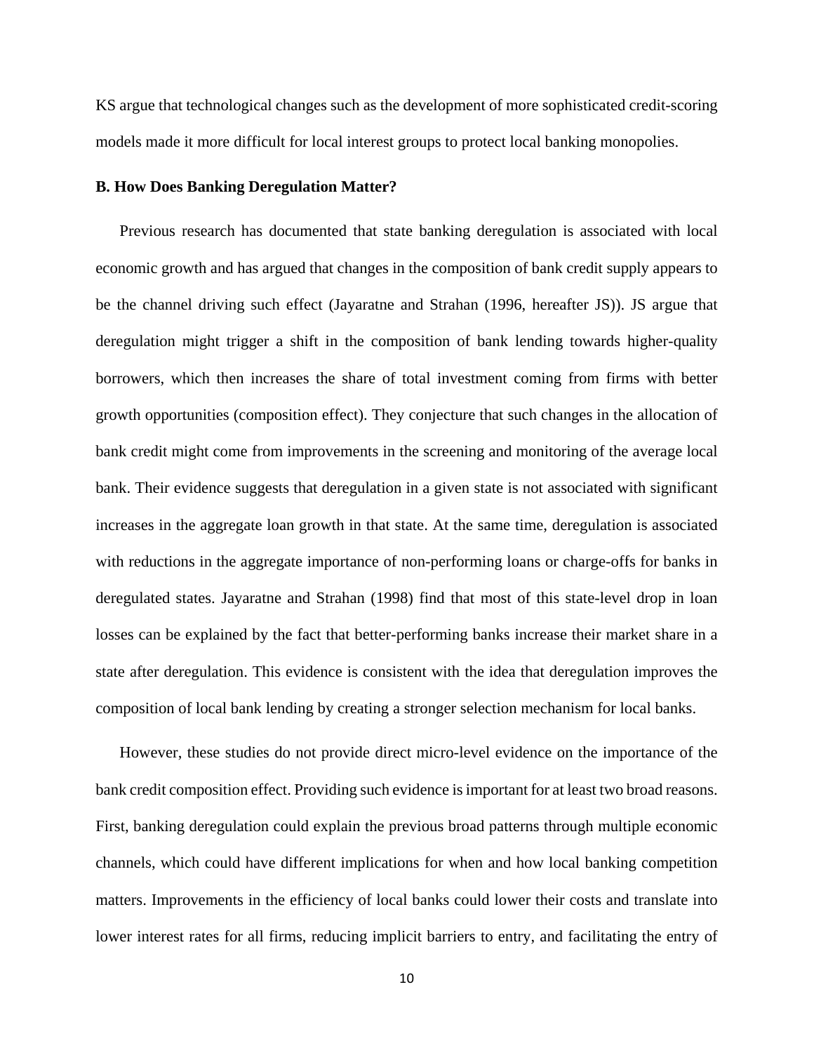KS argue that technological changes such as the development of more sophisticated credit-scoring models made it more difficult for local interest groups to protect local banking monopolies.

### B. How Does Banking Deregulation Matter?

Previous research has documented that state banking deregulation is associated with local economic growth and has argued that changes in the composition of bank credit supply appears to be the channel driving such effect (Jayaratne and Strahan (1996, hereafter JS)). JS argue that deregulation might trigger a shift in the composition of bank lending towards higher-quality borrowers, which then increases the share of total investment coming from firms with better growth opportunities (composition effect). They conjecture that such changes in the allocation of bank credit might come from improvements in the screening and monitoring of the average local bank. Their evidence suggests that deregulation in a given state is not associated with significant increases in the aggregate loan growth in that state. At the same time, deregulation is associated with reductions in the aggregate importance of non-performing loans or charge-offs for banks in deregulated states. Jayaratne and Strahan (1998) find that most of this state-level drop in loan losses can be explained by the fact that better-performing banks increase their market share in a state after deregulation. This evidence is consistent with the idea that deregulation improves the composition of local bank lending by creating a stronger selection mechanism for local banks.

However, these studies do not provide direct micro-level evidence on the importance of the bank credit composition effect. Providing such evidence is important for at least two broad reasons. First, banking deregulation could explain the previous broad patterns through multiple economic channels, which could have different implications for when and how local banking competition matters. Improvements in the efficiency of local banks could lower their costs and translate into lower interest rates for all firms, reducing implicit barriers to entry, and facilitating the entry of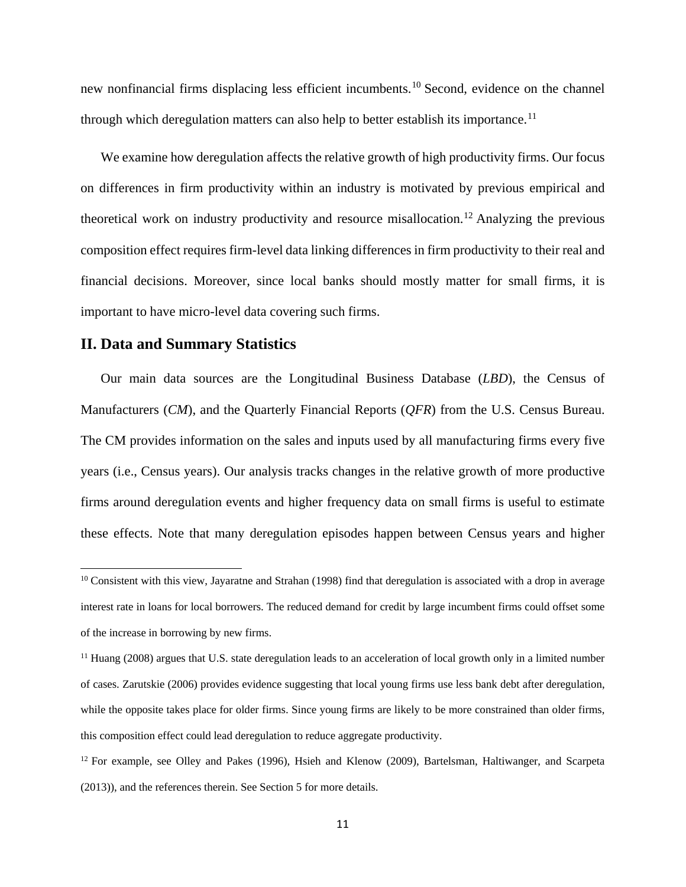new nonfinancial firms displacing less efficient incumbents.[10] Second, evidence on the channel through which deregulation matters can also help to better establish its importance.[11]

We examine how deregulation affects the relative growth of high productivity firms. Our focus on differences in firm productivity within an industry is motivated by previous empirical and theoretical work on industry productivity and resource misallocation.[12] Analyzing the previous composition effect requires firm-level data linking differences in firm productivity to their real and financial decisions. Moreover, since local banks should mostly matter for small firms, it is important to have micro-level data covering such firms.

## II. Data and Summary Statistics

Our main data sources are the Longitudinal Business Database (*LBD*), the Census of Manufacturers (*CM*), and the Quarterly Financial Reports (*QFR*) from the U.S. Census Bureau. The CM provides information on the sales and inputs used by all manufacturing firms every five years (i.e., Census years). Our analysis tracks changes in the relative growth of more productive firms around deregulation events and higher frequency data on small firms is useful to estimate these effects. Note that many deregulation episodes happen between Census years and higher

---

[10] Consistent with this view, Jayaratne and Strahan (1998) find that deregulation is associated with a drop in average interest rate in loans for local borrowers. The reduced demand for credit by large incumbent firms could offset some of the increase in borrowing by new firms.

[11] Huang (2008) argues that U.S. state deregulation leads to an acceleration of local growth only in a limited number of cases. Zarutskie (2006) provides evidence suggesting that local young firms use less bank debt after deregulation, while the opposite takes place for older firms. Since young firms are likely to be more constrained than older firms, this composition effect could lead deregulation to reduce aggregate productivity.

[12] For example, see Olley and Pakes (1996), Hsieh and Klenow (2009), Bartelsman, Haltiwanger, and Scarpeta (2013)), and the references therein. See Section 5 for more details.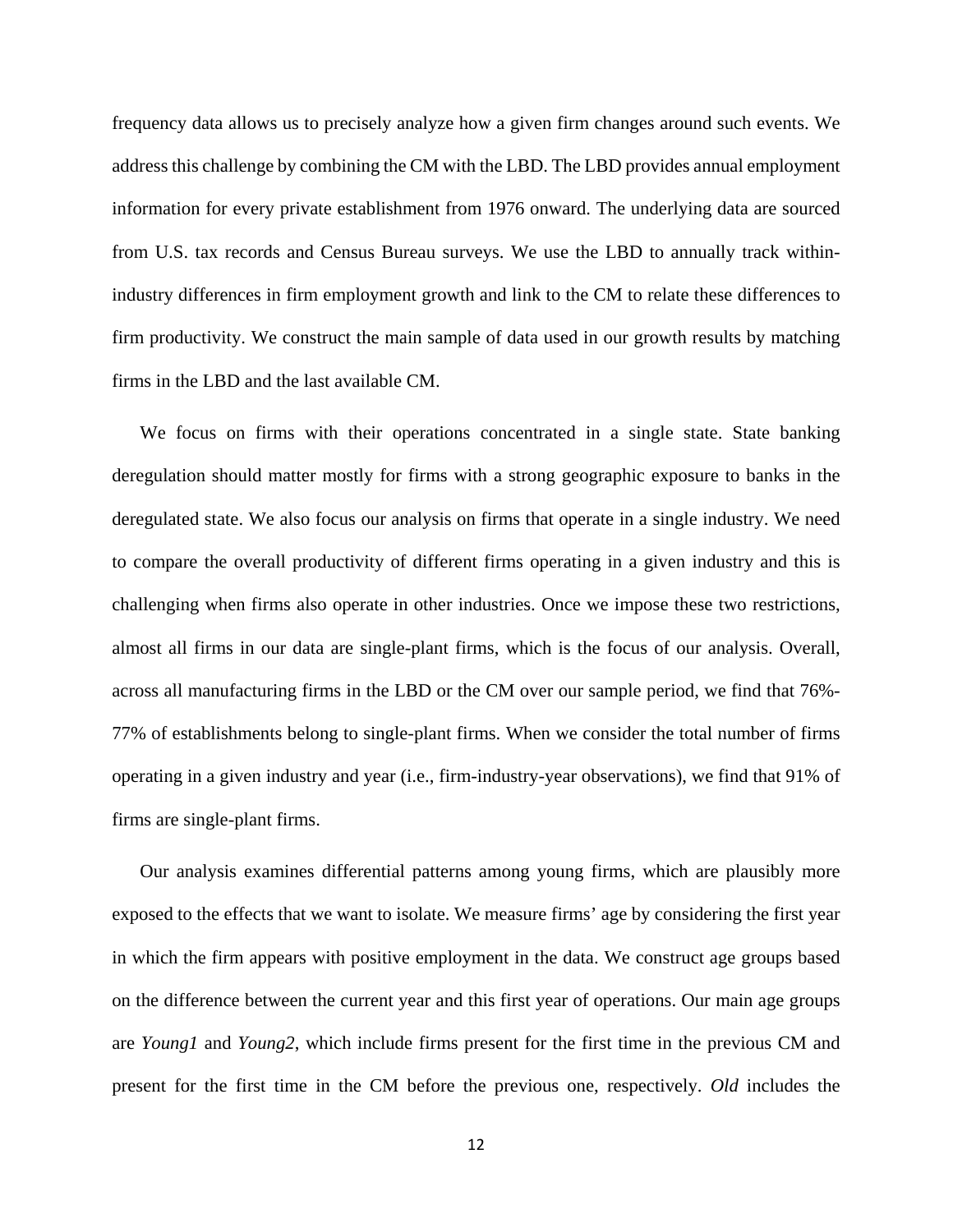frequency data allows us to precisely analyze how a given firm changes around such events. We address this challenge by combining the CM with the LBD. The LBD provides annual employment information for every private establishment from 1976 onward. The underlying data are sourced from U.S. tax records and Census Bureau surveys. We use the LBD to annually track within-industry differences in firm employment growth and link to the CM to relate these differences to firm productivity. We construct the main sample of data used in our growth results by matching firms in the LBD and the last available CM.

We focus on firms with their operations concentrated in a single state. State banking deregulation should matter mostly for firms with a strong geographic exposure to banks in the deregulated state. We also focus our analysis on firms that operate in a single industry. We need to compare the overall productivity of different firms operating in a given industry and this is challenging when firms also operate in other industries. Once we impose these two restrictions, almost all firms in our data are single-plant firms, which is the focus of our analysis. Overall, across all manufacturing firms in the LBD or the CM over our sample period, we find that 76%-77% of establishments belong to single-plant firms. When we consider the total number of firms operating in a given industry and year (i.e., firm-industry-year observations), we find that 91% of firms are single-plant firms.

Our analysis examines differential patterns among young firms, which are plausibly more exposed to the effects that we want to isolate. We measure firms' age by considering the first year in which the firm appears with positive employment in the data. We construct age groups based on the difference between the current year and this first year of operations. Our main age groups are *Young1* and *Young2*, which include firms present for the first time in the previous CM and present for the first time in the CM before the previous one, respectively. *Old* includes the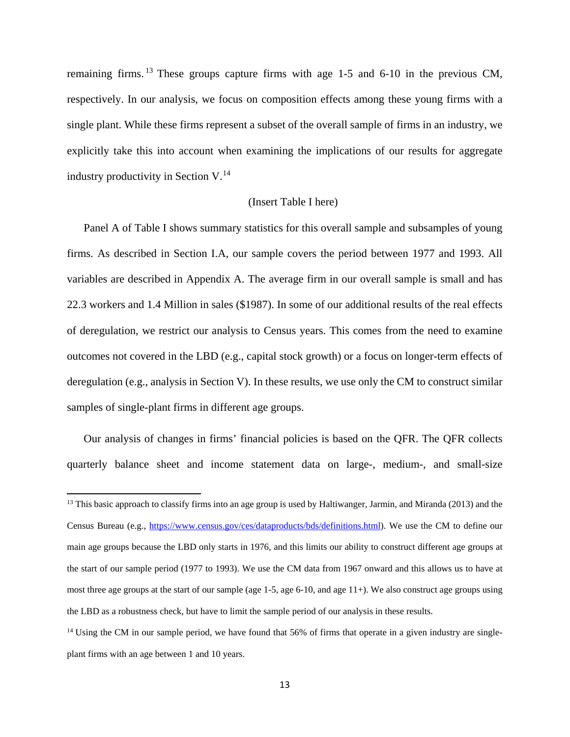remaining firms.[13] These groups capture firms with age 1-5 and 6-10 in the previous CM, respectively. In our analysis, we focus on composition effects among these young firms with a single plant. While these firms represent a subset of the overall sample of firms in an industry, we explicitly take this into account when examining the implications of our results for aggregate industry productivity in Section V.[14]

(Insert Table I here)

Panel A of Table I shows summary statistics for this overall sample and subsamples of young firms. As described in Section I.A, our sample covers the period between 1977 and 1993. All variables are described in Appendix A. The average firm in our overall sample is small and has 22.3 workers and 1.4 Million in sales ($1987). In some of our additional results of the real effects of deregulation, we restrict our analysis to Census years. This comes from the need to examine outcomes not covered in the LBD (e.g., capital stock growth) or a focus on longer-term effects of deregulation (e.g., analysis in Section V). In these results, we use only the CM to construct similar samples of single-plant firms in different age groups.

Our analysis of changes in firms' financial policies is based on the QFR. The QFR collects quarterly balance sheet and income statement data on large-, medium-, and small-size

---

[13] This basic approach to classify firms into an age group is used by Haltiwanger, Jarmin, and Miranda (2013) and the Census Bureau (e.g., https://www.census.gov/ces/dataproducts/bds/definitions.html). We use the CM to define our main age groups because the LBD only starts in 1976, and this limits our ability to construct different age groups at the start of our sample period (1977 to 1993). We use the CM data from 1967 onward and this allows us to have at most three age groups at the start of our sample (age 1-5, age 6-10, and age 11+). We also construct age groups using the LBD as a robustness check, but have to limit the sample period of our analysis in these results.

[14] Using the CM in our sample period, we have found that 56% of firms that operate in a given industry are single-plant firms with an age between 1 and 10 years.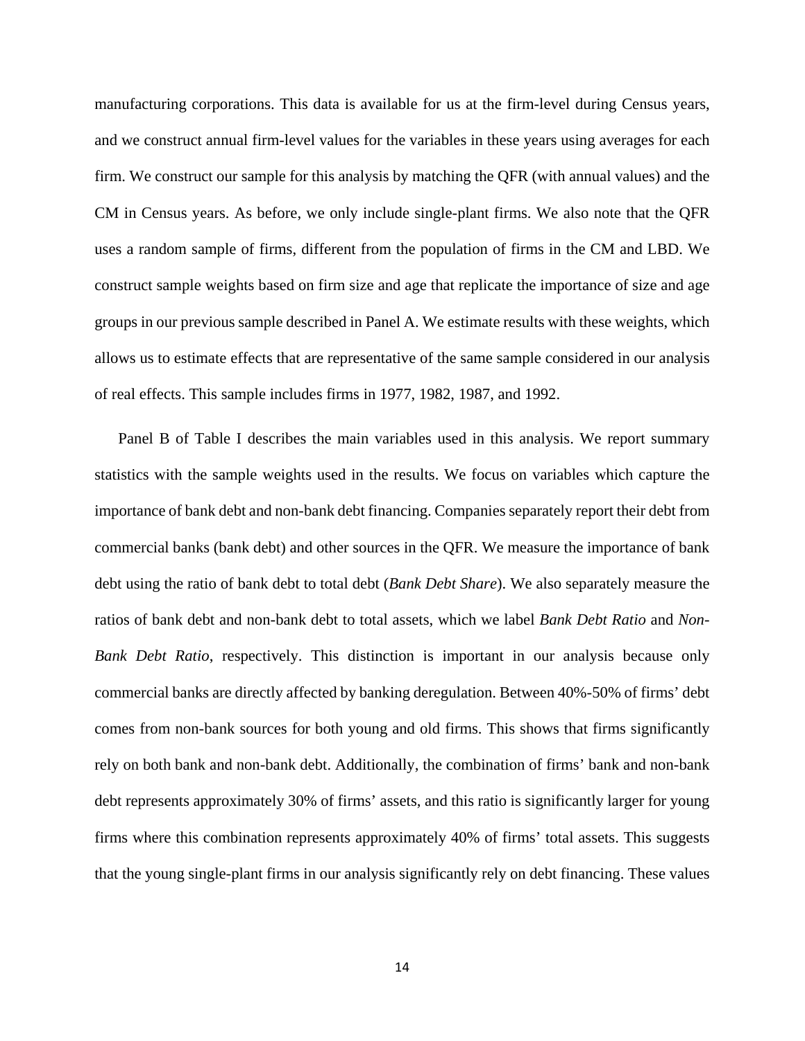manufacturing corporations. This data is available for us at the firm-level during Census years, and we construct annual firm-level values for the variables in these years using averages for each firm. We construct our sample for this analysis by matching the QFR (with annual values) and the CM in Census years. As before, we only include single-plant firms. We also note that the QFR uses a random sample of firms, different from the population of firms in the CM and LBD. We construct sample weights based on firm size and age that replicate the importance of size and age groups in our previous sample described in Panel A. We estimate results with these weights, which allows us to estimate effects that are representative of the same sample considered in our analysis of real effects. This sample includes firms in 1977, 1982, 1987, and 1992.

Panel B of Table I describes the main variables used in this analysis. We report summary statistics with the sample weights used in the results. We focus on variables which capture the importance of bank debt and non-bank debt financing. Companies separately report their debt from commercial banks (bank debt) and other sources in the QFR. We measure the importance of bank debt using the ratio of bank debt to total debt (*Bank Debt Share*). We also separately measure the ratios of bank debt and non-bank debt to total assets, which we label *Bank Debt Ratio* and *Non-Bank Debt Ratio*, respectively. This distinction is important in our analysis because only commercial banks are directly affected by banking deregulation. Between 40%-50% of firms' debt comes from non-bank sources for both young and old firms. This shows that firms significantly rely on both bank and non-bank debt. Additionally, the combination of firms' bank and non-bank debt represents approximately 30% of firms' assets, and this ratio is significantly larger for young firms where this combination represents approximately 40% of firms' total assets. This suggests that the young single-plant firms in our analysis significantly rely on debt financing. These values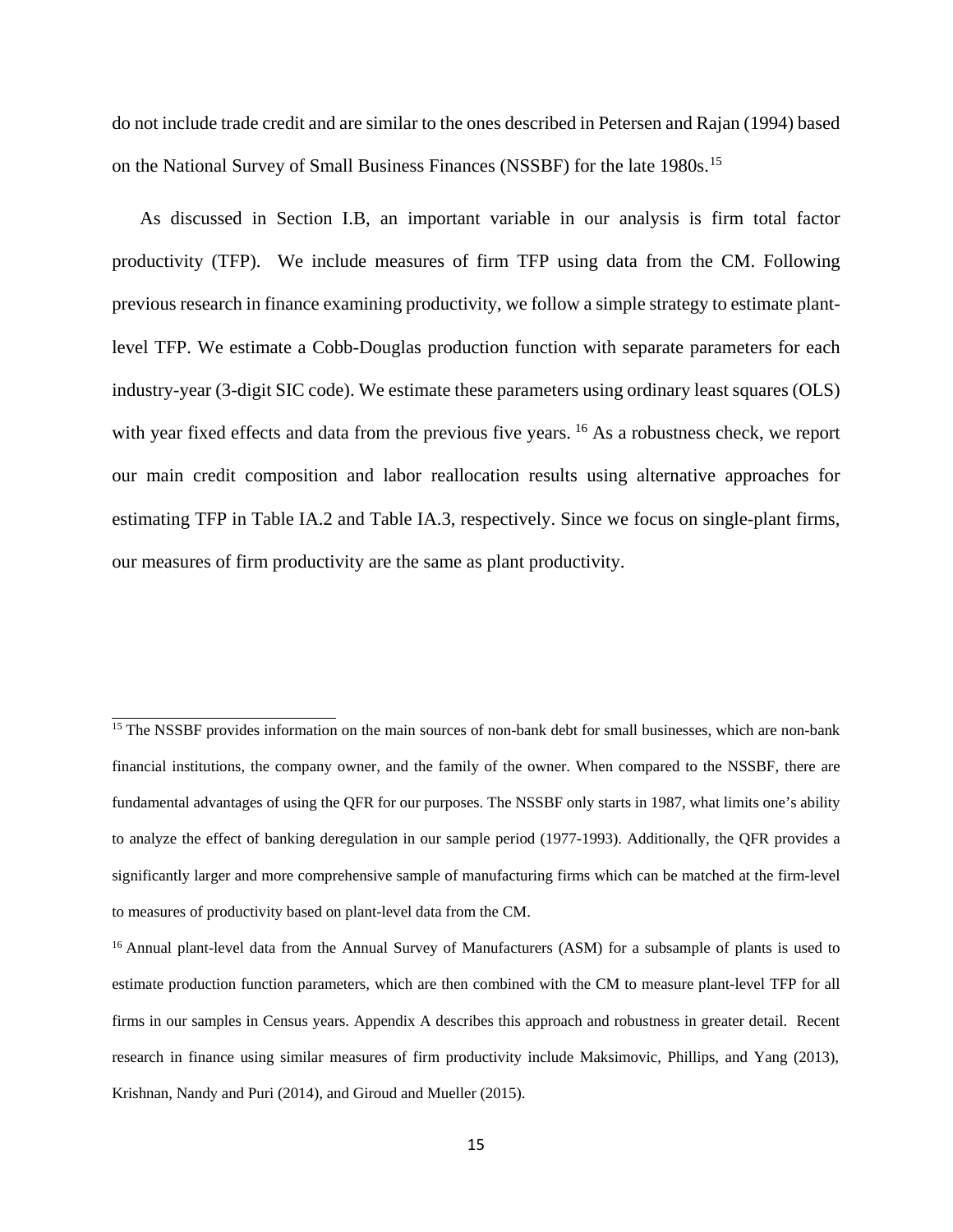do not include trade credit and are similar to the ones described in Petersen and Rajan (1994) based on the National Survey of Small Business Finances (NSSBF) for the late 1980s.[15]

As discussed in Section I.B, an important variable in our analysis is firm total factor productivity (TFP). We include measures of firm TFP using data from the CM. Following previous research in finance examining productivity, we follow a simple strategy to estimate plant-level TFP. We estimate a Cobb-Douglas production function with separate parameters for each industry-year (3-digit SIC code). We estimate these parameters using ordinary least squares (OLS) with year fixed effects and data from the previous five years. [16] As a robustness check, we report our main credit composition and labor reallocation results using alternative approaches for estimating TFP in Table IA.2 and Table IA.3, respectively. Since we focus on single-plant firms, our measures of firm productivity are the same as plant productivity.

---

[15] The NSSBF provides information on the main sources of non-bank debt for small businesses, which are non-bank financial institutions, the company owner, and the family of the owner. When compared to the NSSBF, there are fundamental advantages of using the QFR for our purposes. The NSSBF only starts in 1987, what limits one's ability to analyze the effect of banking deregulation in our sample period (1977-1993). Additionally, the QFR provides a significantly larger and more comprehensive sample of manufacturing firms which can be matched at the firm-level to measures of productivity based on plant-level data from the CM.

[16] Annual plant-level data from the Annual Survey of Manufacturers (ASM) for a subsample of plants is used to estimate production function parameters, which are then combined with the CM to measure plant-level TFP for all firms in our samples in Census years. Appendix A describes this approach and robustness in greater detail. Recent research in finance using similar measures of firm productivity include Maksimovic, Phillips, and Yang (2013), Krishnan, Nandy and Puri (2014), and Giroud and Mueller (2015).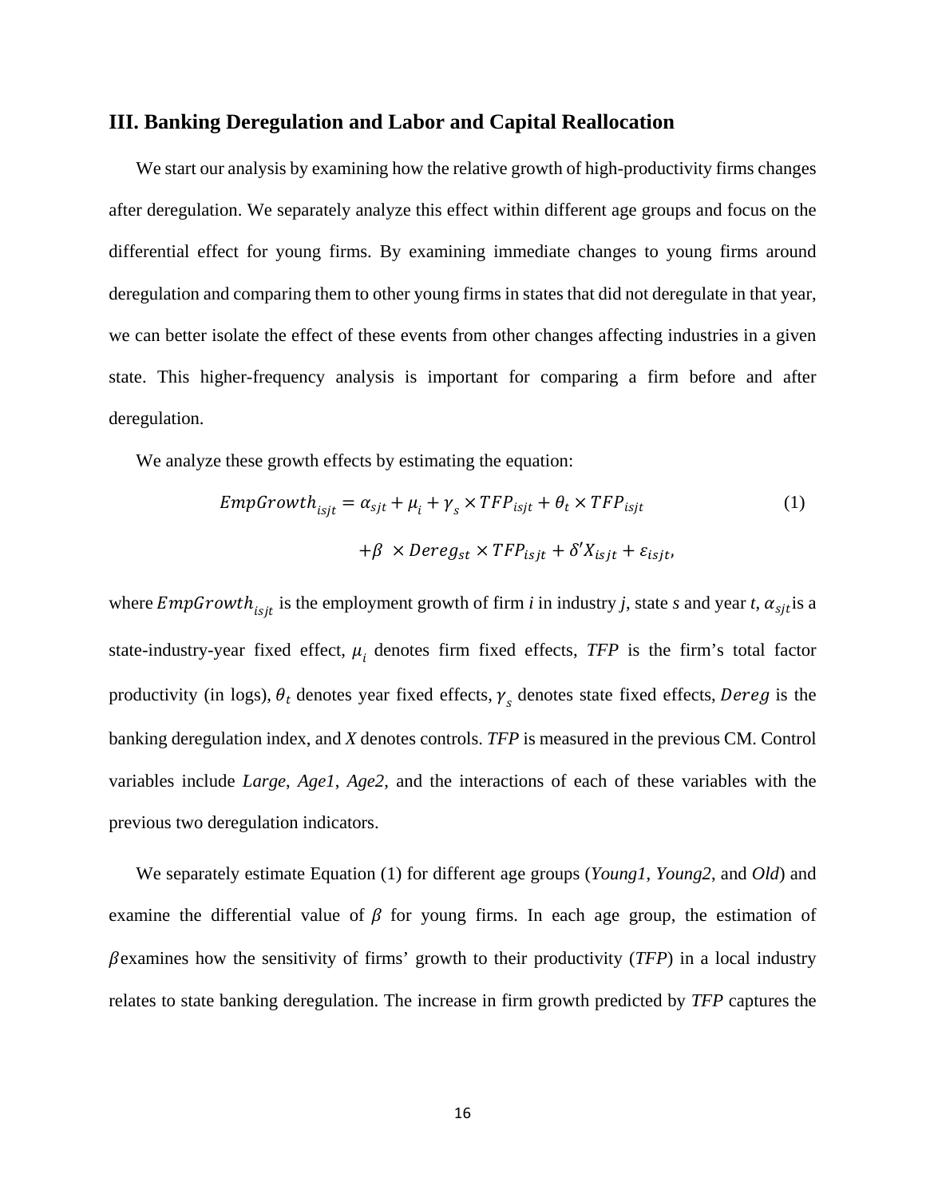## III. Banking Deregulation and Labor and Capital Reallocation

We start our analysis by examining how the relative growth of high-productivity firms changes after deregulation. We separately analyze this effect within different age groups and focus on the differential effect for young firms. By examining immediate changes to young firms around deregulation and comparing them to other young firms in states that did not deregulate in that year, we can better isolate the effect of these events from other changes affecting industries in a given state. This higher-frequency analysis is important for comparing a firm before and after deregulation.

We analyze these growth effects by estimating the equation:

$$EmpGrowth_{isjt} = \alpha_{sjt} + \mu_i + \gamma_s \times TFP_{isjt} + \theta_t \times TFP_{isjt} \tag{1}$$

$$+\beta \times Dereg_{st} \times TFP_{isjt} + \delta' X_{isjt} + \varepsilon_{isjt},$$

where $EmpGrowth_{isjt}$ is the employment growth of firm *i* in industry *j*, state *s* and year *t*, $\alpha_{sjt}$ is a state-industry-year fixed effect, $\mu_i$ denotes firm fixed effects, *TFP* is the firm's total factor productivity (in logs), $\theta_t$ denotes year fixed effects, $\gamma_s$ denotes state fixed effects, $Dereg$ is the banking deregulation index, and *X* denotes controls. *TFP* is measured in the previous CM. Control variables include *Large*, *Age1*, *Age2*, and the interactions of each of these variables with the previous two deregulation indicators.

We separately estimate Equation (1) for different age groups (*Young1*, *Young2*, and *Old*) and examine the differential value of $\beta$ for young firms. In each age group, the estimation of $\beta$ examines how the sensitivity of firms' growth to their productivity (*TFP*) in a local industry relates to state banking deregulation. The increase in firm growth predicted by *TFP* captures the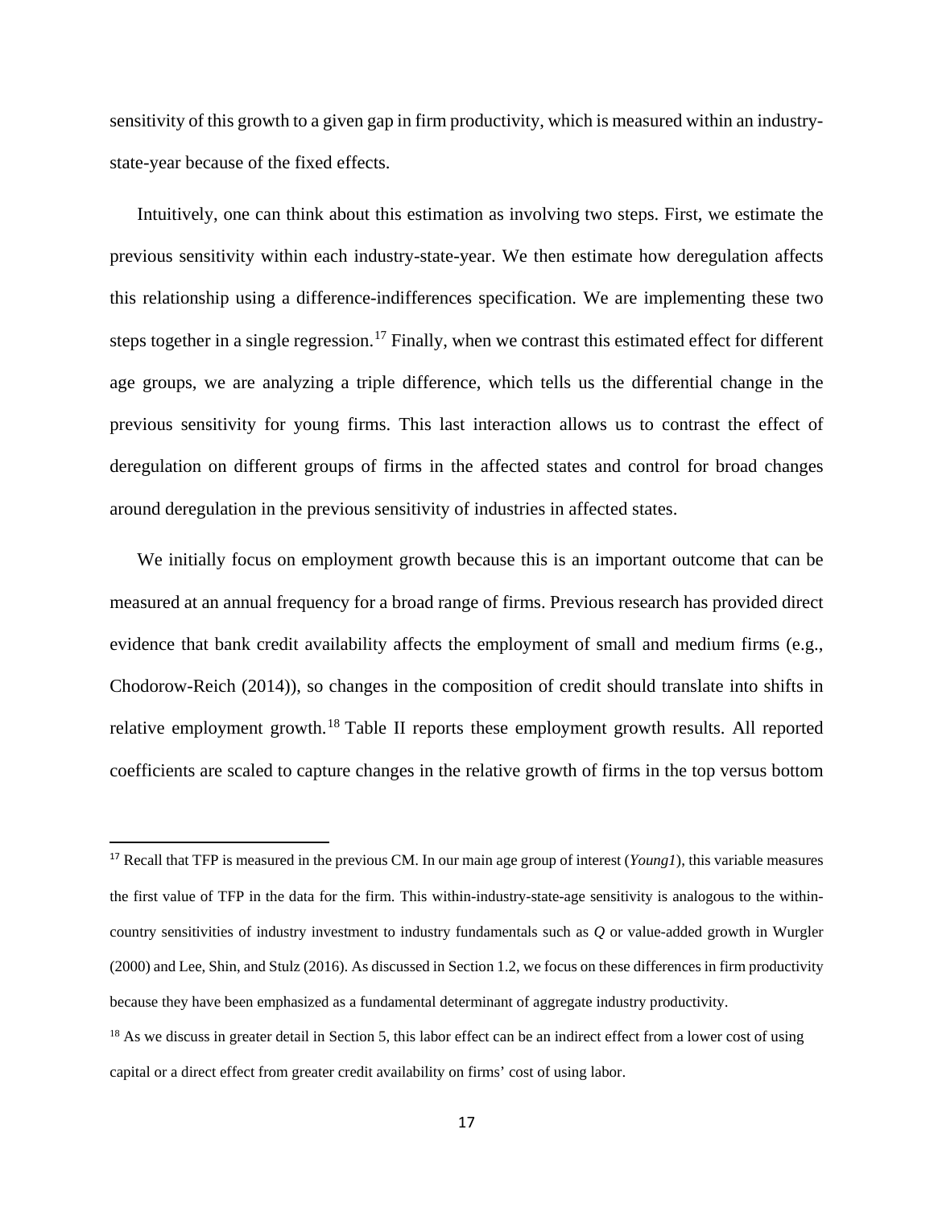sensitivity of this growth to a given gap in firm productivity, which is measured within an industry-state-year because of the fixed effects.

Intuitively, one can think about this estimation as involving two steps. First, we estimate the previous sensitivity within each industry-state-year. We then estimate how deregulation affects this relationship using a difference-indifferences specification. We are implementing these two steps together in a single regression.[17] Finally, when we contrast this estimated effect for different age groups, we are analyzing a triple difference, which tells us the differential change in the previous sensitivity for young firms. This last interaction allows us to contrast the effect of deregulation on different groups of firms in the affected states and control for broad changes around deregulation in the previous sensitivity of industries in affected states.

We initially focus on employment growth because this is an important outcome that can be measured at an annual frequency for a broad range of firms. Previous research has provided direct evidence that bank credit availability affects the employment of small and medium firms (e.g., Chodorow-Reich (2014)), so changes in the composition of credit should translate into shifts in relative employment growth.[18] Table II reports these employment growth results. All reported coefficients are scaled to capture changes in the relative growth of firms in the top versus bottom

---

[17] Recall that TFP is measured in the previous CM. In our main age group of interest (*Young1*), this variable measures the first value of TFP in the data for the firm. This within-industry-state-age sensitivity is analogous to the within-country sensitivities of industry investment to industry fundamentals such as *Q* or value-added growth in Wurgler (2000) and Lee, Shin, and Stulz (2016). As discussed in Section 1.2, we focus on these differences in firm productivity because they have been emphasized as a fundamental determinant of aggregate industry productivity.

[18] As we discuss in greater detail in Section 5, this labor effect can be an indirect effect from a lower cost of using capital or a direct effect from greater credit availability on firms' cost of using labor.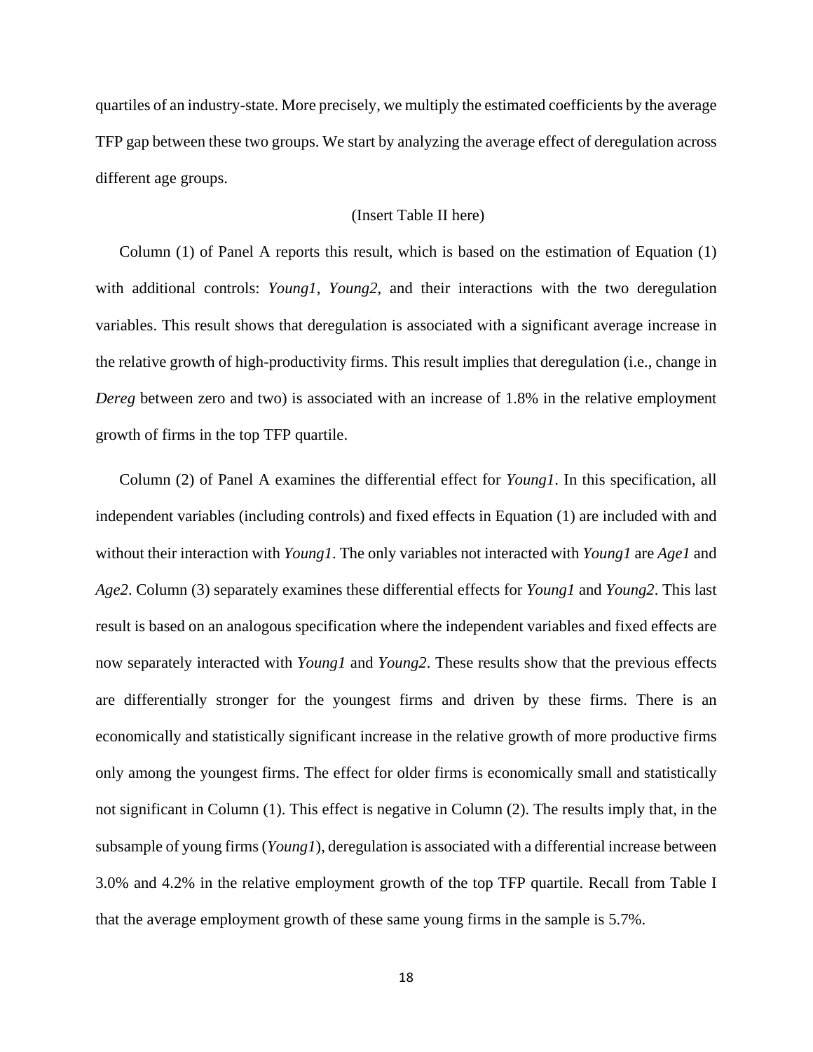quartiles of an industry-state. More precisely, we multiply the estimated coefficients by the average TFP gap between these two groups. We start by analyzing the average effect of deregulation across different age groups.

(Insert Table II here)

Column (1) of Panel A reports this result, which is based on the estimation of Equation (1) with additional controls: *Young1*, *Young2*, and their interactions with the two deregulation variables. This result shows that deregulation is associated with a significant average increase in the relative growth of high-productivity firms. This result implies that deregulation (i.e., change in *Dereg* between zero and two) is associated with an increase of 1.8% in the relative employment growth of firms in the top TFP quartile.

Column (2) of Panel A examines the differential effect for *Young1*. In this specification, all independent variables (including controls) and fixed effects in Equation (1) are included with and without their interaction with *Young1*. The only variables not interacted with *Young1* are *Age1* and *Age2*. Column (3) separately examines these differential effects for *Young1* and *Young2*. This last result is based on an analogous specification where the independent variables and fixed effects are now separately interacted with *Young1* and *Young2*. These results show that the previous effects are differentially stronger for the youngest firms and driven by these firms. There is an economically and statistically significant increase in the relative growth of more productive firms only among the youngest firms. The effect for older firms is economically small and statistically not significant in Column (1). This effect is negative in Column (2). The results imply that, in the subsample of young firms (*Young1*), deregulation is associated with a differential increase between 3.0% and 4.2% in the relative employment growth of the top TFP quartile. Recall from Table I that the average employment growth of these same young firms in the sample is 5.7%.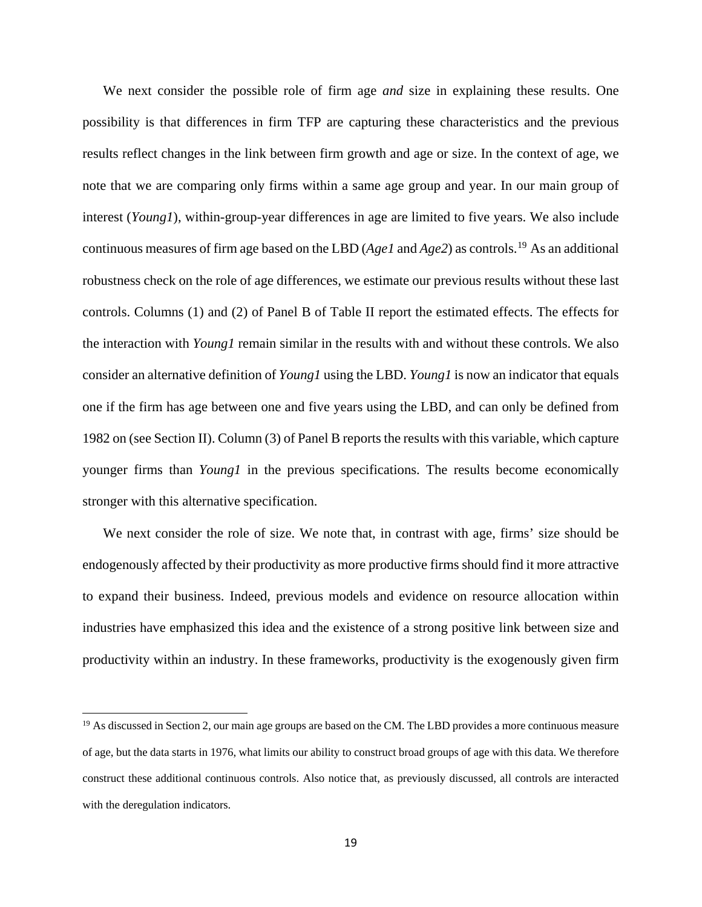We next consider the possible role of firm age *and* size in explaining these results. One possibility is that differences in firm TFP are capturing these characteristics and the previous results reflect changes in the link between firm growth and age or size. In the context of age, we note that we are comparing only firms within a same age group and year. In our main group of interest (*Young1*), within-group-year differences in age are limited to five years. We also include continuous measures of firm age based on the LBD (*Age1* and *Age2*) as controls.[19] As an additional robustness check on the role of age differences, we estimate our previous results without these last controls. Columns (1) and (2) of Panel B of Table II report the estimated effects. The effects for the interaction with *Young1* remain similar in the results with and without these controls. We also consider an alternative definition of *Young1* using the LBD. *Young1* is now an indicator that equals one if the firm has age between one and five years using the LBD, and can only be defined from 1982 on (see Section II). Column (3) of Panel B reports the results with this variable, which capture younger firms than *Young1* in the previous specifications. The results become economically stronger with this alternative specification.

We next consider the role of size. We note that, in contrast with age, firms' size should be endogenously affected by their productivity as more productive firms should find it more attractive to expand their business. Indeed, previous models and evidence on resource allocation within industries have emphasized this idea and the existence of a strong positive link between size and productivity within an industry. In these frameworks, productivity is the exogenously given firm

[19] As discussed in Section 2, our main age groups are based on the CM. The LBD provides a more continuous measure of age, but the data starts in 1976, what limits our ability to construct broad groups of age with this data. We therefore construct these additional continuous controls. Also notice that, as previously discussed, all controls are interacted with the deregulation indicators.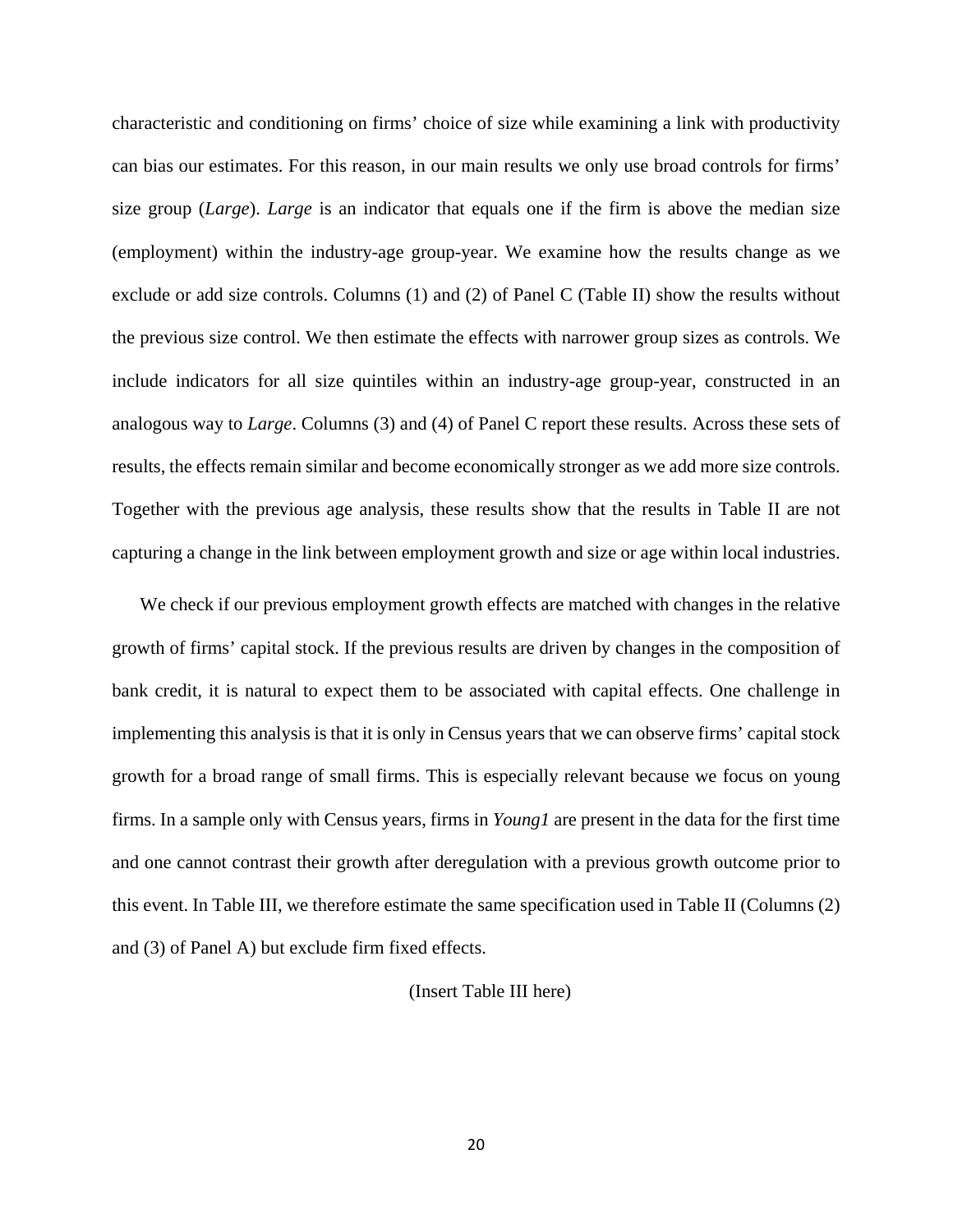characteristic and conditioning on firms' choice of size while examining a link with productivity can bias our estimates. For this reason, in our main results we only use broad controls for firms' size group (*Large*). *Large* is an indicator that equals one if the firm is above the median size (employment) within the industry-age group-year. We examine how the results change as we exclude or add size controls. Columns (1) and (2) of Panel C (Table II) show the results without the previous size control. We then estimate the effects with narrower group sizes as controls. We include indicators for all size quintiles within an industry-age group-year, constructed in an analogous way to *Large*. Columns (3) and (4) of Panel C report these results. Across these sets of results, the effects remain similar and become economically stronger as we add more size controls. Together with the previous age analysis, these results show that the results in Table II are not capturing a change in the link between employment growth and size or age within local industries.

We check if our previous employment growth effects are matched with changes in the relative growth of firms' capital stock. If the previous results are driven by changes in the composition of bank credit, it is natural to expect them to be associated with capital effects. One challenge in implementing this analysis is that it is only in Census years that we can observe firms' capital stock growth for a broad range of small firms. This is especially relevant because we focus on young firms. In a sample only with Census years, firms in *Young1* are present in the data for the first time and one cannot contrast their growth after deregulation with a previous growth outcome prior to this event. In Table III, we therefore estimate the same specification used in Table II (Columns (2) and (3) of Panel A) but exclude firm fixed effects.

(Insert Table III here)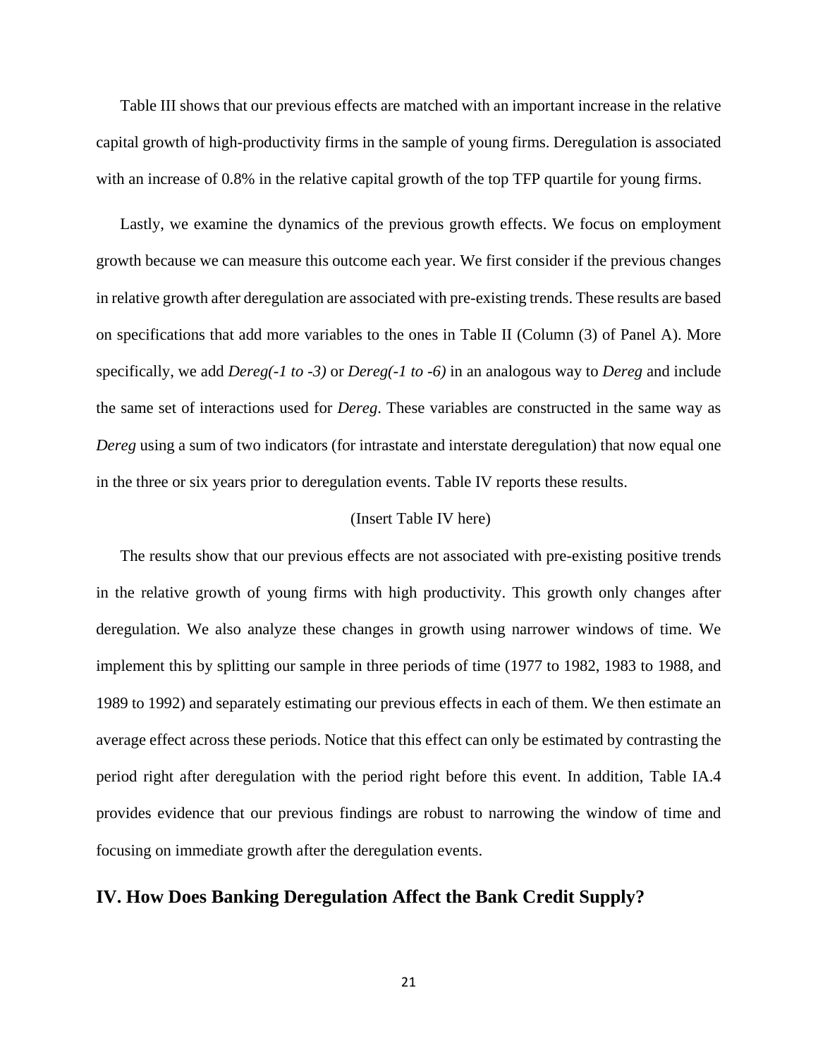Table III shows that our previous effects are matched with an important increase in the relative capital growth of high-productivity firms in the sample of young firms. Deregulation is associated with an increase of 0.8% in the relative capital growth of the top TFP quartile for young firms.

Lastly, we examine the dynamics of the previous growth effects. We focus on employment growth because we can measure this outcome each year. We first consider if the previous changes in relative growth after deregulation are associated with pre-existing trends. These results are based on specifications that add more variables to the ones in Table II (Column (3) of Panel A). More specifically, we add *Dereg(-1 to -3)* or *Dereg(-1 to -6)* in an analogous way to *Dereg* and include the same set of interactions used for *Dereg*. These variables are constructed in the same way as *Dereg* using a sum of two indicators (for intrastate and interstate deregulation) that now equal one in the three or six years prior to deregulation events. Table IV reports these results.

(Insert Table IV here)

The results show that our previous effects are not associated with pre-existing positive trends in the relative growth of young firms with high productivity. This growth only changes after deregulation. We also analyze these changes in growth using narrower windows of time. We implement this by splitting our sample in three periods of time (1977 to 1982, 1983 to 1988, and 1989 to 1992) and separately estimating our previous effects in each of them. We then estimate an average effect across these periods. Notice that this effect can only be estimated by contrasting the period right after deregulation with the period right before this event. In addition, Table IA.4 provides evidence that our previous findings are robust to narrowing the window of time and focusing on immediate growth after the deregulation events.

## IV. How Does Banking Deregulation Affect the Bank Credit Supply?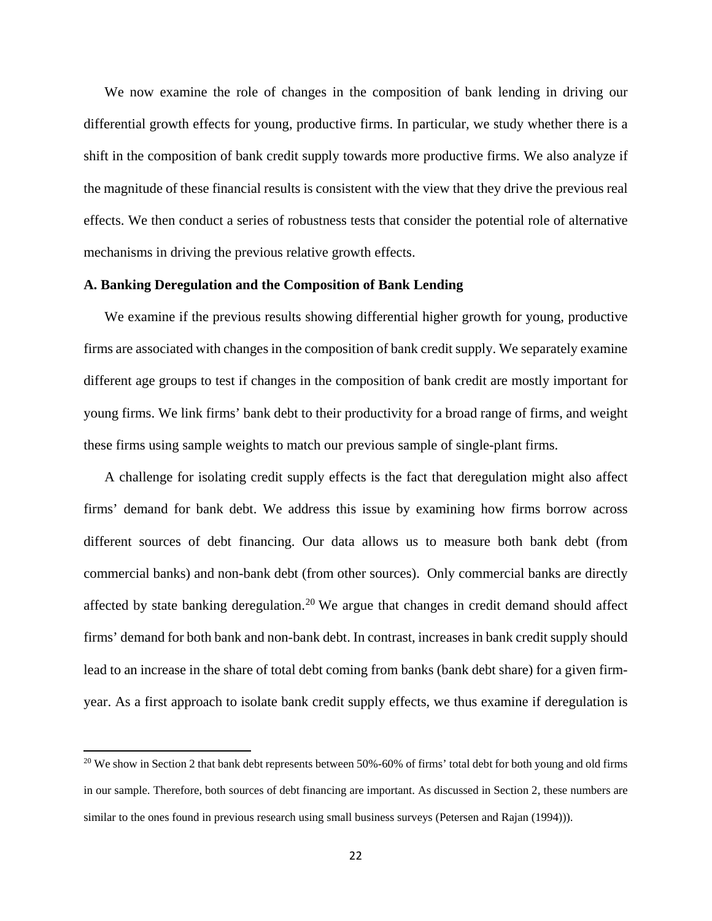We now examine the role of changes in the composition of bank lending in driving our differential growth effects for young, productive firms. In particular, we study whether there is a shift in the composition of bank credit supply towards more productive firms. We also analyze if the magnitude of these financial results is consistent with the view that they drive the previous real effects. We then conduct a series of robustness tests that consider the potential role of alternative mechanisms in driving the previous relative growth effects.

### A. Banking Deregulation and the Composition of Bank Lending

We examine if the previous results showing differential higher growth for young, productive firms are associated with changes in the composition of bank credit supply. We separately examine different age groups to test if changes in the composition of bank credit are mostly important for young firms. We link firms' bank debt to their productivity for a broad range of firms, and weight these firms using sample weights to match our previous sample of single-plant firms.

A challenge for isolating credit supply effects is the fact that deregulation might also affect firms' demand for bank debt. We address this issue by examining how firms borrow across different sources of debt financing. Our data allows us to measure both bank debt (from commercial banks) and non-bank debt (from other sources). Only commercial banks are directly affected by state banking deregulation.[20] We argue that changes in credit demand should affect firms' demand for both bank and non-bank debt. In contrast, increases in bank credit supply should lead to an increase in the share of total debt coming from banks (bank debt share) for a given firm-year. As a first approach to isolate bank credit supply effects, we thus examine if deregulation is

[20] We show in Section 2 that bank debt represents between 50%-60% of firms' total debt for both young and old firms in our sample. Therefore, both sources of debt financing are important. As discussed in Section 2, these numbers are similar to the ones found in previous research using small business surveys (Petersen and Rajan (1994))).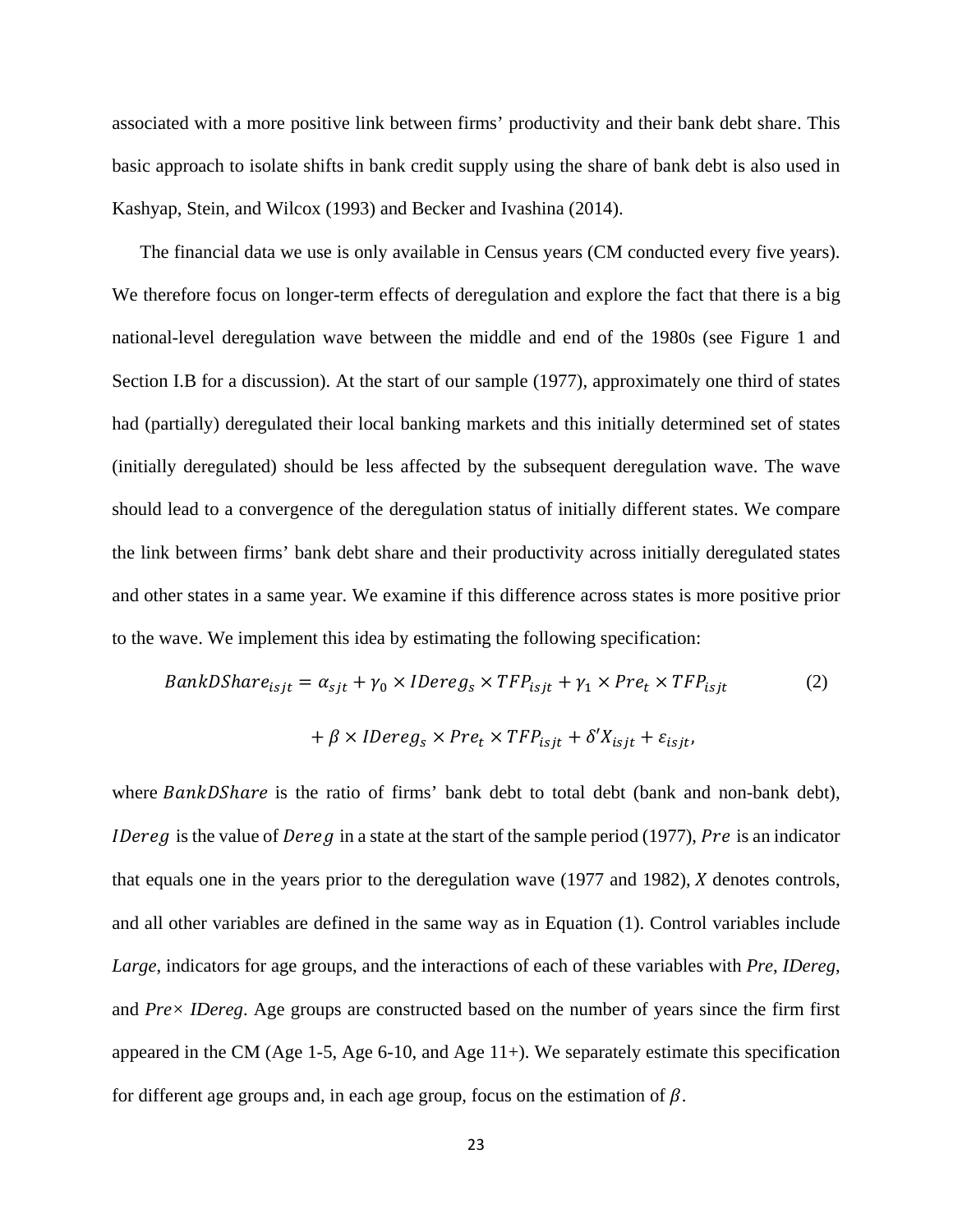associated with a more positive link between firms' productivity and their bank debt share. This basic approach to isolate shifts in bank credit supply using the share of bank debt is also used in Kashyap, Stein, and Wilcox (1993) and Becker and Ivashina (2014).

The financial data we use is only available in Census years (CM conducted every five years). We therefore focus on longer-term effects of deregulation and explore the fact that there is a big national-level deregulation wave between the middle and end of the 1980s (see Figure 1 and Section I.B for a discussion). At the start of our sample (1977), approximately one third of states had (partially) deregulated their local banking markets and this initially determined set of states (initially deregulated) should be less affected by the subsequent deregulation wave. The wave should lead to a convergence of the deregulation status of initially different states. We compare the link between firms' bank debt share and their productivity across initially deregulated states and other states in a same year. We examine if this difference across states is more positive prior to the wave. We implement this idea by estimating the following specification:

$$BankDShare_{isjt} = \alpha_{sjt} + \gamma_0 \times IDereg_s \times TFP_{isjt} + \gamma_1 \times Pre_t \times TFP_{isjt} \quad (2)$$

$$+ \beta \times IDereg_s \times Pre_t \times TFP_{isjt} + \delta' X_{isjt} + \varepsilon_{isjt},$$

where $BankDShare$ is the ratio of firms' bank debt to total debt (bank and non-bank debt), $IDereg$ is the value of $Dereg$ in a state at the start of the sample period (1977), $Pre$ is an indicator that equals one in the years prior to the deregulation wave (1977 and 1982), $X$ denotes controls, and all other variables are defined in the same way as in Equation (1). Control variables include *Large*, indicators for age groups, and the interactions of each of these variables with *Pre*, *IDereg*, and *Pre*× *IDereg*. Age groups are constructed based on the number of years since the firm first appeared in the CM (Age 1-5, Age 6-10, and Age 11+). We separately estimate this specification for different age groups and, in each age group, focus on the estimation of $\beta$.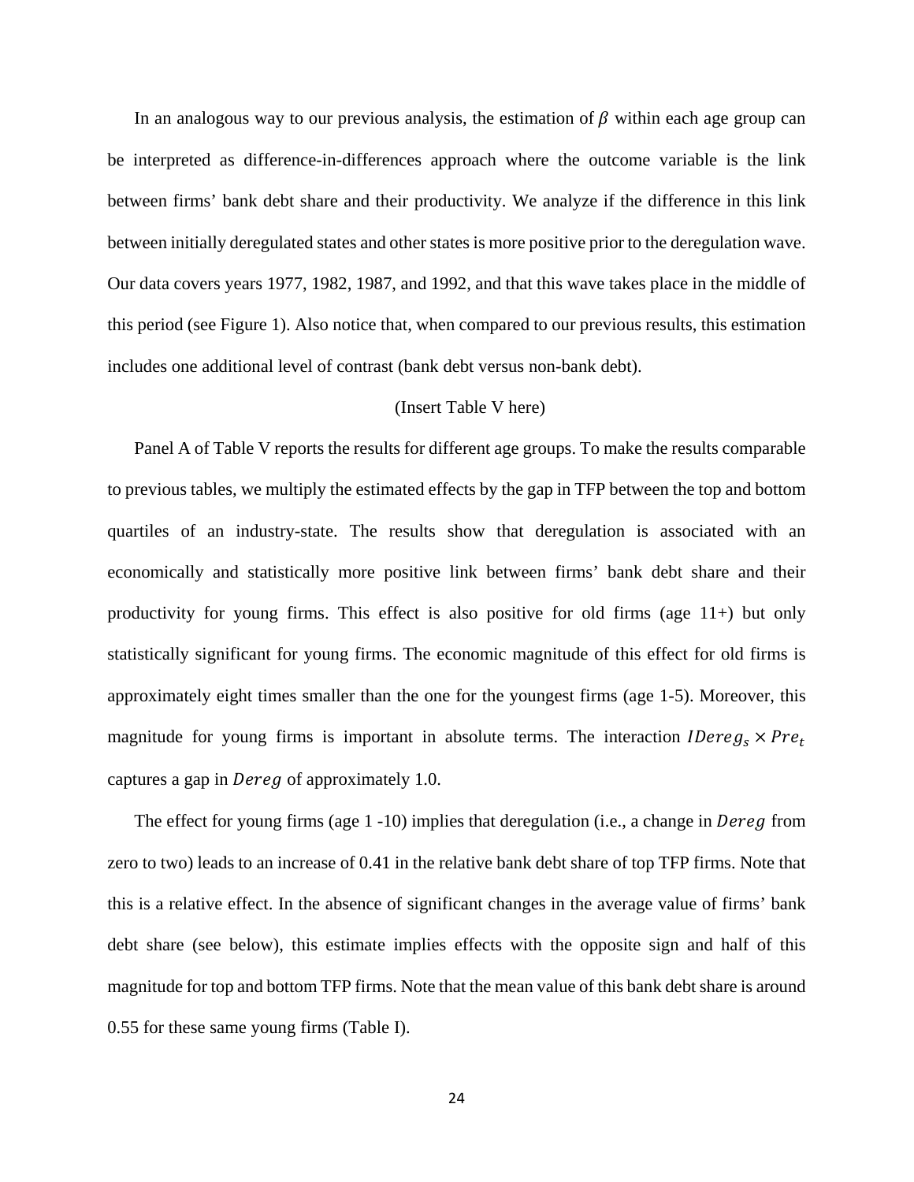In an analogous way to our previous analysis, the estimation of $\beta$ within each age group can be interpreted as difference-in-differences approach where the outcome variable is the link between firms' bank debt share and their productivity. We analyze if the difference in this link between initially deregulated states and other states is more positive prior to the deregulation wave. Our data covers years 1977, 1982, 1987, and 1992, and that this wave takes place in the middle of this period (see Figure 1). Also notice that, when compared to our previous results, this estimation includes one additional level of contrast (bank debt versus non-bank debt).

(Insert Table V here)

Panel A of Table V reports the results for different age groups. To make the results comparable to previous tables, we multiply the estimated effects by the gap in TFP between the top and bottom quartiles of an industry-state. The results show that deregulation is associated with an economically and statistically more positive link between firms' bank debt share and their productivity for young firms. This effect is also positive for old firms (age 11+) but only statistically significant for young firms. The economic magnitude of this effect for old firms is approximately eight times smaller than the one for the youngest firms (age 1-5). Moreover, this magnitude for young firms is important in absolute terms. The interaction $IDereg_s \times Pre_t$ captures a gap in $Dereg$ of approximately 1.0.

The effect for young firms (age 1 -10) implies that deregulation (i.e., a change in $Dereg$ from zero to two) leads to an increase of 0.41 in the relative bank debt share of top TFP firms. Note that this is a relative effect. In the absence of significant changes in the average value of firms' bank debt share (see below), this estimate implies effects with the opposite sign and half of this magnitude for top and bottom TFP firms. Note that the mean value of this bank debt share is around 0.55 for these same young firms (Table I).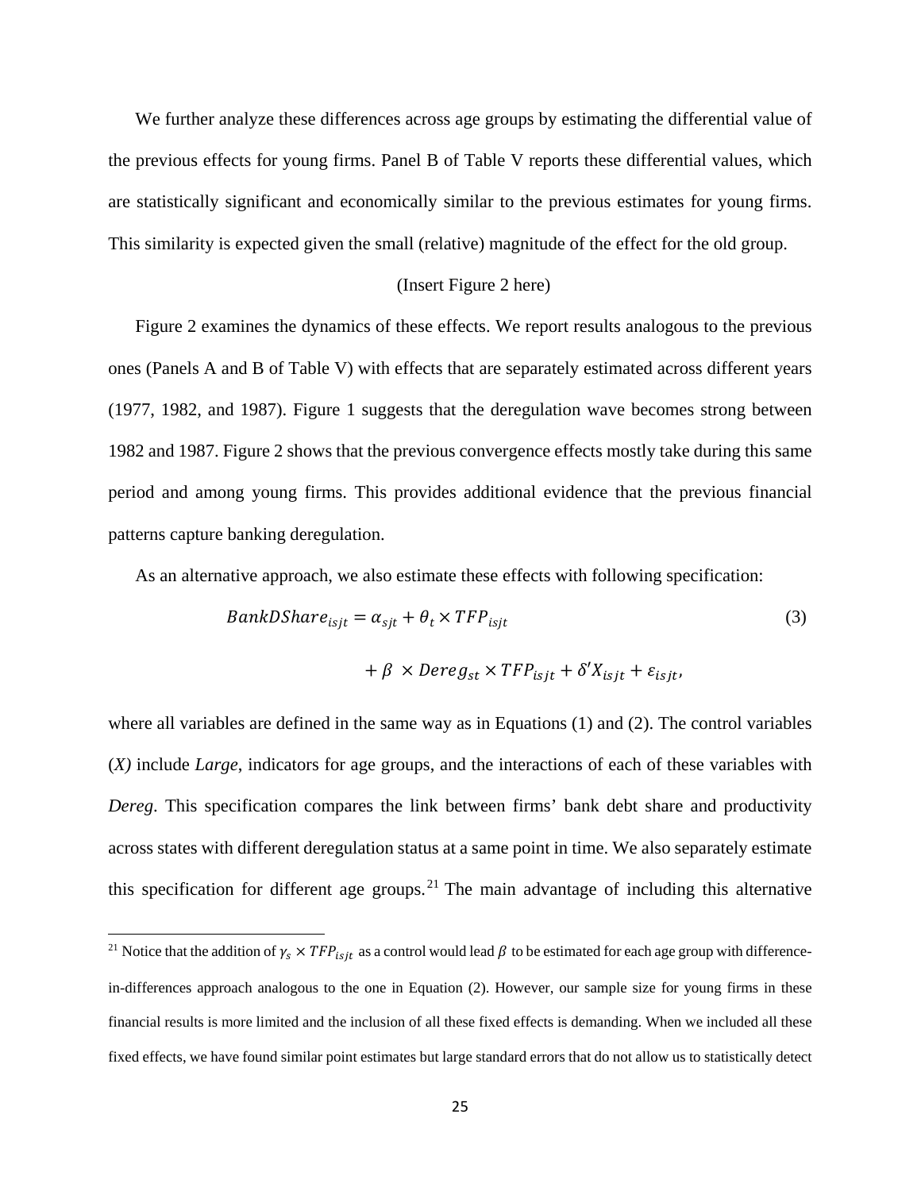We further analyze these differences across age groups by estimating the differential value of the previous effects for young firms. Panel B of Table V reports these differential values, which are statistically significant and economically similar to the previous estimates for young firms. This similarity is expected given the small (relative) magnitude of the effect for the old group.

(Insert Figure 2 here)

Figure 2 examines the dynamics of these effects. We report results analogous to the previous ones (Panels A and B of Table V) with effects that are separately estimated across different years (1977, 1982, and 1987). Figure 1 suggests that the deregulation wave becomes strong between 1982 and 1987. Figure 2 shows that the previous convergence effects mostly take during this same period and among young firms. This provides additional evidence that the previous financial patterns capture banking deregulation.

As an alternative approach, we also estimate these effects with following specification:

$$BankDShare_{isjt} = \alpha_{sjt} + \theta_t \times TFP_{isjt} + \beta \times Dereg_{st} \times TFP_{isjt} + \delta' X_{isjt} + \varepsilon_{isjt}, \tag{3}$$

where all variables are defined in the same way as in Equations (1) and (2). The control variables (*X)* include *Large*, indicators for age groups, and the interactions of each of these variables with *Dereg*. This specification compares the link between firms' bank debt share and productivity across states with different deregulation status at a same point in time. We also separately estimate this specification for different age groups.[21] The main advantage of including this alternative

[21] Notice that the addition of $\gamma_s \times TFP_{isjt}$ as a control would lead $\beta$ to be estimated for each age group with difference-in-differences approach analogous to the one in Equation (2). However, our sample size for young firms in these financial results is more limited and the inclusion of all these fixed effects is demanding. When we included all these fixed effects, we have found similar point estimates but large standard errors that do not allow us to statistically detect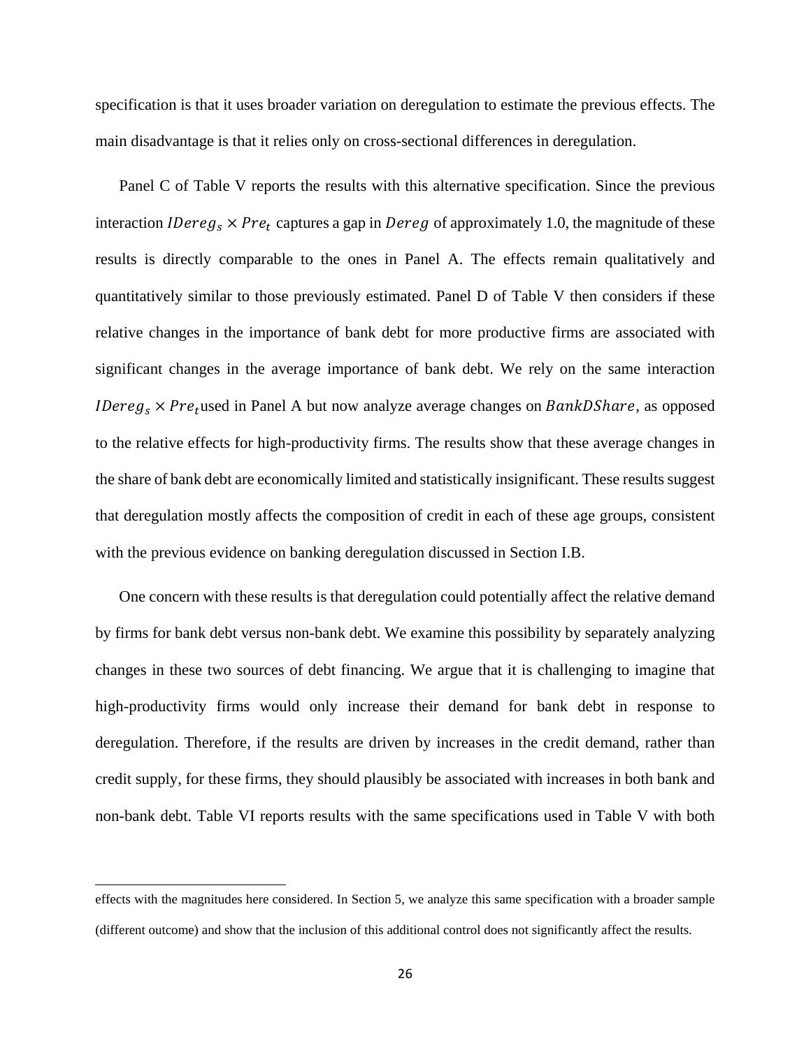specification is that it uses broader variation on deregulation to estimate the previous effects. The main disadvantage is that it relies only on cross-sectional differences in deregulation.

Panel C of Table V reports the results with this alternative specification. Since the previous interaction $IDereg_s \times Pre_t$ captures a gap in $Dereg$ of approximately 1.0, the magnitude of these results is directly comparable to the ones in Panel A. The effects remain qualitatively and quantitatively similar to those previously estimated. Panel D of Table V then considers if these relative changes in the importance of bank debt for more productive firms are associated with significant changes in the average importance of bank debt. We rely on the same interaction $IDereg_s \times Pre_t$ used in Panel A but now analyze average changes on $BankDShare$, as opposed to the relative effects for high-productivity firms. The results show that these average changes in the share of bank debt are economically limited and statistically insignificant. These results suggest that deregulation mostly affects the composition of credit in each of these age groups, consistent with the previous evidence on banking deregulation discussed in Section I.B.

One concern with these results is that deregulation could potentially affect the relative demand by firms for bank debt versus non-bank debt. We examine this possibility by separately analyzing changes in these two sources of debt financing. We argue that it is challenging to imagine that high-productivity firms would only increase their demand for bank debt in response to deregulation. Therefore, if the results are driven by increases in the credit demand, rather than credit supply, for these firms, they should plausibly be associated with increases in both bank and non-bank debt. Table VI reports results with the same specifications used in Table V with both

effects with the magnitudes here considered. In Section 5, we analyze this same specification with a broader sample (different outcome) and show that the inclusion of this additional control does not significantly affect the results.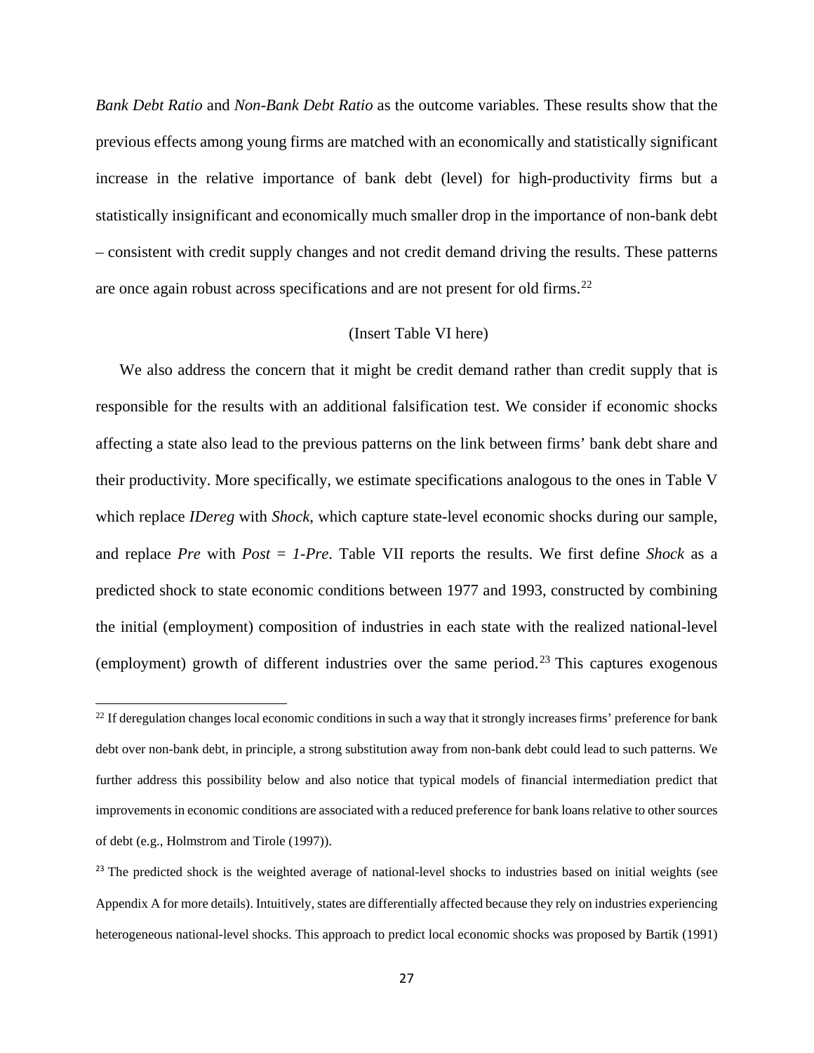*Bank Debt Ratio* and *Non-Bank Debt Ratio* as the outcome variables. These results show that the previous effects among young firms are matched with an economically and statistically significant increase in the relative importance of bank debt (level) for high-productivity firms but a statistically insignificant and economically much smaller drop in the importance of non-bank debt – consistent with credit supply changes and not credit demand driving the results. These patterns are once again robust across specifications and are not present for old firms.[22]

(Insert Table VI here)

We also address the concern that it might be credit demand rather than credit supply that is responsible for the results with an additional falsification test. We consider if economic shocks affecting a state also lead to the previous patterns on the link between firms' bank debt share and their productivity. More specifically, we estimate specifications analogous to the ones in Table V which replace *IDereg* with *Shock,* which capture state-level economic shocks during our sample, and replace *Pre* with *Post* = *1-Pre*. Table VII reports the results. We first define *Shock* as a predicted shock to state economic conditions between 1977 and 1993, constructed by combining the initial (employment) composition of industries in each state with the realized national-level (employment) growth of different industries over the same period.[23] This captures exogenous

---

[22] If deregulation changes local economic conditions in such a way that it strongly increases firms' preference for bank debt over non-bank debt, in principle, a strong substitution away from non-bank debt could lead to such patterns. We further address this possibility below and also notice that typical models of financial intermediation predict that improvements in economic conditions are associated with a reduced preference for bank loans relative to other sources of debt (e.g., Holmstrom and Tirole (1997)).

[23] The predicted shock is the weighted average of national-level shocks to industries based on initial weights (see Appendix A for more details). Intuitively, states are differentially affected because they rely on industries experiencing heterogeneous national-level shocks. This approach to predict local economic shocks was proposed by Bartik (1991)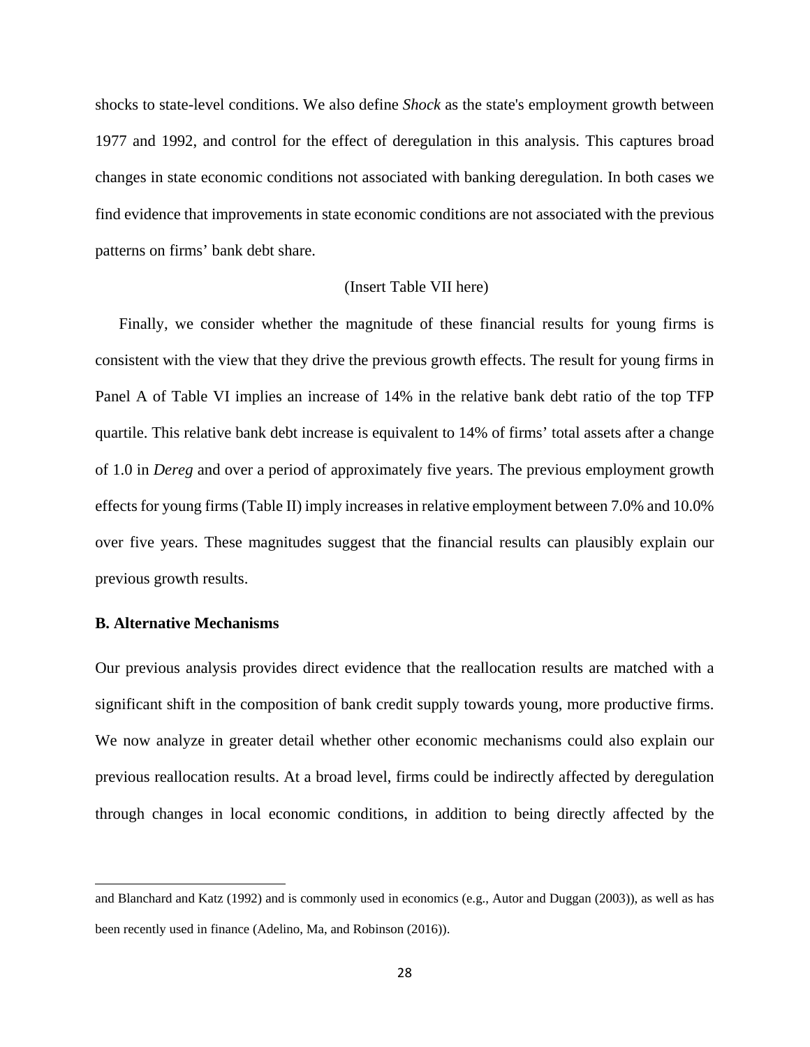shocks to state-level conditions. We also define *Shock* as the state's employment growth between 1977 and 1992, and control for the effect of deregulation in this analysis. This captures broad changes in state economic conditions not associated with banking deregulation. In both cases we find evidence that improvements in state economic conditions are not associated with the previous patterns on firms' bank debt share.

(Insert Table VII here)

Finally, we consider whether the magnitude of these financial results for young firms is consistent with the view that they drive the previous growth effects. The result for young firms in Panel A of Table VI implies an increase of 14% in the relative bank debt ratio of the top TFP quartile. This relative bank debt increase is equivalent to 14% of firms' total assets after a change of 1.0 in *Dereg* and over a period of approximately five years. The previous employment growth effects for young firms (Table II) imply increases in relative employment between 7.0% and 10.0% over five years. These magnitudes suggest that the financial results can plausibly explain our previous growth results.

**B. Alternative Mechanisms**

Our previous analysis provides direct evidence that the reallocation results are matched with a significant shift in the composition of bank credit supply towards young, more productive firms. We now analyze in greater detail whether other economic mechanisms could also explain our previous reallocation results. At a broad level, firms could be indirectly affected by deregulation through changes in local economic conditions, in addition to being directly affected by the

---

and Blanchard and Katz (1992) and is commonly used in economics (e.g., Autor and Duggan (2003)), as well as has been recently used in finance (Adelino, Ma, and Robinson (2016)).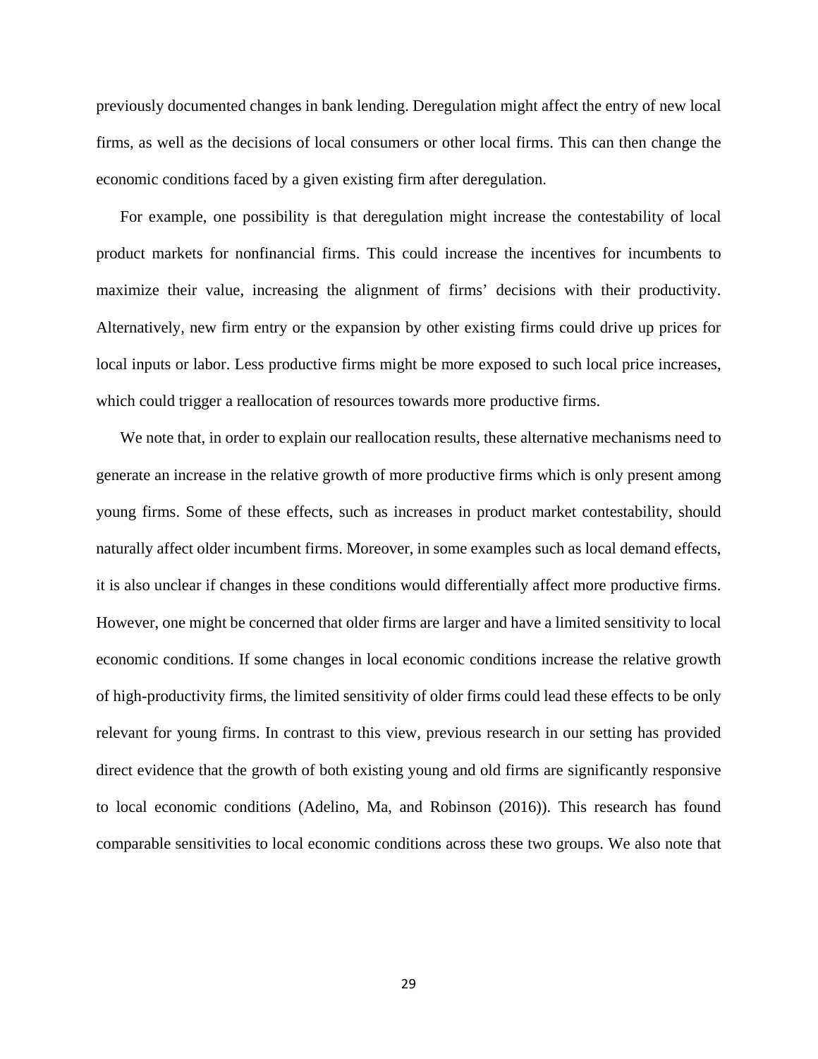previously documented changes in bank lending. Deregulation might affect the entry of new local firms, as well as the decisions of local consumers or other local firms. This can then change the economic conditions faced by a given existing firm after deregulation.

For example, one possibility is that deregulation might increase the contestability of local product markets for nonfinancial firms. This could increase the incentives for incumbents to maximize their value, increasing the alignment of firms' decisions with their productivity. Alternatively, new firm entry or the expansion by other existing firms could drive up prices for local inputs or labor. Less productive firms might be more exposed to such local price increases, which could trigger a reallocation of resources towards more productive firms.

We note that, in order to explain our reallocation results, these alternative mechanisms need to generate an increase in the relative growth of more productive firms which is only present among young firms. Some of these effects, such as increases in product market contestability, should naturally affect older incumbent firms. Moreover, in some examples such as local demand effects, it is also unclear if changes in these conditions would differentially affect more productive firms. However, one might be concerned that older firms are larger and have a limited sensitivity to local economic conditions. If some changes in local economic conditions increase the relative growth of high-productivity firms, the limited sensitivity of older firms could lead these effects to be only relevant for young firms. In contrast to this view, previous research in our setting has provided direct evidence that the growth of both existing young and old firms are significantly responsive to local economic conditions (Adelino, Ma, and Robinson (2016)). This research has found comparable sensitivities to local economic conditions across these two groups. We also note that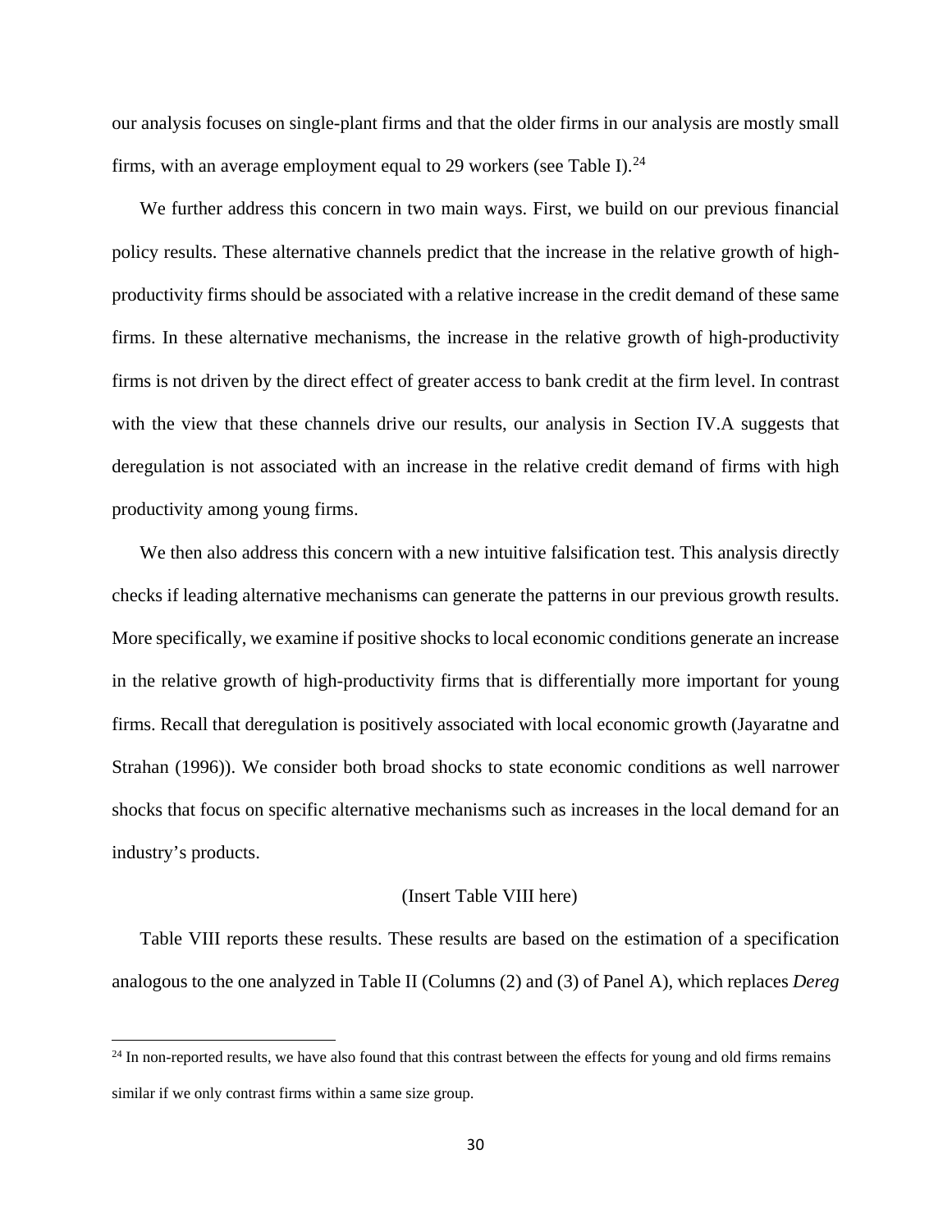our analysis focuses on single-plant firms and that the older firms in our analysis are mostly small firms, with an average employment equal to 29 workers (see Table I).[24]

We further address this concern in two main ways. First, we build on our previous financial policy results. These alternative channels predict that the increase in the relative growth of high-productivity firms should be associated with a relative increase in the credit demand of these same firms. In these alternative mechanisms, the increase in the relative growth of high-productivity firms is not driven by the direct effect of greater access to bank credit at the firm level. In contrast with the view that these channels drive our results, our analysis in Section IV.A suggests that deregulation is not associated with an increase in the relative credit demand of firms with high productivity among young firms.

We then also address this concern with a new intuitive falsification test. This analysis directly checks if leading alternative mechanisms can generate the patterns in our previous growth results. More specifically, we examine if positive shocks to local economic conditions generate an increase in the relative growth of high-productivity firms that is differentially more important for young firms. Recall that deregulation is positively associated with local economic growth (Jayaratne and Strahan (1996)). We consider both broad shocks to state economic conditions as well narrower shocks that focus on specific alternative mechanisms such as increases in the local demand for an industry's products.

(Insert Table VIII here)

Table VIII reports these results. These results are based on the estimation of a specification analogous to the one analyzed in Table II (Columns (2) and (3) of Panel A), which replaces *Dereg*

[24] In non-reported results, we have also found that this contrast between the effects for young and old firms remains similar if we only contrast firms within a same size group.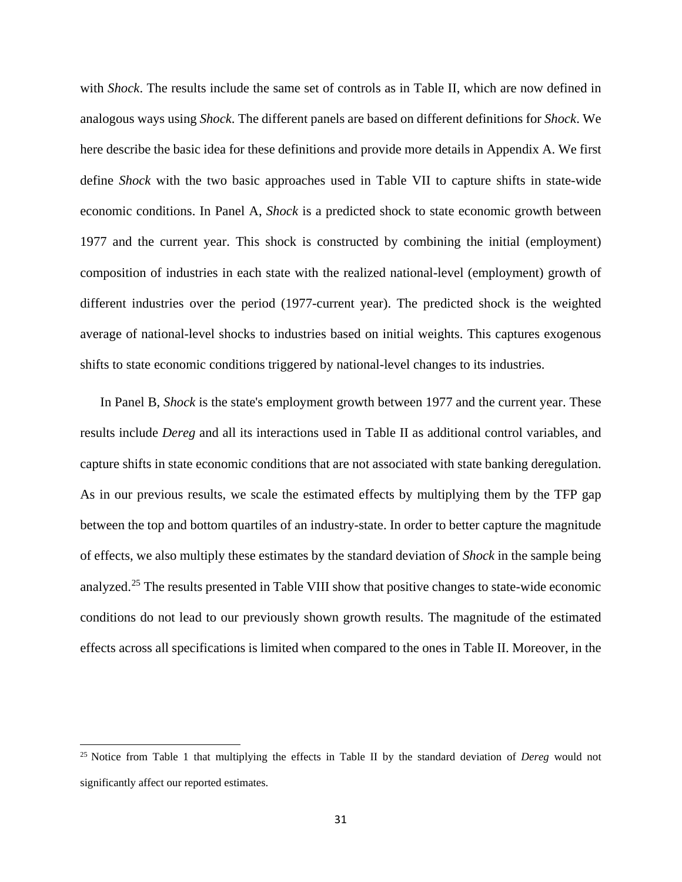with *Shock*. The results include the same set of controls as in Table II, which are now defined in analogous ways using *Shock*. The different panels are based on different definitions for *Shock*. We here describe the basic idea for these definitions and provide more details in Appendix A. We first define *Shock* with the two basic approaches used in Table VII to capture shifts in state-wide economic conditions. In Panel A, *Shock* is a predicted shock to state economic growth between 1977 and the current year. This shock is constructed by combining the initial (employment) composition of industries in each state with the realized national-level (employment) growth of different industries over the period (1977-current year). The predicted shock is the weighted average of national-level shocks to industries based on initial weights. This captures exogenous shifts to state economic conditions triggered by national-level changes to its industries.

In Panel B, *Shock* is the state's employment growth between 1977 and the current year. These results include *Dereg* and all its interactions used in Table II as additional control variables, and capture shifts in state economic conditions that are not associated with state banking deregulation. As in our previous results, we scale the estimated effects by multiplying them by the TFP gap between the top and bottom quartiles of an industry-state. In order to better capture the magnitude of effects, we also multiply these estimates by the standard deviation of *Shock* in the sample being analyzed.[25] The results presented in Table VIII show that positive changes to state-wide economic conditions do not lead to our previously shown growth results. The magnitude of the estimated effects across all specifications is limited when compared to the ones in Table II. Moreover, in the

[25] Notice from Table 1 that multiplying the effects in Table II by the standard deviation of *Dereg* would not significantly affect our reported estimates.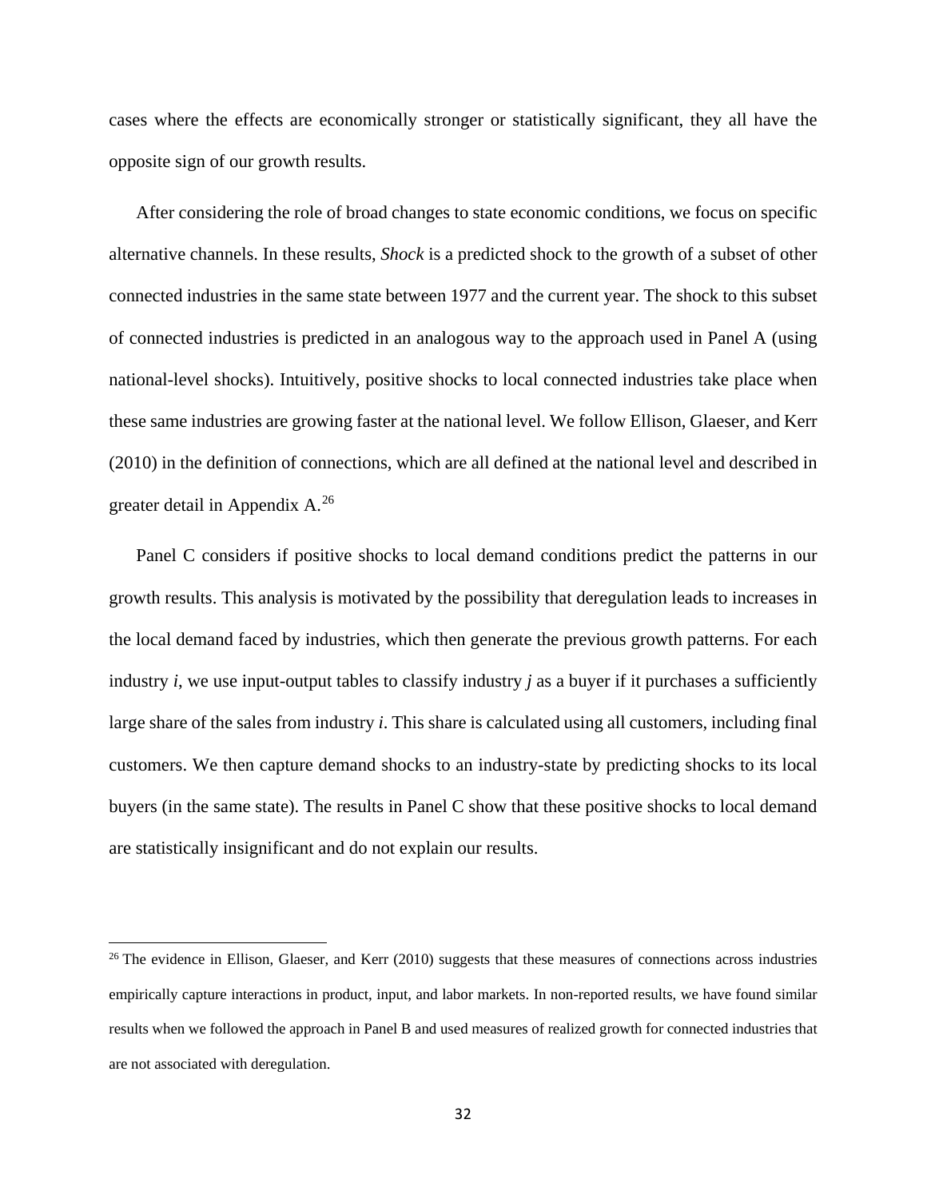cases where the effects are economically stronger or statistically significant, they all have the opposite sign of our growth results.

After considering the role of broad changes to state economic conditions, we focus on specific alternative channels. In these results, *Shock* is a predicted shock to the growth of a subset of other connected industries in the same state between 1977 and the current year. The shock to this subset of connected industries is predicted in an analogous way to the approach used in Panel A (using national-level shocks). Intuitively, positive shocks to local connected industries take place when these same industries are growing faster at the national level. We follow Ellison, Glaeser, and Kerr (2010) in the definition of connections, which are all defined at the national level and described in greater detail in Appendix A.[26]

Panel C considers if positive shocks to local demand conditions predict the patterns in our growth results. This analysis is motivated by the possibility that deregulation leads to increases in the local demand faced by industries, which then generate the previous growth patterns. For each industry *i*, we use input-output tables to classify industry *j* as a buyer if it purchases a sufficiently large share of the sales from industry *i*. This share is calculated using all customers, including final customers. We then capture demand shocks to an industry-state by predicting shocks to its local buyers (in the same state). The results in Panel C show that these positive shocks to local demand are statistically insignificant and do not explain our results.

[26] The evidence in Ellison, Glaeser, and Kerr (2010) suggests that these measures of connections across industries empirically capture interactions in product, input, and labor markets. In non-reported results, we have found similar results when we followed the approach in Panel B and used measures of realized growth for connected industries that are not associated with deregulation.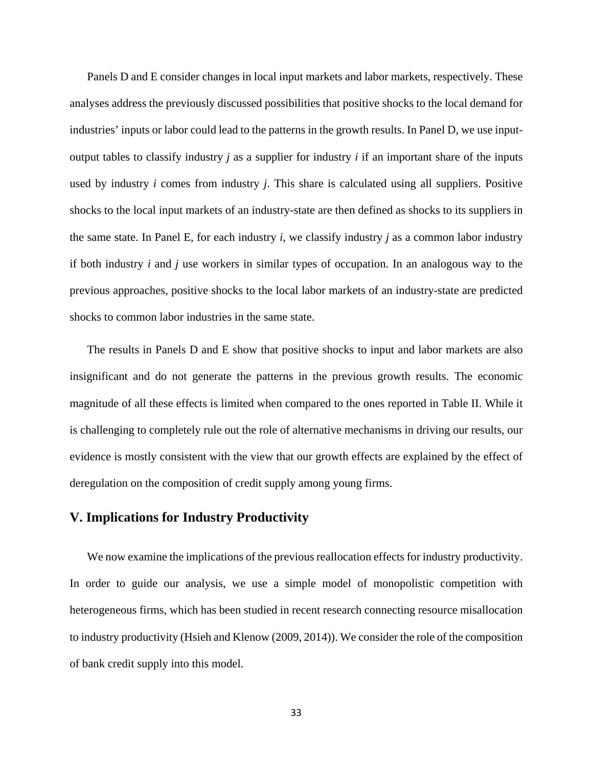Panels D and E consider changes in local input markets and labor markets, respectively. These analyses address the previously discussed possibilities that positive shocks to the local demand for industries' inputs or labor could lead to the patterns in the growth results. In Panel D, we use input-output tables to classify industry *j* as a supplier for industry *i* if an important share of the inputs used by industry *i* comes from industry *j*. This share is calculated using all suppliers. Positive shocks to the local input markets of an industry-state are then defined as shocks to its suppliers in the same state. In Panel E, for each industry *i*, we classify industry *j* as a common labor industry if both industry *i* and *j* use workers in similar types of occupation. In an analogous way to the previous approaches, positive shocks to the local labor markets of an industry-state are predicted shocks to common labor industries in the same state.

The results in Panels D and E show that positive shocks to input and labor markets are also insignificant and do not generate the patterns in the previous growth results. The economic magnitude of all these effects is limited when compared to the ones reported in Table II. While it is challenging to completely rule out the role of alternative mechanisms in driving our results, our evidence is mostly consistent with the view that our growth effects are explained by the effect of deregulation on the composition of credit supply among young firms.

## V. Implications for Industry Productivity

We now examine the implications of the previous reallocation effects for industry productivity. In order to guide our analysis, we use a simple model of monopolistic competition with heterogeneous firms, which has been studied in recent research connecting resource misallocation to industry productivity (Hsieh and Klenow (2009, 2014)). We consider the role of the composition of bank credit supply into this model.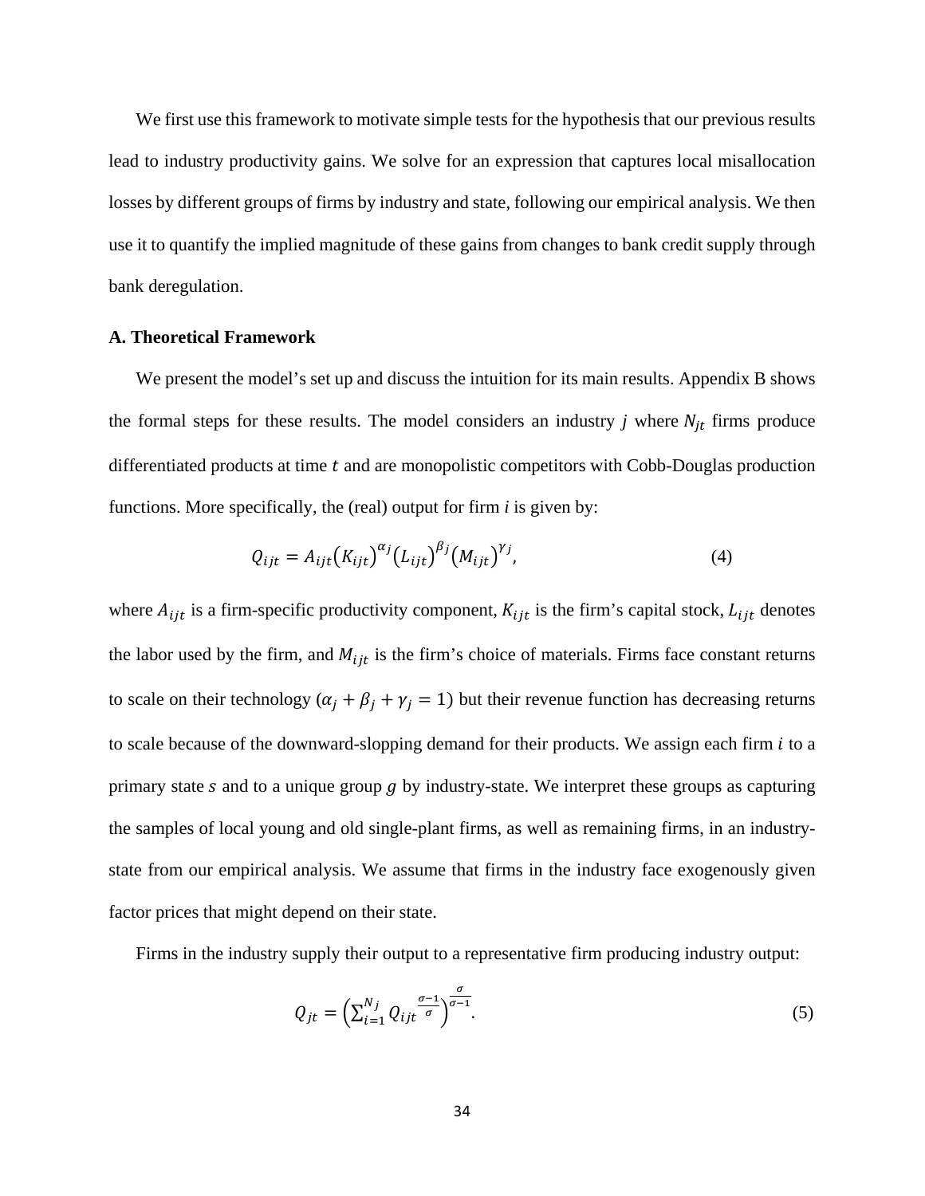We first use this framework to motivate simple tests for the hypothesis that our previous results lead to industry productivity gains. We solve for an expression that captures local misallocation losses by different groups of firms by industry and state, following our empirical analysis. We then use it to quantify the implied magnitude of these gains from changes to bank credit supply through bank deregulation.

### A. Theoretical Framework

We present the model's set up and discuss the intuition for its main results. Appendix B shows the formal steps for these results. The model considers an industry $j$ where $N_{jt}$ firms produce differentiated products at time $t$ and are monopolistic competitors with Cobb-Douglas production functions. More specifically, the (real) output for firm *i* is given by:

$$Q_{ijt} = A_{ijt}\left(K_{ijt}\right)^{\alpha_j}\left(L_{ijt}\right)^{\beta_j}\left(M_{ijt}\right)^{\gamma_j}, \tag{4}$$

where $A_{ijt}$ is a firm-specific productivity component, $K_{ijt}$ is the firm's capital stock, $L_{ijt}$ denotes the labor used by the firm, and $M_{ijt}$ is the firm's choice of materials. Firms face constant returns to scale on their technology ($\alpha_j + \beta_j + \gamma_j = 1$) but their revenue function has decreasing returns to scale because of the downward-slopping demand for their products. We assign each firm $i$ to a primary state $s$ and to a unique group $g$ by industry-state. We interpret these groups as capturing the samples of local young and old single-plant firms, as well as remaining firms, in an industry-state from our empirical analysis. We assume that firms in the industry face exogenously given factor prices that might depend on their state.

Firms in the industry supply their output to a representative firm producing industry output:

$$Q_{jt} = \left(\sum_{i=1}^{N_j} Q_{ijt}^{\frac{\sigma-1}{\sigma}}\right)^{\frac{\sigma}{\sigma-1}}. \tag{5}$$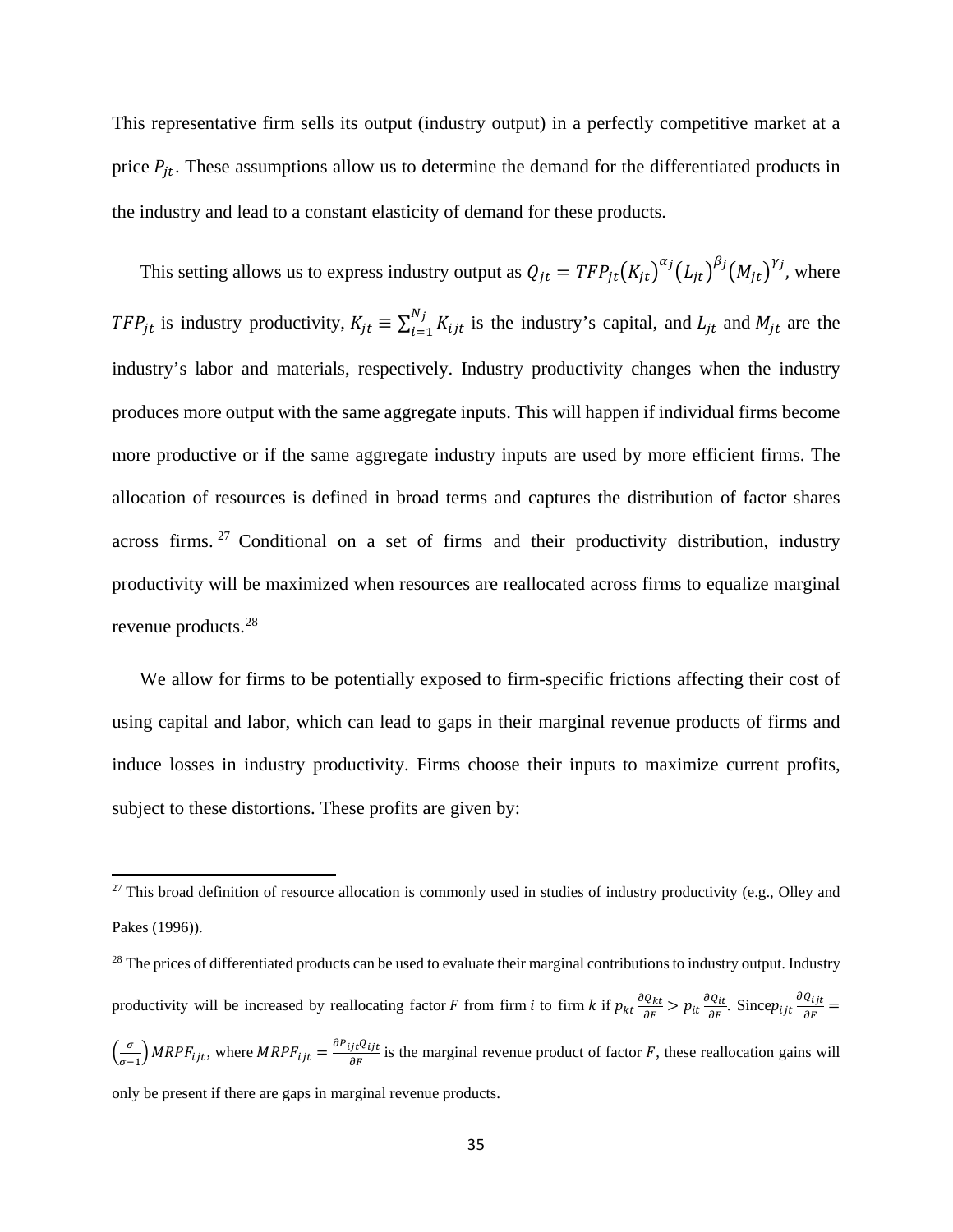This representative firm sells its output (industry output) in a perfectly competitive market at a price $P_{jt}$. These assumptions allow us to determine the demand for the differentiated products in the industry and lead to a constant elasticity of demand for these products.

This setting allows us to express industry output as $Q_{jt} = TFP_{jt}(K_{jt})^{\alpha_j}(L_{jt})^{\beta_j}(M_{jt})^{\gamma_j}$, where $TFP_{jt}$ is industry productivity, $K_{jt} \equiv \sum_{i=1}^{N_j} K_{ijt}$ is the industry's capital, and $L_{jt}$ and $M_{jt}$ are the industry's labor and materials, respectively. Industry productivity changes when the industry produces more output with the same aggregate inputs. This will happen if individual firms become more productive or if the same aggregate industry inputs are used by more efficient firms. The allocation of resources is defined in broad terms and captures the distribution of factor shares across firms.[27] Conditional on a set of firms and their productivity distribution, industry productivity will be maximized when resources are reallocated across firms to equalize marginal revenue products.[28]

We allow for firms to be potentially exposed to firm-specific frictions affecting their cost of using capital and labor, which can lead to gaps in their marginal revenue products of firms and induce losses in industry productivity. Firms choose their inputs to maximize current profits, subject to these distortions. These profits are given by:

---

[27] This broad definition of resource allocation is commonly used in studies of industry productivity (e.g., Olley and Pakes (1996)).

[28] The prices of differentiated products can be used to evaluate their marginal contributions to industry output. Industry productivity will be increased by reallocating factor $F$ from firm $i$ to firm $k$ if $p_{kt}\frac{\partial Q_{kt}}{\partial F} > p_{it}\frac{\partial Q_{it}}{\partial F}$. Since $p_{ijt}\frac{\partial Q_{ijt}}{\partial F} = \left(\frac{\sigma}{\sigma-1}\right)MRPF_{ijt}$, where $MRPF_{ijt} = \frac{\partial P_{ijt}Q_{ijt}}{\partial F}$ is the marginal revenue product of factor $F$, these reallocation gains will only be present if there are gaps in marginal revenue products.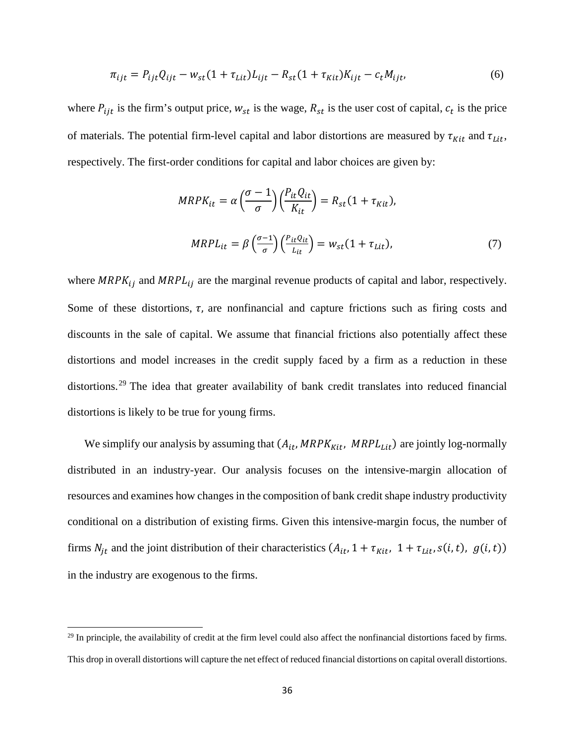$$\pi_{ijt} = P_{ijt}Q_{ijt} - w_{st}(1 + \tau_{Lit})L_{ijt} - R_{st}(1 + \tau_{Kit})K_{ijt} - c_t M_{ijt}, \tag{6}$$

where $P_{ijt}$ is the firm's output price, $w_{st}$ is the wage, $R_{st}$ is the user cost of capital, $c_t$ is the price of materials. The potential firm-level capital and labor distortions are measured by $\tau_{Kit}$ and $\tau_{Lit}$, respectively. The first-order conditions for capital and labor choices are given by:

$$MRPK_{it} = \alpha\left(\frac{\sigma - 1}{\sigma}\right)\left(\frac{P_{it}Q_{it}}{K_{it}}\right) = R_{st}(1 + \tau_{Kit}),$$

$$MRPL_{it} = \beta\left(\frac{\sigma - 1}{\sigma}\right)\left(\frac{P_{it}Q_{it}}{L_{it}}\right) = w_{st}(1 + \tau_{Lit}), \tag{7}$$

where $MRPK_{ij}$ and $MRPL_{ij}$ are the marginal revenue products of capital and labor, respectively. Some of these distortions, $\tau$, are nonfinancial and capture frictions such as firing costs and discounts in the sale of capital. We assume that financial frictions also potentially affect these distortions and model increases in the credit supply faced by a firm as a reduction in these distortions.[29] The idea that greater availability of bank credit translates into reduced financial distortions is likely to be true for young firms.

We simplify our analysis by assuming that $(A_{it}, MRPK_{Kit},\ MRPL_{Lit})$ are jointly log-normally distributed in an industry-year. Our analysis focuses on the intensive-margin allocation of resources and examines how changes in the composition of bank credit shape industry productivity conditional on a distribution of existing firms. Given this intensive-margin focus, the number of firms $N_{jt}$ and the joint distribution of their characteristics $(A_{it}, 1 + \tau_{Kit},\ 1 + \tau_{Lit}, s(i,t),\ g(i,t))$ in the industry are exogenous to the firms.

[29] In principle, the availability of credit at the firm level could also affect the nonfinancial distortions faced by firms. This drop in overall distortions will capture the net effect of reduced financial distortions on capital overall distortions.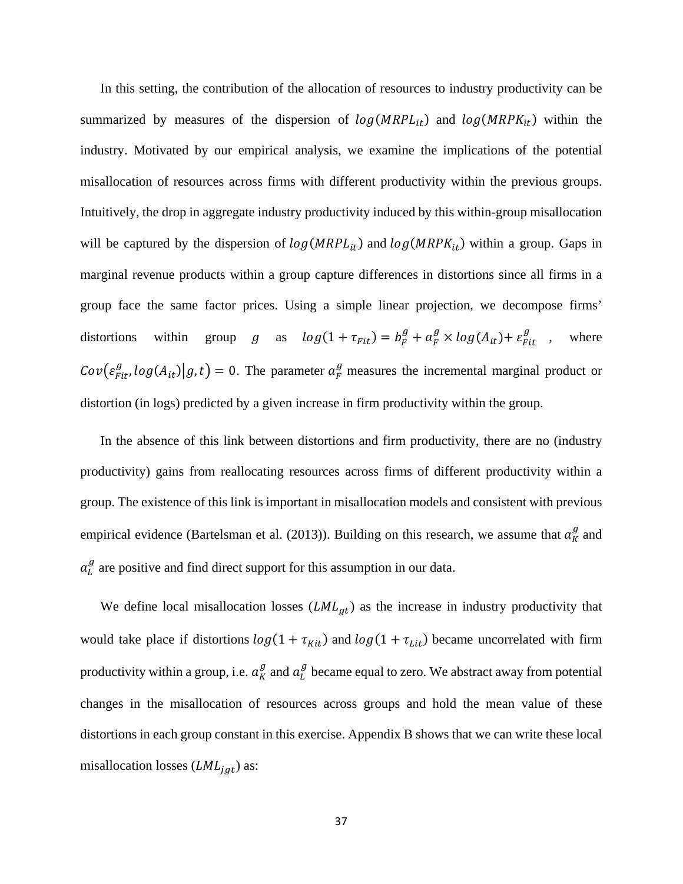In this setting, the contribution of the allocation of resources to industry productivity can be summarized by measures of the dispersion of $log(MRPL_{it})$ and $log(MRPK_{it})$ within the industry. Motivated by our empirical analysis, we examine the implications of the potential misallocation of resources across firms with different productivity within the previous groups. Intuitively, the drop in aggregate industry productivity induced by this within-group misallocation will be captured by the dispersion of $log(MRPL_{it})$ and $log(MRPK_{it})$ within a group. Gaps in marginal revenue products within a group capture differences in distortions since all firms in a group face the same factor prices. Using a simple linear projection, we decompose firms' distortions within group $g$ as $log(1+\tau_{Fit}) = b_F^g + a_F^g \times log(A_{it}) + \varepsilon_{Fit}^g$ , where $Cov\left(\varepsilon_{Fit}^g, log(A_{it}) \middle| g, t\right) = 0$. The parameter $a_F^g$ measures the incremental marginal product or distortion (in logs) predicted by a given increase in firm productivity within the group.

In the absence of this link between distortions and firm productivity, there are no (industry productivity) gains from reallocating resources across firms of different productivity within a group. The existence of this link is important in misallocation models and consistent with previous empirical evidence (Bartelsman et al. (2013)). Building on this research, we assume that $a_K^g$ and $a_L^g$ are positive and find direct support for this assumption in our data.

We define local misallocation losses ($LML_{gt}$) as the increase in industry productivity that would take place if distortions $log(1+\tau_{Kit})$ and $log(1+\tau_{Lit})$ became uncorrelated with firm productivity within a group, i.e. $a_K^g$ and $a_L^g$ became equal to zero. We abstract away from potential changes in the misallocation of resources across groups and hold the mean value of these distortions in each group constant in this exercise. Appendix B shows that we can write these local misallocation losses ($LML_{jgt}$) as: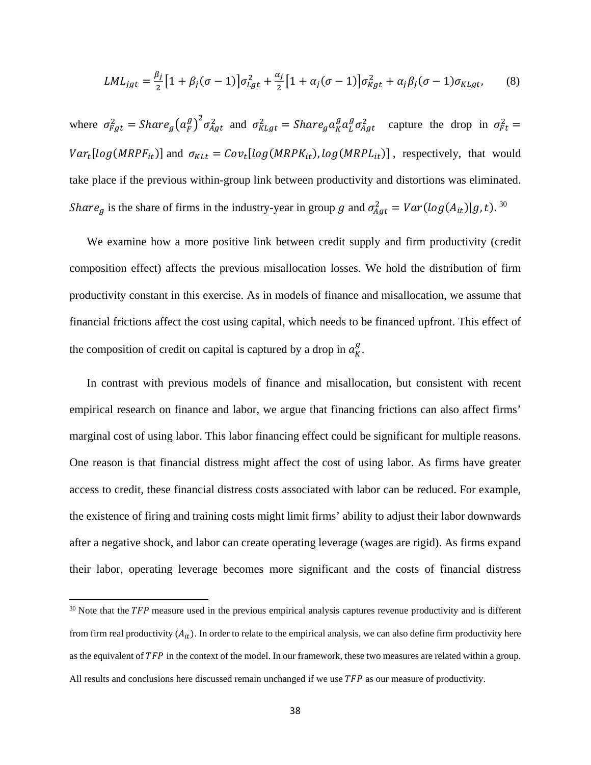$$LML_{jgt} = \frac{\beta_j}{2}\left[1 + \beta_j(\sigma - 1)\right]\sigma_{Lgt}^2 + \frac{\alpha_j}{2}\left[1 + \alpha_j(\sigma - 1)\right]\sigma_{Kgt}^2 + \alpha_j\beta_j(\sigma - 1)\sigma_{KLgt}, \qquad (8)$$

where $\sigma_{Fgt}^2 = Share_g\left(a_F^g\right)^2\sigma_{Agt}^2$ and $\sigma_{KLgt}^2 = Share_g a_K^g a_L^g \sigma_{Agt}^2$ capture the drop in $\sigma_{Ft}^2 = Var_t[log(MRPF_{it})]$ and $\sigma_{KLt} = Cov_t[log(MRPK_{it}), log(MRPL_{it})]$, respectively, that would take place if the previous within-group link between productivity and distortions was eliminated. $Share_g$ is the share of firms in the industry-year in group $g$ and $\sigma_{Agt}^2 = Var(log(A_{it})|g, t)$. [30]

We examine how a more positive link between credit supply and firm productivity (credit composition effect) affects the previous misallocation losses. We hold the distribution of firm productivity constant in this exercise. As in models of finance and misallocation, we assume that financial frictions affect the cost using capital, which needs to be financed upfront. This effect of the composition of credit on capital is captured by a drop in $a_K^g$.

In contrast with previous models of finance and misallocation, but consistent with recent empirical research on finance and labor, we argue that financing frictions can also affect firms' marginal cost of using labor. This labor financing effect could be significant for multiple reasons. One reason is that financial distress might affect the cost of using labor. As firms have greater access to credit, these financial distress costs associated with labor can be reduced. For example, the existence of firing and training costs might limit firms' ability to adjust their labor downwards after a negative shock, and labor can create operating leverage (wages are rigid). As firms expand their labor, operating leverage becomes more significant and the costs of financial distress

[30] Note that the $TFP$ measure used in the previous empirical analysis captures revenue productivity and is different from firm real productivity ($A_{it}$). In order to relate to the empirical analysis, we can also define firm productivity here as the equivalent of $TFP$ in the context of the model. In our framework, these two measures are related within a group. All results and conclusions here discussed remain unchanged if we use $TFP$ as our measure of productivity.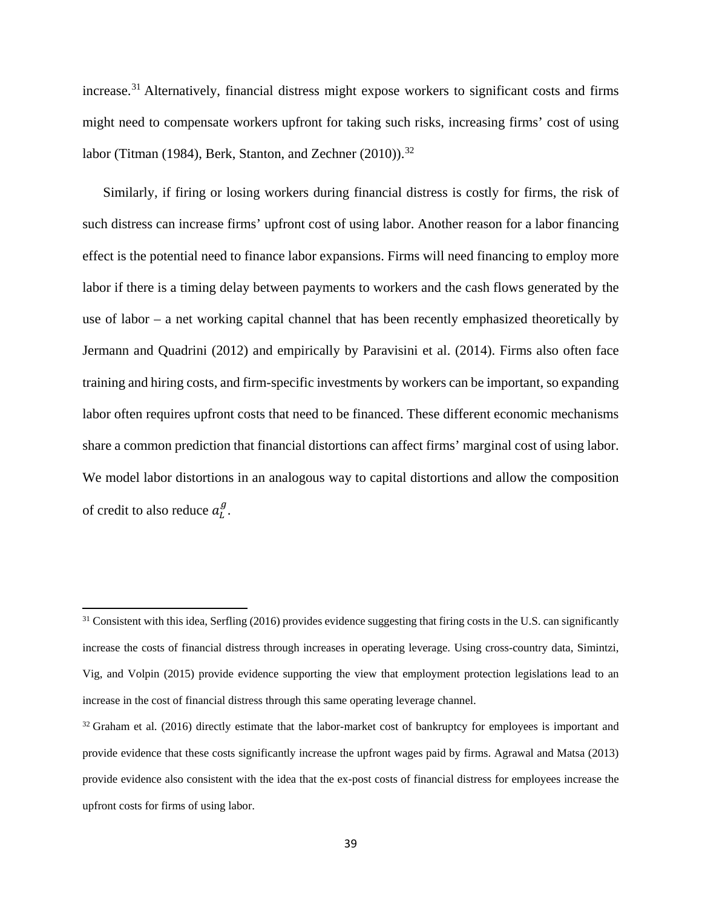increase.[31] Alternatively, financial distress might expose workers to significant costs and firms might need to compensate workers upfront for taking such risks, increasing firms' cost of using labor (Titman (1984), Berk, Stanton, and Zechner (2010)).[32]

Similarly, if firing or losing workers during financial distress is costly for firms, the risk of such distress can increase firms' upfront cost of using labor. Another reason for a labor financing effect is the potential need to finance labor expansions. Firms will need financing to employ more labor if there is a timing delay between payments to workers and the cash flows generated by the use of labor – a net working capital channel that has been recently emphasized theoretically by Jermann and Quadrini (2012) and empirically by Paravisini et al. (2014). Firms also often face training and hiring costs, and firm-specific investments by workers can be important, so expanding labor often requires upfront costs that need to be financed. These different economic mechanisms share a common prediction that financial distortions can affect firms' marginal cost of using labor. We model labor distortions in an analogous way to capital distortions and allow the composition of credit to also reduce $a_L^g$.

---

[31] Consistent with this idea, Serfling (2016) provides evidence suggesting that firing costs in the U.S. can significantly increase the costs of financial distress through increases in operating leverage. Using cross-country data, Simintzi, Vig, and Volpin (2015) provide evidence supporting the view that employment protection legislations lead to an increase in the cost of financial distress through this same operating leverage channel.

[32] Graham et al. (2016) directly estimate that the labor-market cost of bankruptcy for employees is important and provide evidence that these costs significantly increase the upfront wages paid by firms. Agrawal and Matsa (2013) provide evidence also consistent with the idea that the ex-post costs of financial distress for employees increase the upfront costs for firms of using labor.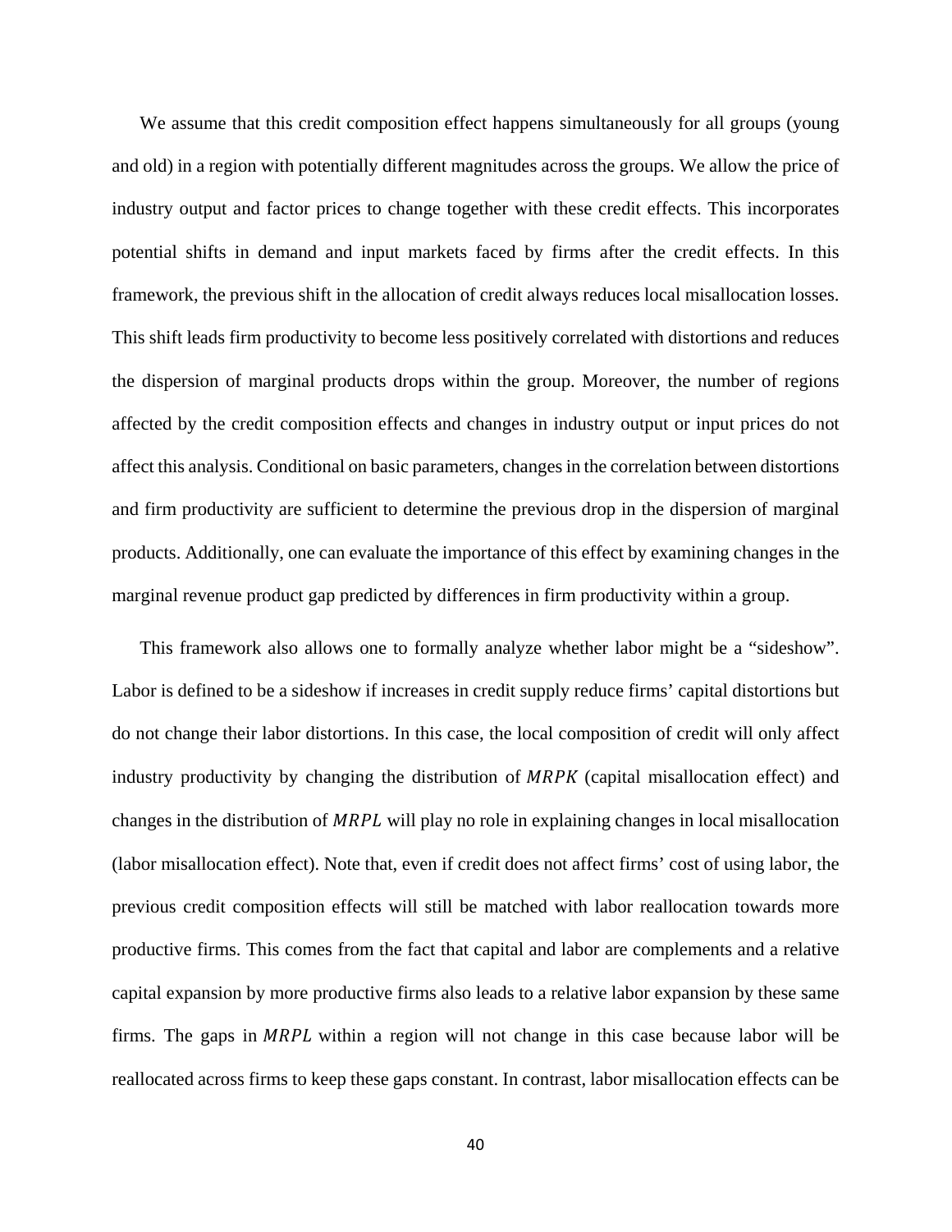We assume that this credit composition effect happens simultaneously for all groups (young and old) in a region with potentially different magnitudes across the groups. We allow the price of industry output and factor prices to change together with these credit effects. This incorporates potential shifts in demand and input markets faced by firms after the credit effects. In this framework, the previous shift in the allocation of credit always reduces local misallocation losses. This shift leads firm productivity to become less positively correlated with distortions and reduces the dispersion of marginal products drops within the group. Moreover, the number of regions affected by the credit composition effects and changes in industry output or input prices do not affect this analysis. Conditional on basic parameters, changes in the correlation between distortions and firm productivity are sufficient to determine the previous drop in the dispersion of marginal products. Additionally, one can evaluate the importance of this effect by examining changes in the marginal revenue product gap predicted by differences in firm productivity within a group.

This framework also allows one to formally analyze whether labor might be a "sideshow". Labor is defined to be a sideshow if increases in credit supply reduce firms' capital distortions but do not change their labor distortions. In this case, the local composition of credit will only affect industry productivity by changing the distribution of $MRPK$ (capital misallocation effect) and changes in the distribution of $MRPL$ will play no role in explaining changes in local misallocation (labor misallocation effect). Note that, even if credit does not affect firms' cost of using labor, the previous credit composition effects will still be matched with labor reallocation towards more productive firms. This comes from the fact that capital and labor are complements and a relative capital expansion by more productive firms also leads to a relative labor expansion by these same firms. The gaps in $MRPL$ within a region will not change in this case because labor will be reallocated across firms to keep these gaps constant. In contrast, labor misallocation effects can be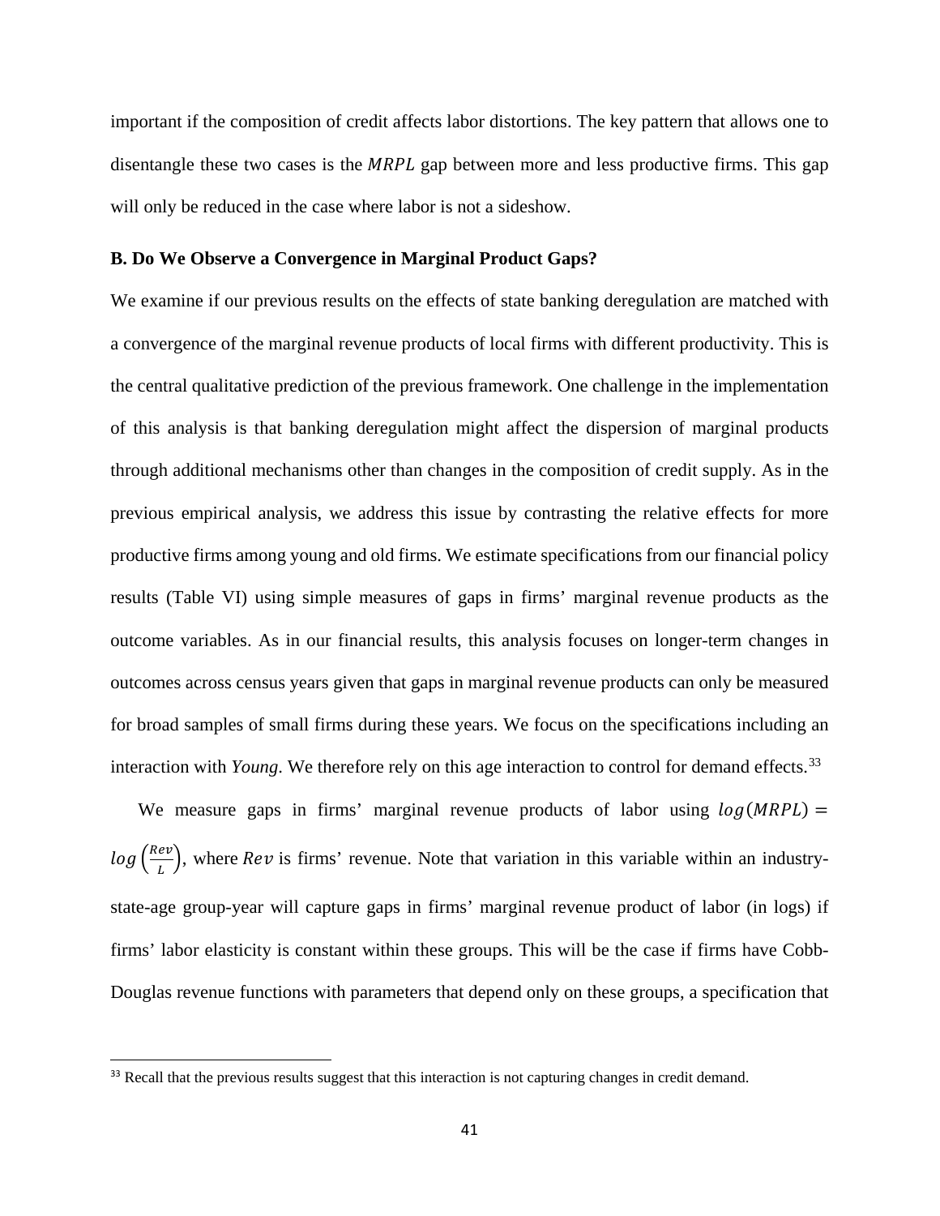important if the composition of credit affects labor distortions. The key pattern that allows one to disentangle these two cases is the $MRPL$ gap between more and less productive firms. This gap will only be reduced in the case where labor is not a sideshow.

### B. Do We Observe a Convergence in Marginal Product Gaps?

We examine if our previous results on the effects of state banking deregulation are matched with a convergence of the marginal revenue products of local firms with different productivity. This is the central qualitative prediction of the previous framework. One challenge in the implementation of this analysis is that banking deregulation might affect the dispersion of marginal products through additional mechanisms other than changes in the composition of credit supply. As in the previous empirical analysis, we address this issue by contrasting the relative effects for more productive firms among young and old firms. We estimate specifications from our financial policy results (Table VI) using simple measures of gaps in firms' marginal revenue products as the outcome variables. As in our financial results, this analysis focuses on longer-term changes in outcomes across census years given that gaps in marginal revenue products can only be measured for broad samples of small firms during these years. We focus on the specifications including an interaction with *Young*. We therefore rely on this age interaction to control for demand effects.[33]

We measure gaps in firms' marginal revenue products of labor using $log(MRPL) = log\left(\frac{Rev}{L}\right)$, where $Rev$ is firms' revenue. Note that variation in this variable within an industry-state-age group-year will capture gaps in firms' marginal revenue product of labor (in logs) if firms' labor elasticity is constant within these groups. This will be the case if firms have Cobb-Douglas revenue functions with parameters that depend only on these groups, a specification that

[33] Recall that the previous results suggest that this interaction is not capturing changes in credit demand.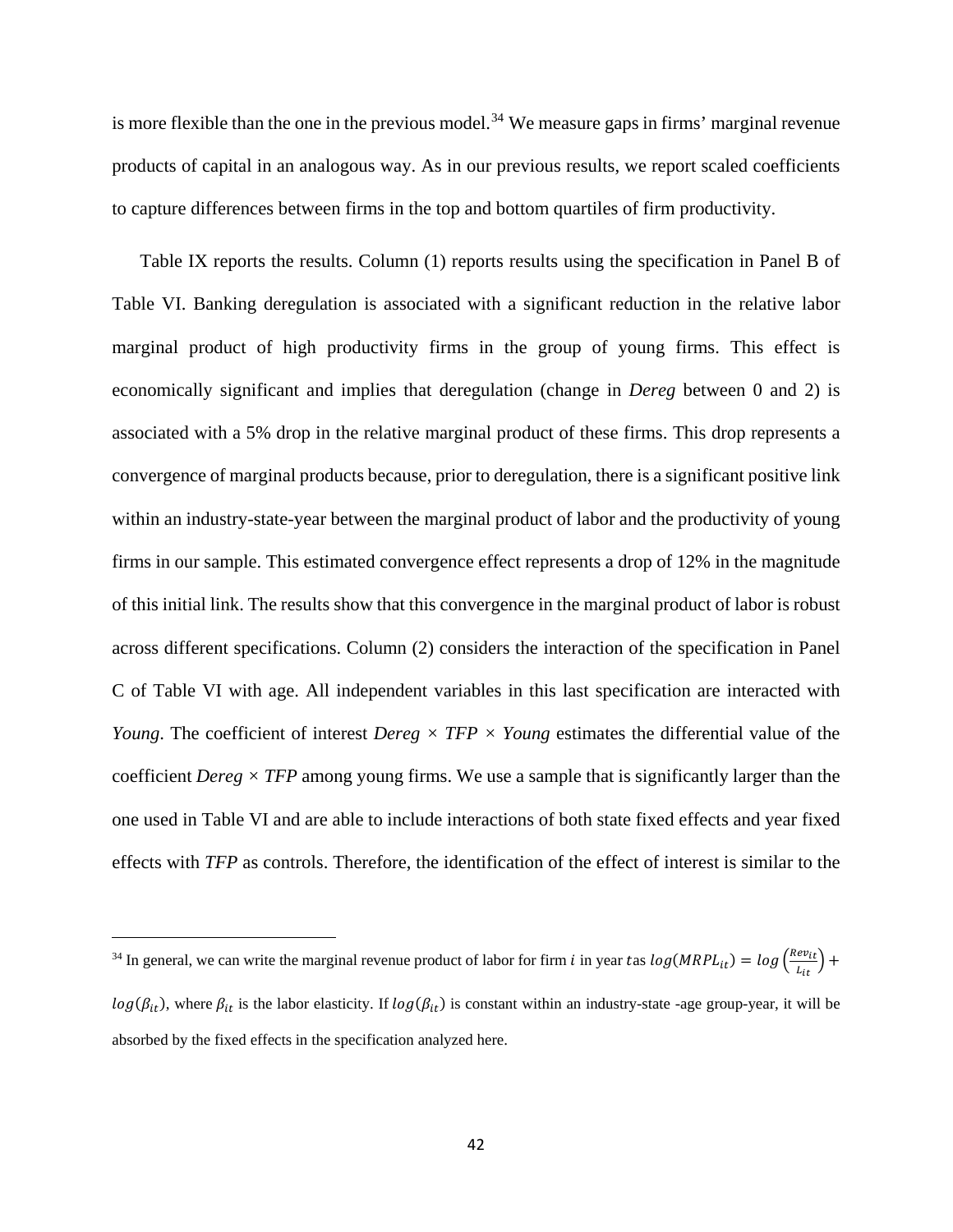is more flexible than the one in the previous model.[34] We measure gaps in firms' marginal revenue products of capital in an analogous way. As in our previous results, we report scaled coefficients to capture differences between firms in the top and bottom quartiles of firm productivity.

Table IX reports the results. Column (1) reports results using the specification in Panel B of Table VI. Banking deregulation is associated with a significant reduction in the relative labor marginal product of high productivity firms in the group of young firms. This effect is economically significant and implies that deregulation (change in *Dereg* between 0 and 2) is associated with a 5% drop in the relative marginal product of these firms. This drop represents a convergence of marginal products because, prior to deregulation, there is a significant positive link within an industry-state-year between the marginal product of labor and the productivity of young firms in our sample. This estimated convergence effect represents a drop of 12% in the magnitude of this initial link. The results show that this convergence in the marginal product of labor is robust across different specifications. Column (2) considers the interaction of the specification in Panel C of Table VI with age. All independent variables in this last specification are interacted with *Young*. The coefficient of interest *Dereg* × *TFP* × *Young* estimates the differential value of the coefficient *Dereg* × *TFP* among young firms. We use a sample that is significantly larger than the one used in Table VI and are able to include interactions of both state fixed effects and year fixed effects with *TFP* as controls. Therefore, the identification of the effect of interest is similar to the

---

[34] In general, we can write the marginal revenue product of labor for firm $i$ in year $t$ as $log(MRPL_{it}) = log\left(\frac{Rev_{it}}{L_{it}}\right) + log(\beta_{it})$, where $\beta_{it}$ is the labor elasticity. If $log(\beta_{it})$ is constant within an industry-state -age group-year, it will be absorbed by the fixed effects in the specification analyzed here.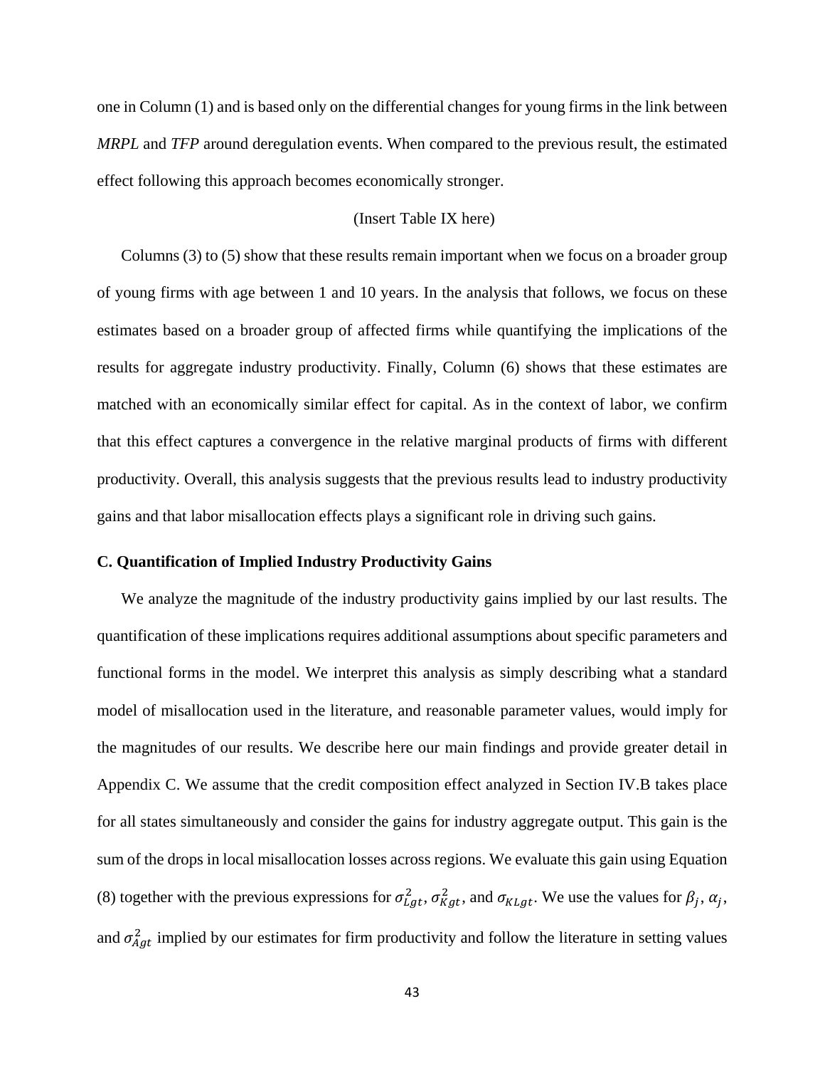one in Column (1) and is based only on the differential changes for young firms in the link between *MRPL* and *TFP* around deregulation events. When compared to the previous result, the estimated effect following this approach becomes economically stronger.

(Insert Table IX here)

Columns (3) to (5) show that these results remain important when we focus on a broader group of young firms with age between 1 and 10 years. In the analysis that follows, we focus on these estimates based on a broader group of affected firms while quantifying the implications of the results for aggregate industry productivity. Finally, Column (6) shows that these estimates are matched with an economically similar effect for capital. As in the context of labor, we confirm that this effect captures a convergence in the relative marginal products of firms with different productivity. Overall, this analysis suggests that the previous results lead to industry productivity gains and that labor misallocation effects plays a significant role in driving such gains.

### C. Quantification of Implied Industry Productivity Gains

We analyze the magnitude of the industry productivity gains implied by our last results. The quantification of these implications requires additional assumptions about specific parameters and functional forms in the model. We interpret this analysis as simply describing what a standard model of misallocation used in the literature, and reasonable parameter values, would imply for the magnitudes of our results. We describe here our main findings and provide greater detail in Appendix C. We assume that the credit composition effect analyzed in Section IV.B takes place for all states simultaneously and consider the gains for industry aggregate output. This gain is the sum of the drops in local misallocation losses across regions. We evaluate this gain using Equation (8) together with the previous expressions for $\sigma_{Lgt}^2$, $\sigma_{Kgt}^2$, and $\sigma_{KLgt}$. We use the values for $\beta_j$, $\alpha_j$, and $\sigma_{Agt}^2$ implied by our estimates for firm productivity and follow the literature in setting values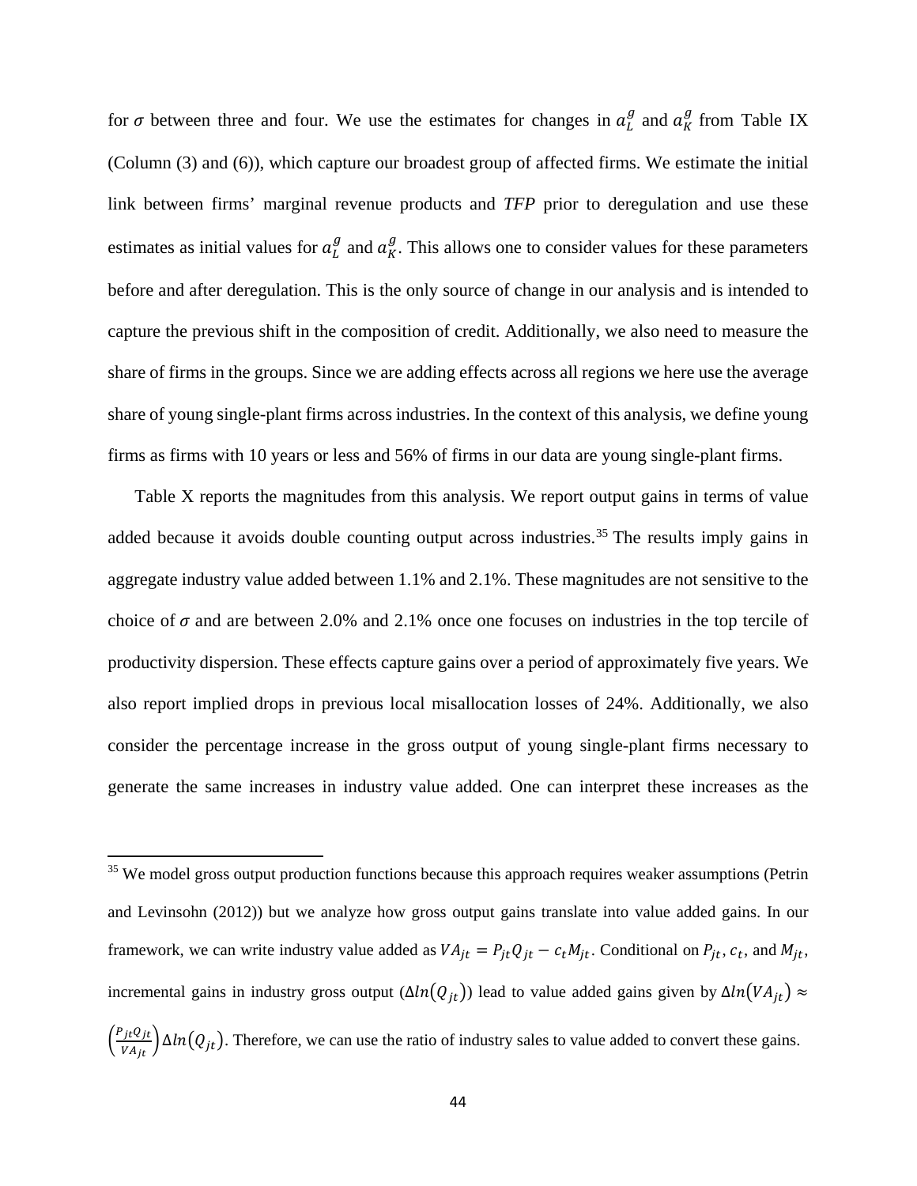for $\sigma$ between three and four. We use the estimates for changes in $a_L^g$ and $a_K^g$ from Table IX (Column (3) and (6)), which capture our broadest group of affected firms. We estimate the initial link between firms' marginal revenue products and *TFP* prior to deregulation and use these estimates as initial values for $a_L^g$ and $a_K^g$. This allows one to consider values for these parameters before and after deregulation. This is the only source of change in our analysis and is intended to capture the previous shift in the composition of credit. Additionally, we also need to measure the share of firms in the groups. Since we are adding effects across all regions we here use the average share of young single-plant firms across industries. In the context of this analysis, we define young firms as firms with 10 years or less and 56% of firms in our data are young single-plant firms.

Table X reports the magnitudes from this analysis. We report output gains in terms of value added because it avoids double counting output across industries.[35] The results imply gains in aggregate industry value added between 1.1% and 2.1%. These magnitudes are not sensitive to the choice of $\sigma$ and are between 2.0% and 2.1% once one focuses on industries in the top tercile of productivity dispersion. These effects capture gains over a period of approximately five years. We also report implied drops in previous local misallocation losses of 24%. Additionally, we also consider the percentage increase in the gross output of young single-plant firms necessary to generate the same increases in industry value added. One can interpret these increases as the

[35] We model gross output production functions because this approach requires weaker assumptions (Petrin and Levinsohn (2012)) but we analyze how gross output gains translate into value added gains. In our framework, we can write industry value added as $VA_{jt} = P_{jt}Q_{jt} - c_t M_{jt}$. Conditional on $P_{jt}$, $c_t$, and $M_{jt}$, incremental gains in industry gross output ($\Delta ln(Q_{jt})$) lead to value added gains given by $\Delta ln(VA_{jt}) \approx \left(\frac{P_{jt}Q_{jt}}{VA_{jt}}\right)\Delta ln(Q_{jt})$. Therefore, we can use the ratio of industry sales to value added to convert these gains.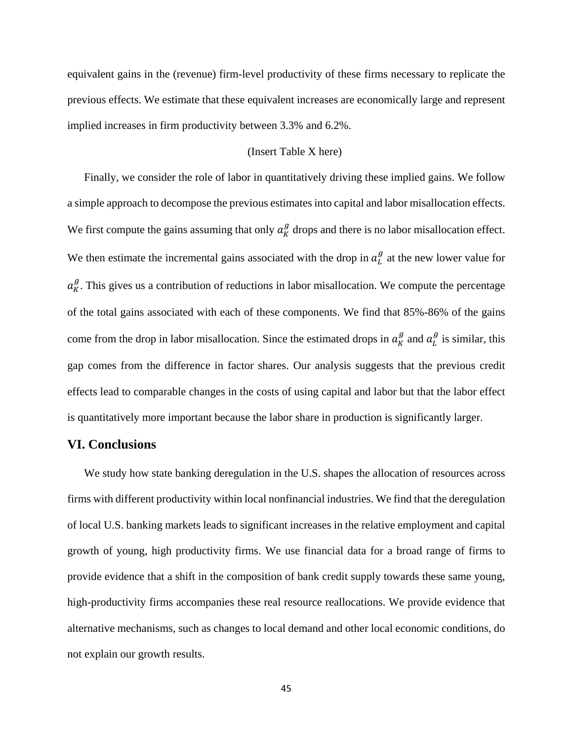equivalent gains in the (revenue) firm-level productivity of these firms necessary to replicate the previous effects. We estimate that these equivalent increases are economically large and represent implied increases in firm productivity between 3.3% and 6.2%.

(Insert Table X here)

Finally, we consider the role of labor in quantitatively driving these implied gains. We follow a simple approach to decompose the previous estimates into capital and labor misallocation effects. We first compute the gains assuming that only $a_K^g$ drops and there is no labor misallocation effect. We then estimate the incremental gains associated with the drop in $a_L^g$ at the new lower value for $a_K^g$. This gives us a contribution of reductions in labor misallocation. We compute the percentage of the total gains associated with each of these components. We find that 85%-86% of the gains come from the drop in labor misallocation. Since the estimated drops in $a_K^g$ and $a_L^g$ is similar, this gap comes from the difference in factor shares. Our analysis suggests that the previous credit effects lead to comparable changes in the costs of using capital and labor but that the labor effect is quantitatively more important because the labor share in production is significantly larger.

## VI. Conclusions

We study how state banking deregulation in the U.S. shapes the allocation of resources across firms with different productivity within local nonfinancial industries. We find that the deregulation of local U.S. banking markets leads to significant increases in the relative employment and capital growth of young, high productivity firms. We use financial data for a broad range of firms to provide evidence that a shift in the composition of bank credit supply towards these same young, high-productivity firms accompanies these real resource reallocations. We provide evidence that alternative mechanisms, such as changes to local demand and other local economic conditions, do not explain our growth results.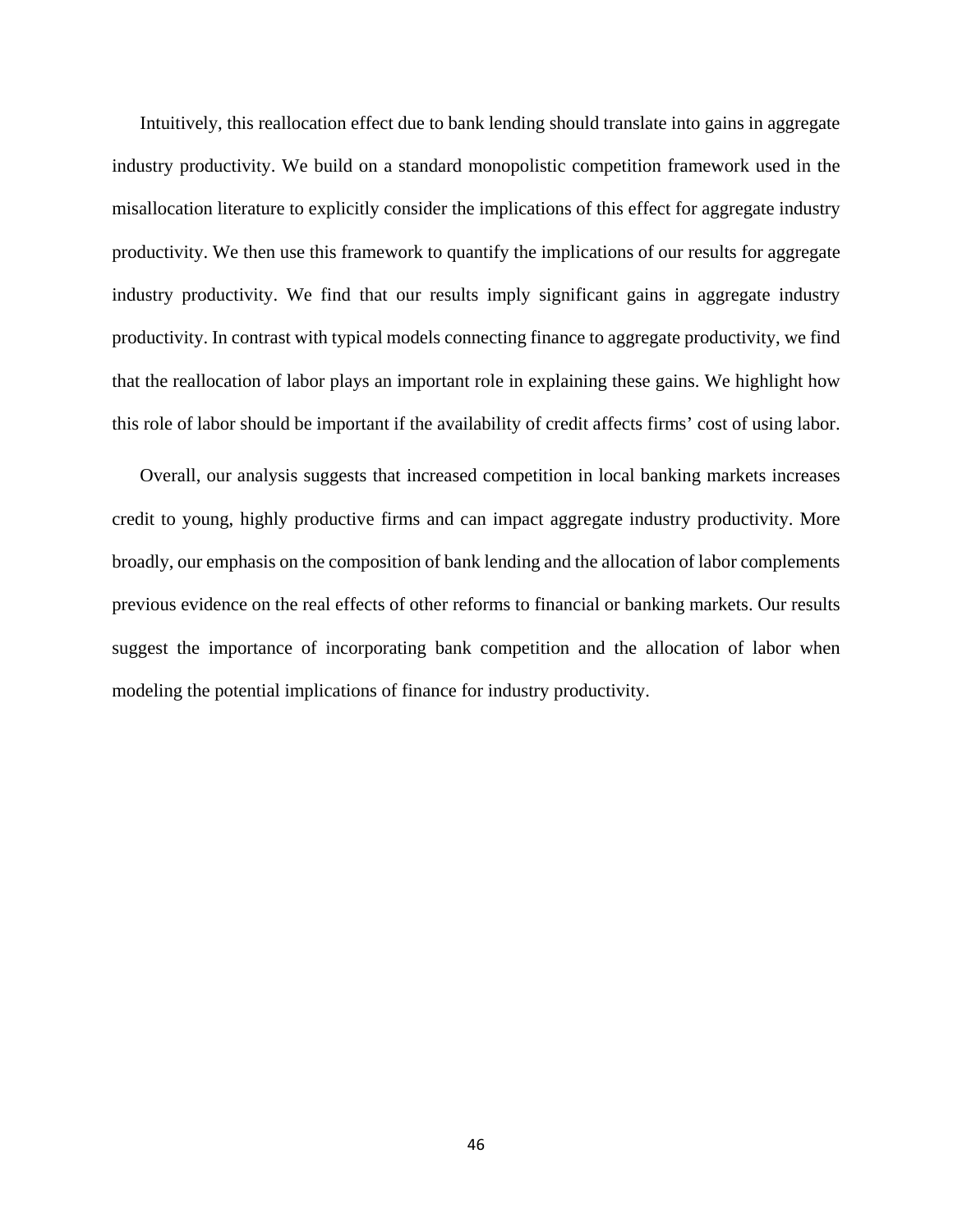Intuitively, this reallocation effect due to bank lending should translate into gains in aggregate industry productivity. We build on a standard monopolistic competition framework used in the misallocation literature to explicitly consider the implications of this effect for aggregate industry productivity. We then use this framework to quantify the implications of our results for aggregate industry productivity. We find that our results imply significant gains in aggregate industry productivity. In contrast with typical models connecting finance to aggregate productivity, we find that the reallocation of labor plays an important role in explaining these gains. We highlight how this role of labor should be important if the availability of credit affects firms' cost of using labor.

Overall, our analysis suggests that increased competition in local banking markets increases credit to young, highly productive firms and can impact aggregate industry productivity. More broadly, our emphasis on the composition of bank lending and the allocation of labor complements previous evidence on the real effects of other reforms to financial or banking markets. Our results suggest the importance of incorporating bank competition and the allocation of labor when modeling the potential implications of finance for industry productivity.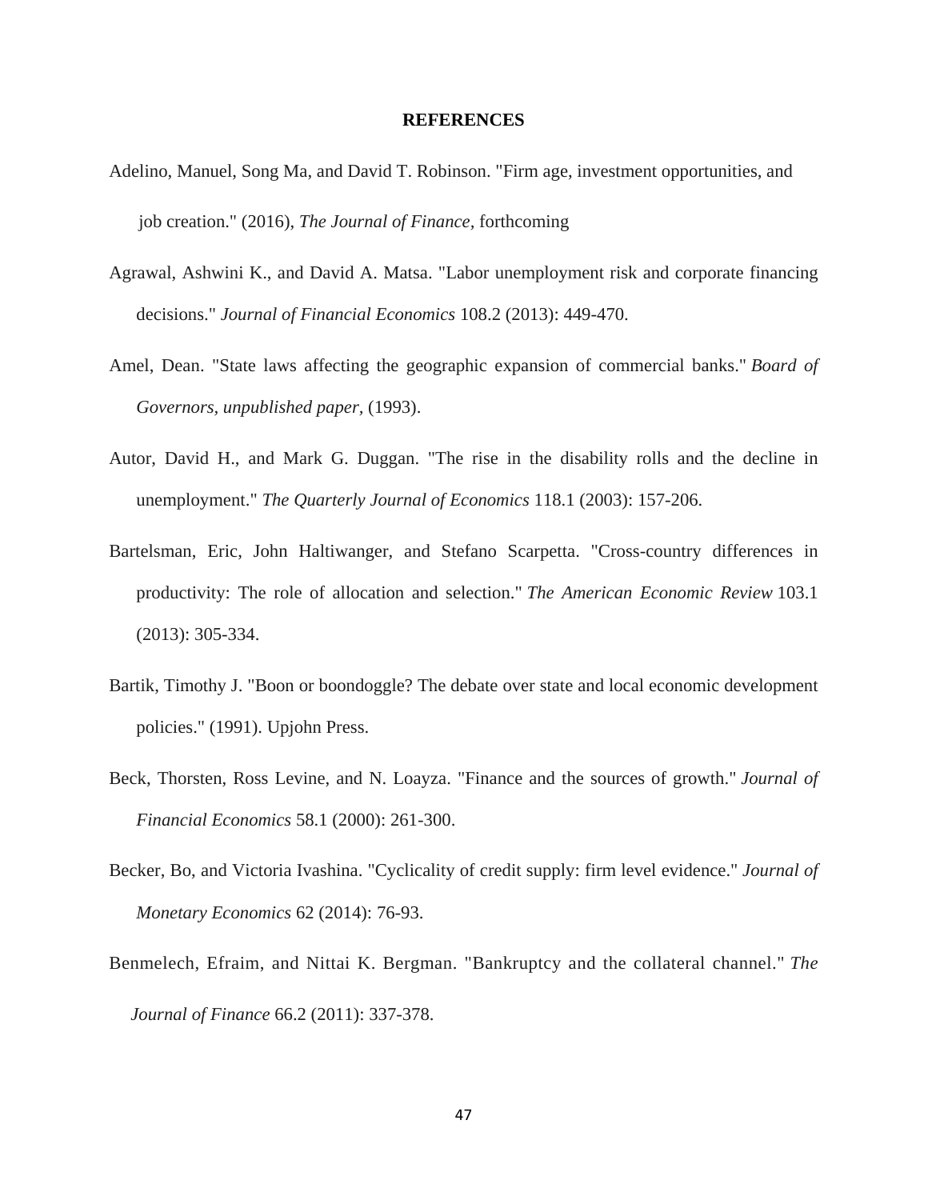## REFERENCES

Adelino, Manuel, Song Ma, and David T. Robinson. "Firm age, investment opportunities, and job creation." (2016), *The Journal of Finance,* forthcoming

Agrawal, Ashwini K., and David A. Matsa. "Labor unemployment risk and corporate financing decisions." *Journal of Financial Economics* 108.2 (2013): 449-470.

Amel, Dean. "State laws affecting the geographic expansion of commercial banks." *Board of Governors, unpublished paper,* (1993).

Autor, David H., and Mark G. Duggan. "The rise in the disability rolls and the decline in unemployment." *The Quarterly Journal of Economics* 118.1 (2003): 157-206.

Bartelsman, Eric, John Haltiwanger, and Stefano Scarpetta. "Cross-country differences in productivity: The role of allocation and selection." *The American Economic Review* 103.1 (2013): 305-334.

Bartik, Timothy J. "Boon or boondoggle? The debate over state and local economic development policies." (1991). Upjohn Press.

Beck, Thorsten, Ross Levine, and N. Loayza. "Finance and the sources of growth." *Journal of Financial Economics* 58.1 (2000): 261-300.

Becker, Bo, and Victoria Ivashina. "Cyclicality of credit supply: firm level evidence." *Journal of Monetary Economics* 62 (2014): 76-93.

Benmelech, Efraim, and Nittai K. Bergman. "Bankruptcy and the collateral channel." *The Journal of Finance* 66.2 (2011): 337-378.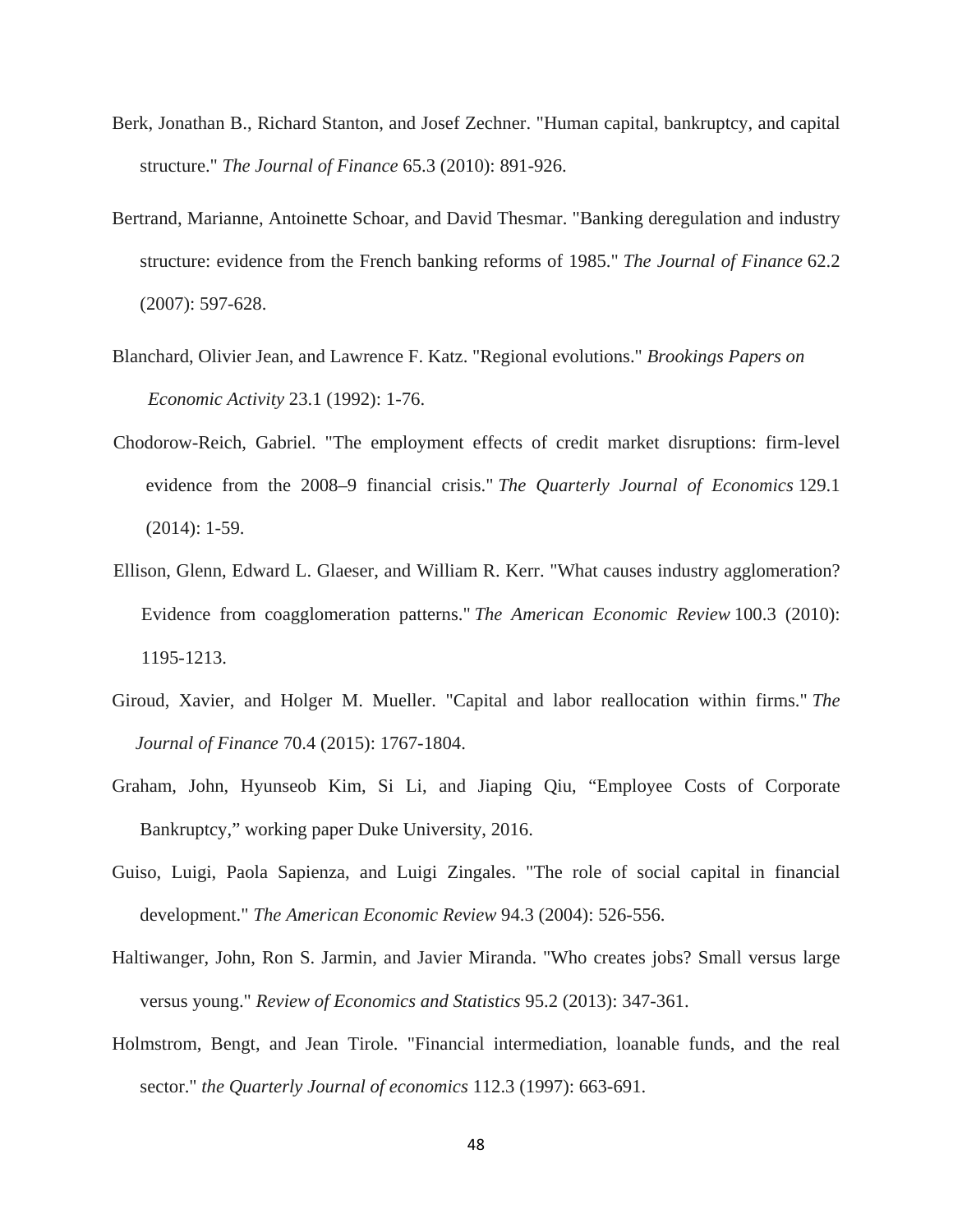Berk, Jonathan B., Richard Stanton, and Josef Zechner. "Human capital, bankruptcy, and capital structure." *The Journal of Finance* 65.3 (2010): 891-926.

Bertrand, Marianne, Antoinette Schoar, and David Thesmar. "Banking deregulation and industry structure: evidence from the French banking reforms of 1985." *The Journal of Finance* 62.2 (2007): 597-628.

Blanchard, Olivier Jean, and Lawrence F. Katz. "Regional evolutions." *Brookings Papers on Economic Activity* 23.1 (1992): 1-76.

Chodorow-Reich, Gabriel. "The employment effects of credit market disruptions: firm-level evidence from the 2008–9 financial crisis." *The Quarterly Journal of Economics* 129.1 (2014): 1-59.

Ellison, Glenn, Edward L. Glaeser, and William R. Kerr. "What causes industry agglomeration? Evidence from coagglomeration patterns." *The American Economic Review* 100.3 (2010): 1195-1213.

Giroud, Xavier, and Holger M. Mueller. "Capital and labor reallocation within firms." *The Journal of Finance* 70.4 (2015): 1767-1804.

Graham, John, Hyunseob Kim, Si Li, and Jiaping Qiu, "Employee Costs of Corporate Bankruptcy," working paper Duke University, 2016.

Guiso, Luigi, Paola Sapienza, and Luigi Zingales. "The role of social capital in financial development." *The American Economic Review* 94.3 (2004): 526-556.

Haltiwanger, John, Ron S. Jarmin, and Javier Miranda. "Who creates jobs? Small versus large versus young." *Review of Economics and Statistics* 95.2 (2013): 347-361.

Holmstrom, Bengt, and Jean Tirole. "Financial intermediation, loanable funds, and the real sector." *the Quarterly Journal of economics* 112.3 (1997): 663-691.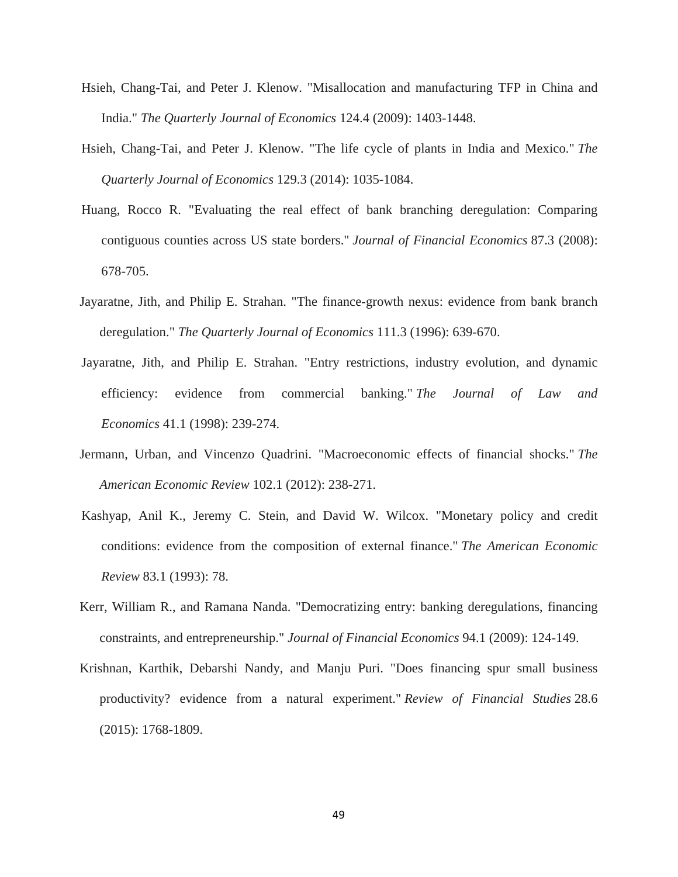Hsieh, Chang-Tai, and Peter J. Klenow. "Misallocation and manufacturing TFP in China and India." *The Quarterly Journal of Economics* 124.4 (2009): 1403-1448.

Hsieh, Chang-Tai, and Peter J. Klenow. "The life cycle of plants in India and Mexico." *The Quarterly Journal of Economics* 129.3 (2014): 1035-1084.

Huang, Rocco R. "Evaluating the real effect of bank branching deregulation: Comparing contiguous counties across US state borders." *Journal of Financial Economics* 87.3 (2008): 678-705.

Jayaratne, Jith, and Philip E. Strahan. "The finance-growth nexus: evidence from bank branch deregulation." *The Quarterly Journal of Economics* 111.3 (1996): 639-670.

Jayaratne, Jith, and Philip E. Strahan. "Entry restrictions, industry evolution, and dynamic efficiency: evidence from commercial banking." *The Journal of Law and Economics* 41.1 (1998): 239-274.

Jermann, Urban, and Vincenzo Quadrini. "Macroeconomic effects of financial shocks." *The American Economic Review* 102.1 (2012): 238-271.

Kashyap, Anil K., Jeremy C. Stein, and David W. Wilcox. "Monetary policy and credit conditions: evidence from the composition of external finance." *The American Economic Review* 83.1 (1993): 78.

Kerr, William R., and Ramana Nanda. "Democratizing entry: banking deregulations, financing constraints, and entrepreneurship." *Journal of Financial Economics* 94.1 (2009): 124-149.

Krishnan, Karthik, Debarshi Nandy, and Manju Puri. "Does financing spur small business productivity? evidence from a natural experiment." *Review of Financial Studies* 28.6 (2015): 1768-1809.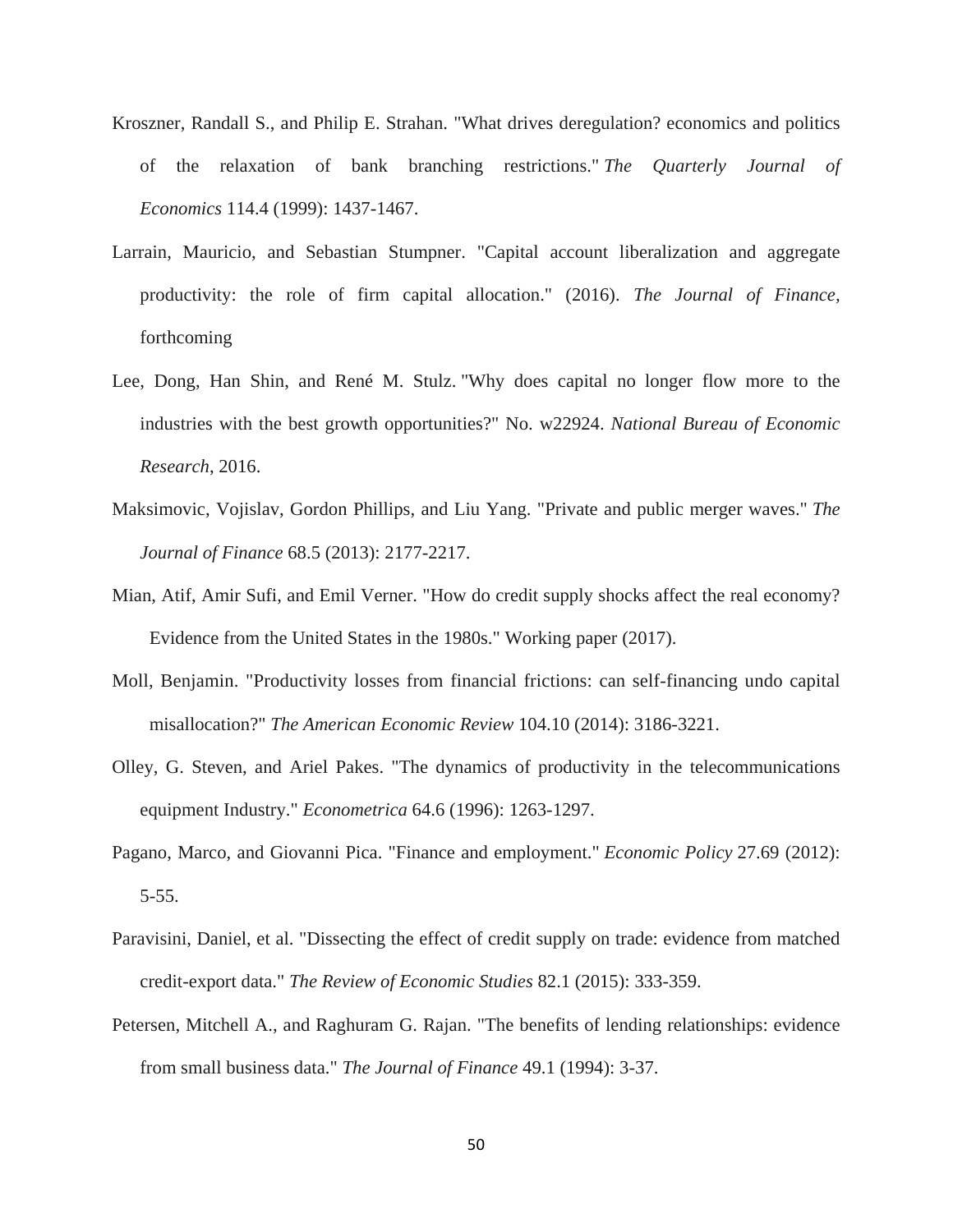Kroszner, Randall S., and Philip E. Strahan. "What drives deregulation? economics and politics of the relaxation of bank branching restrictions." *The Quarterly Journal of Economics* 114.4 (1999): 1437-1467.

Larrain, Mauricio, and Sebastian Stumpner. "Capital account liberalization and aggregate productivity: the role of firm capital allocation." (2016). *The Journal of Finance*, forthcoming

Lee, Dong, Han Shin, and René M. Stulz. "Why does capital no longer flow more to the industries with the best growth opportunities?" No. w22924. *National Bureau of Economic Research*, 2016.

Maksimovic, Vojislav, Gordon Phillips, and Liu Yang. "Private and public merger waves." *The Journal of Finance* 68.5 (2013): 2177-2217.

Mian, Atif, Amir Sufi, and Emil Verner. "How do credit supply shocks affect the real economy? Evidence from the United States in the 1980s." Working paper (2017).

Moll, Benjamin. "Productivity losses from financial frictions: can self-financing undo capital misallocation?" *The American Economic Review* 104.10 (2014): 3186-3221.

Olley, G. Steven, and Ariel Pakes. "The dynamics of productivity in the telecommunications equipment Industry." *Econometrica* 64.6 (1996): 1263-1297.

Pagano, Marco, and Giovanni Pica. "Finance and employment." *Economic Policy* 27.69 (2012): 5-55.

Paravisini, Daniel, et al. "Dissecting the effect of credit supply on trade: evidence from matched credit-export data." *The Review of Economic Studies* 82.1 (2015): 333-359.

Petersen, Mitchell A., and Raghuram G. Rajan. "The benefits of lending relationships: evidence from small business data." *The Journal of Finance* 49.1 (1994): 3-37.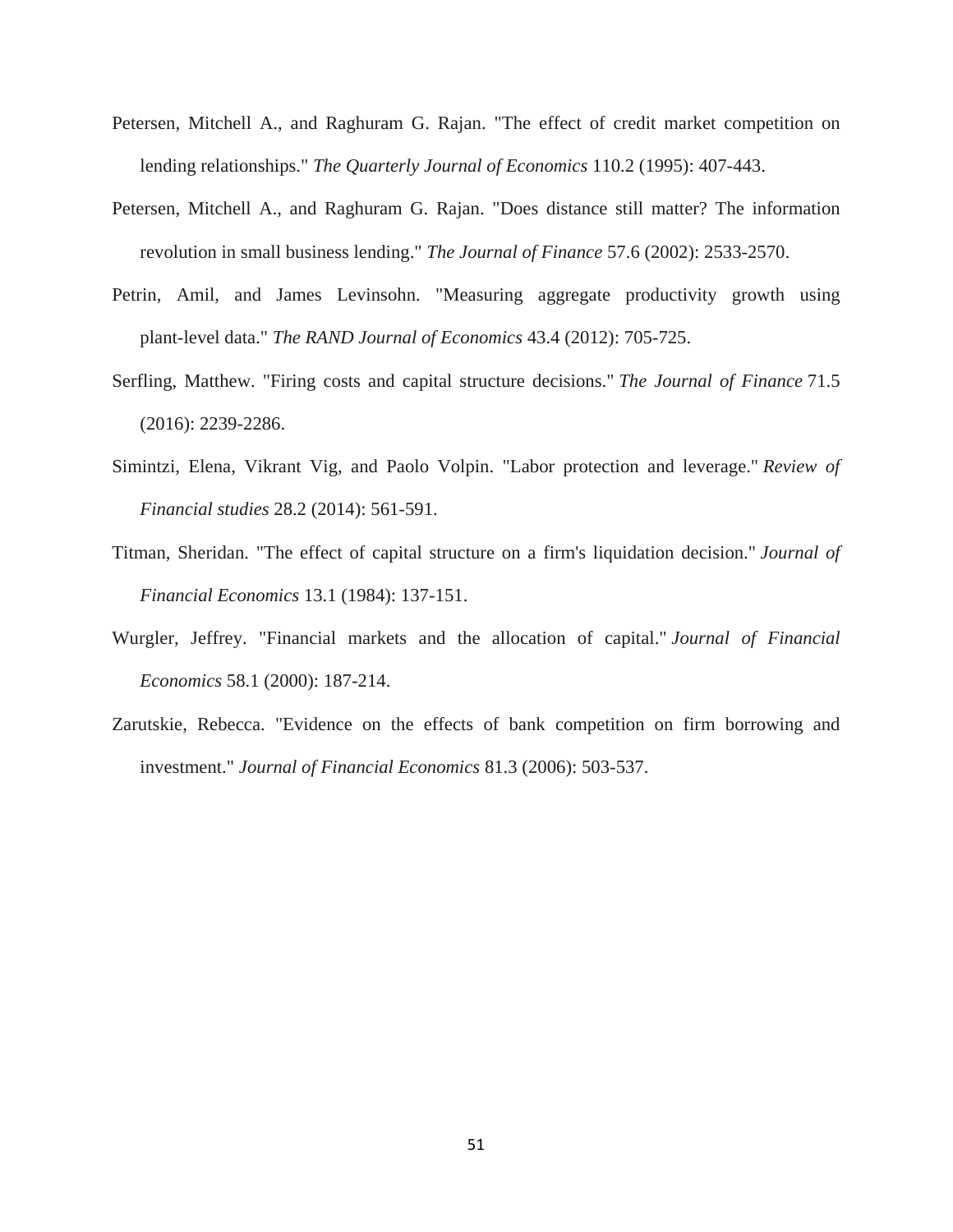Petersen, Mitchell A., and Raghuram G. Rajan. "The effect of credit market competition on lending relationships." *The Quarterly Journal of Economics* 110.2 (1995): 407-443.

Petersen, Mitchell A., and Raghuram G. Rajan. "Does distance still matter? The information revolution in small business lending." *The Journal of Finance* 57.6 (2002): 2533-2570.

Petrin, Amil, and James Levinsohn. "Measuring aggregate productivity growth using plant‐level data." *The RAND Journal of Economics* 43.4 (2012): 705-725.

Serfling, Matthew. "Firing costs and capital structure decisions." *The Journal of Finance* 71.5 (2016): 2239-2286.

Simintzi, Elena, Vikrant Vig, and Paolo Volpin. "Labor protection and leverage." *Review of Financial studies* 28.2 (2014): 561-591.

Titman, Sheridan. "The effect of capital structure on a firm's liquidation decision." *Journal of Financial Economics* 13.1 (1984): 137-151.

Wurgler, Jeffrey. "Financial markets and the allocation of capital." *Journal of Financial Economics* 58.1 (2000): 187-214.

Zarutskie, Rebecca. "Evidence on the effects of bank competition on firm borrowing and investment." *Journal of Financial Economics* 81.3 (2006): 503-537.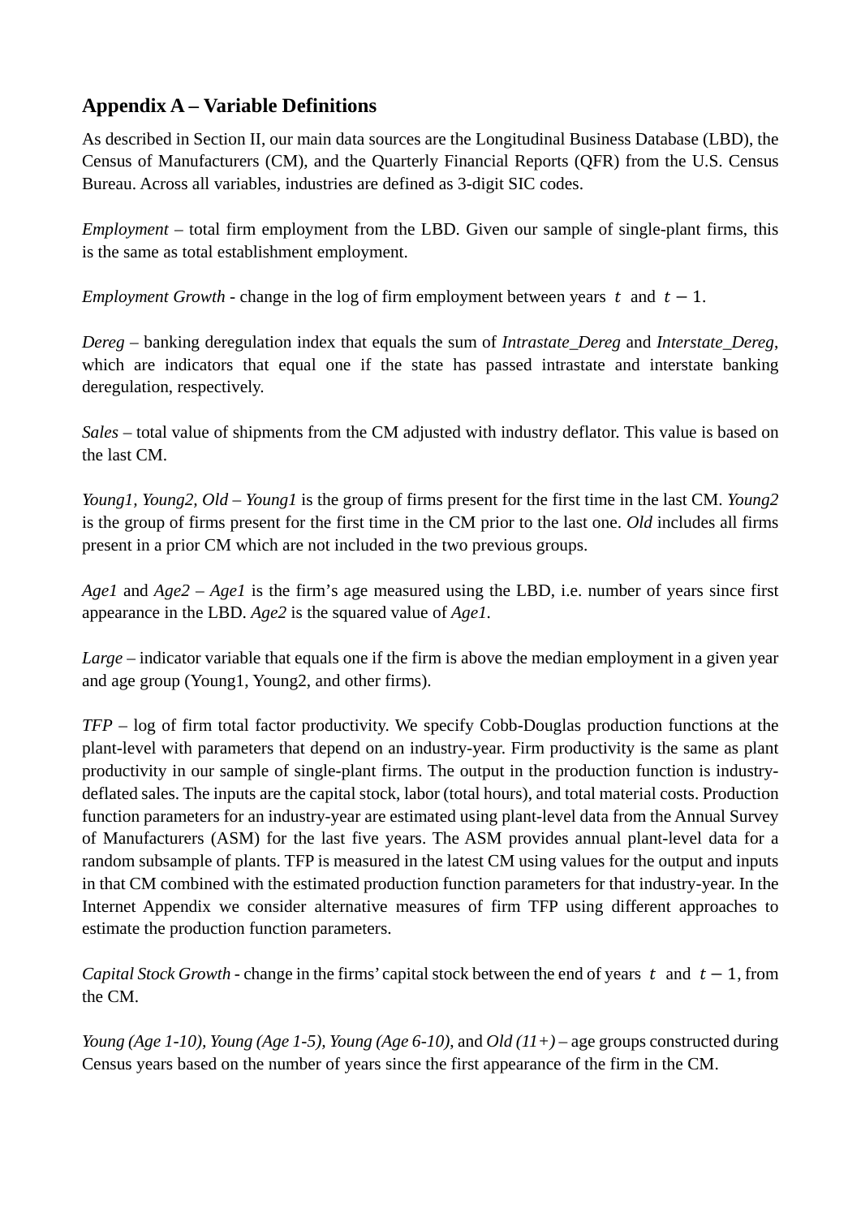## Appendix A – Variable Definitions

As described in Section II, our main data sources are the Longitudinal Business Database (LBD), the Census of Manufacturers (CM), and the Quarterly Financial Reports (QFR) from the U.S. Census Bureau. Across all variables, industries are defined as 3-digit SIC codes.

*Employment* – total firm employment from the LBD. Given our sample of single-plant firms, this is the same as total establishment employment.

*Employment Growth* - change in the log of firm employment between years $t$ and $t-1$.

*Dereg* – banking deregulation index that equals the sum of *Intrastate_Dereg* and *Interstate_Dereg*, which are indicators that equal one if the state has passed intrastate and interstate banking deregulation, respectively.

*Sales* – total value of shipments from the CM adjusted with industry deflator. This value is based on the last CM.

*Young1, Young2, Old* – *Young1* is the group of firms present for the first time in the last CM. *Young2* is the group of firms present for the first time in the CM prior to the last one. *Old* includes all firms present in a prior CM which are not included in the two previous groups.

*Age1* and *Age2* – *Age1* is the firm's age measured using the LBD, i.e. number of years since first appearance in the LBD. *Age2* is the squared value of *Age1*.

*Large* – indicator variable that equals one if the firm is above the median employment in a given year and age group (Young1, Young2, and other firms).

*TFP* – log of firm total factor productivity. We specify Cobb-Douglas production functions at the plant-level with parameters that depend on an industry-year. Firm productivity is the same as plant productivity in our sample of single-plant firms. The output in the production function is industry-deflated sales. The inputs are the capital stock, labor (total hours), and total material costs. Production function parameters for an industry-year are estimated using plant-level data from the Annual Survey of Manufacturers (ASM) for the last five years. The ASM provides annual plant-level data for a random subsample of plants. TFP is measured in the latest CM using values for the output and inputs in that CM combined with the estimated production function parameters for that industry-year. In the Internet Appendix we consider alternative measures of firm TFP using different approaches to estimate the production function parameters.

*Capital Stock Growth* - change in the firms' capital stock between the end of years $t$ and $t-1$, from the CM.

*Young (Age 1-10)*, *Young (Age 1-5)*, *Young (Age 6-10)*, and *Old (11+)* – age groups constructed during Census years based on the number of years since the first appearance of the firm in the CM.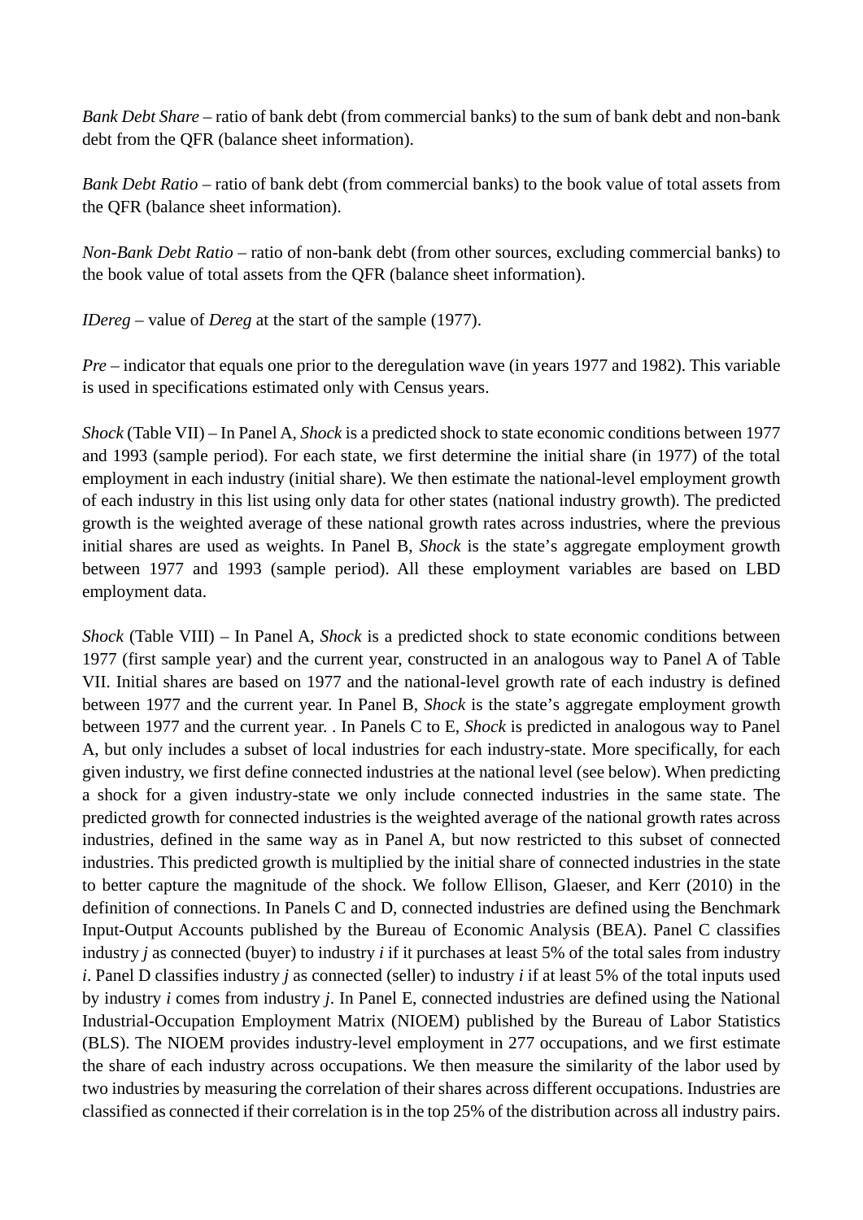*Bank Debt Share* – ratio of bank debt (from commercial banks) to the sum of bank debt and non-bank debt from the QFR (balance sheet information).

*Bank Debt Ratio* – ratio of bank debt (from commercial banks) to the book value of total assets from the QFR (balance sheet information).

*Non-Bank Debt Ratio* – ratio of non-bank debt (from other sources, excluding commercial banks) to the book value of total assets from the QFR (balance sheet information).

*IDereg* – value of *Dereg* at the start of the sample (1977).

*Pre* – indicator that equals one prior to the deregulation wave (in years 1977 and 1982). This variable is used in specifications estimated only with Census years.

*Shock* (Table VII) – In Panel A, *Shock* is a predicted shock to state economic conditions between 1977 and 1993 (sample period). For each state, we first determine the initial share (in 1977) of the total employment in each industry (initial share). We then estimate the national-level employment growth of each industry in this list using only data for other states (national industry growth). The predicted growth is the weighted average of these national growth rates across industries, where the previous initial shares are used as weights. In Panel B, *Shock* is the state's aggregate employment growth between 1977 and 1993 (sample period). All these employment variables are based on LBD employment data.

*Shock* (Table VIII) – In Panel A, *Shock* is a predicted shock to state economic conditions between 1977 (first sample year) and the current year, constructed in an analogous way to Panel A of Table VII. Initial shares are based on 1977 and the national-level growth rate of each industry is defined between 1977 and the current year. In Panel B, *Shock* is the state's aggregate employment growth between 1977 and the current year. . In Panels C to E, *Shock* is predicted in analogous way to Panel A, but only includes a subset of local industries for each industry-state. More specifically, for each given industry, we first define connected industries at the national level (see below). When predicting a shock for a given industry-state we only include connected industries in the same state. The predicted growth for connected industries is the weighted average of the national growth rates across industries, defined in the same way as in Panel A, but now restricted to this subset of connected industries. This predicted growth is multiplied by the initial share of connected industries in the state to better capture the magnitude of the shock. We follow Ellison, Glaeser, and Kerr (2010) in the definition of connections. In Panels C and D, connected industries are defined using the Benchmark Input-Output Accounts published by the Bureau of Economic Analysis (BEA). Panel C classifies industry *j* as connected (buyer) to industry *i* if it purchases at least 5% of the total sales from industry *i*. Panel D classifies industry *j* as connected (seller) to industry *i* if at least 5% of the total inputs used by industry *i* comes from industry *j*. In Panel E, connected industries are defined using the National Industrial-Occupation Employment Matrix (NIOEM) published by the Bureau of Labor Statistics (BLS). The NIOEM provides industry-level employment in 277 occupations, and we first estimate the share of each industry across occupations. We then measure the similarity of the labor used by two industries by measuring the correlation of their shares across different occupations. Industries are classified as connected if their correlation is in the top 25% of the distribution across all industry pairs.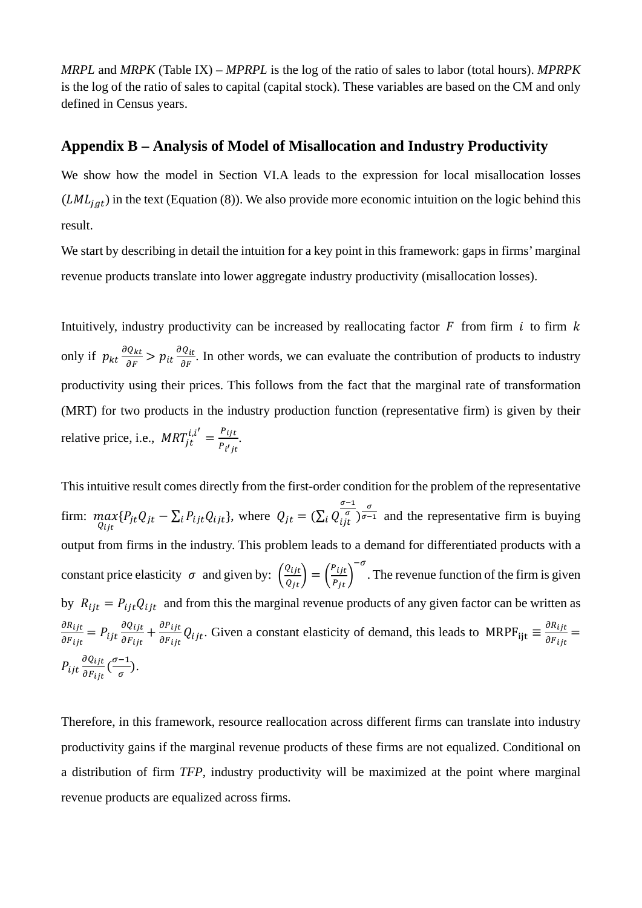*MRPL* and *MRPK* (Table IX) – *MPRPL* is the log of the ratio of sales to labor (total hours). *MPRPK* is the log of the ratio of sales to capital (capital stock). These variables are based on the CM and only defined in Census years.

## Appendix B – Analysis of Model of Misallocation and Industry Productivity

We show how the model in Section VI.A leads to the expression for local misallocation losses ($LML_{jgt}$) in the text (Equation (8)). We also provide more economic intuition on the logic behind this result.

We start by describing in detail the intuition for a key point in this framework: gaps in firms' marginal revenue products translate into lower aggregate industry productivity (misallocation losses).

Intuitively, industry productivity can be increased by reallocating factor $F$ from firm $i$ to firm $k$ only if $p_{kt}\frac{\partial Q_{kt}}{\partial F} > p_{it}\frac{\partial Q_{it}}{\partial F}$. In other words, we can evaluate the contribution of products to industry productivity using their prices. This follows from the fact that the marginal rate of transformation (MRT) for two products in the industry production function (representative firm) is given by their relative price, i.e., $MRT_{jt}^{i,i'} = \frac{P_{ijt}}{P_{i'jt}}$.

This intuitive result comes directly from the first-order condition for the problem of the representative firm: $\max_{Q_{ijt}}\{P_{jt}Q_{jt} - \sum_i P_{ijt}Q_{ijt}\}$, where $Q_{jt} = (\sum_i Q_{ijt}^{\frac{\sigma-1}{\sigma}})^{\frac{\sigma}{\sigma-1}}$ and the representative firm is buying output from firms in the industry. This problem leads to a demand for differentiated products with a constant price elasticity $\sigma$ and given by: $\left(\frac{Q_{ijt}}{Q_{jt}}\right) = \left(\frac{P_{ijt}}{P_{jt}}\right)^{-\sigma}$. The revenue function of the firm is given by $R_{ijt} = P_{ijt}Q_{ijt}$ and from this the marginal revenue products of any given factor can be written as $\frac{\partial R_{ijt}}{\partial F_{ijt}} = P_{ijt}\frac{\partial Q_{ijt}}{\partial F_{ijt}} + \frac{\partial P_{ijt}}{\partial F_{ijt}}Q_{ijt}$. Given a constant elasticity of demand, this leads to $\text{MRPF}_{\text{ijt}} \equiv \frac{\partial R_{ijt}}{\partial F_{ijt}} = P_{ijt}\frac{\partial Q_{ijt}}{\partial F_{ijt}}(\frac{\sigma-1}{\sigma})$.

Therefore, in this framework, resource reallocation across different firms can translate into industry productivity gains if the marginal revenue products of these firms are not equalized. Conditional on a distribution of firm *TFP*, industry productivity will be maximized at the point where marginal revenue products are equalized across firms.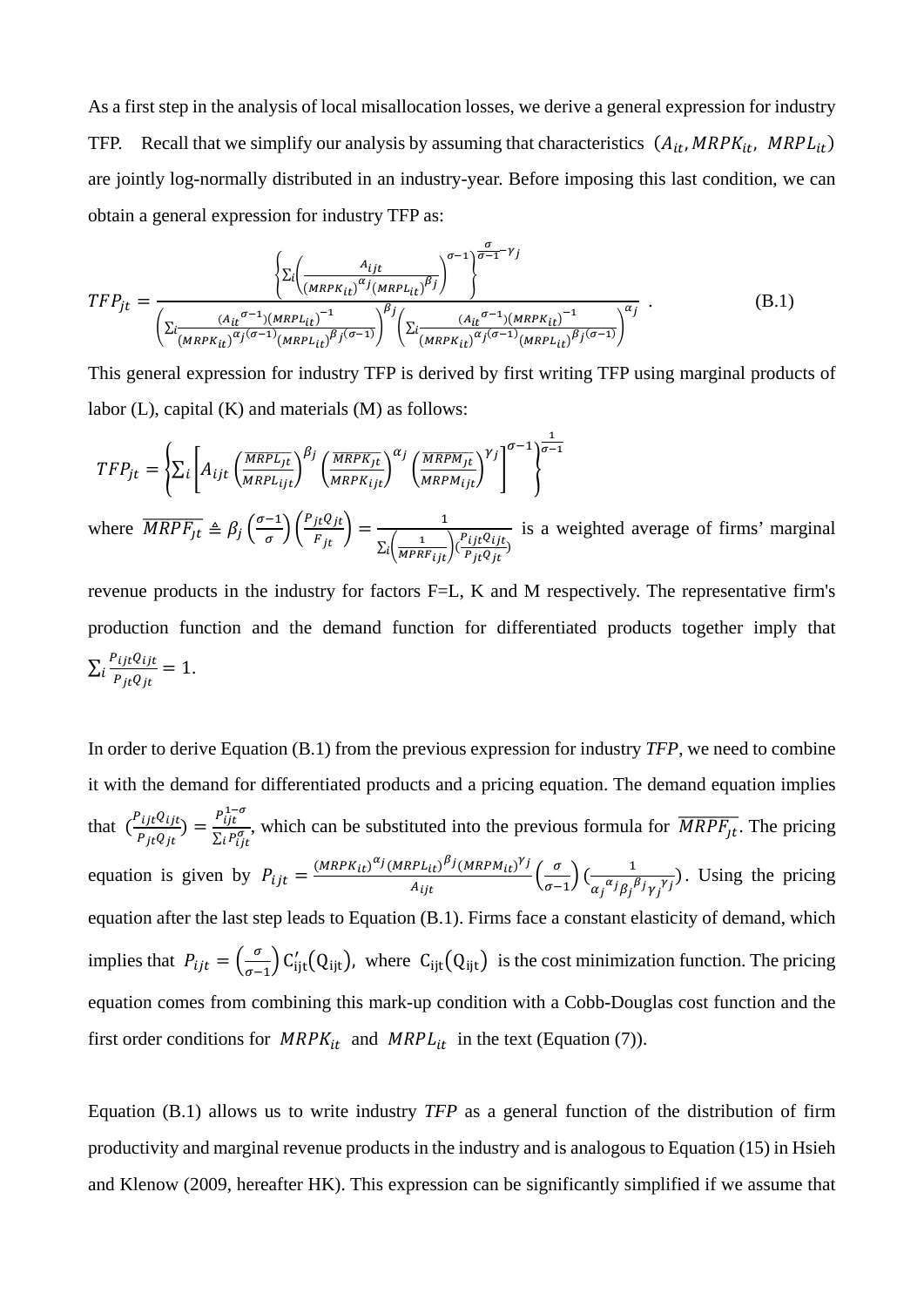As a first step in the analysis of local misallocation losses, we derive a general expression for industry TFP. Recall that we simplify our analysis by assuming that characteristics $(A_{it}, MRPK_{it}, MRPL_{it})$ are jointly log-normally distributed in an industry-year. Before imposing this last condition, we can obtain a general expression for industry TFP as:

$$TFP_{jt} = \frac{\left\{\sum_i \left(\frac{A_{ijt}}{(MRPK_{it})^{\alpha_j}(MRPL_{it})^{\beta_j}}\right)^{\sigma-1}\right\}^{\frac{\sigma}{\sigma-1}-\gamma_j}}{\left(\sum_i \frac{(A_{it}{}^{\sigma-1})(MRPL_{it})^{-1}}{(MRPK_{it})^{\alpha_j(\sigma-1)}(MRPL_{it})^{\beta_j(\sigma-1)}}\right)^{\beta_j}\left(\sum_i \frac{(A_{it}{}^{\sigma-1})(MRPK_{it})^{-1}}{(MRPK_{it})^{\alpha_j(\sigma-1)}(MRPL_{it})^{\beta_j(\sigma-1)}}\right)^{\alpha_j}} \,. \tag{B.1}$$

This general expression for industry TFP is derived by first writing TFP using marginal products of labor (L), capital (K) and materials (M) as follows:

$$TFP_{jt} = \left\{\sum_i \left[A_{ijt}\left(\frac{\overline{MRPL_{jt}}}{MRPL_{ijt}}\right)^{\beta_j}\left(\frac{\overline{MRPK_{jt}}}{MRPK_{ijt}}\right)^{\alpha_j}\left(\frac{\overline{MRPM_{jt}}}{MRPM_{ijt}}\right)^{\gamma_j}\right]^{\sigma-1}\right\}^{\frac{1}{\sigma-1}}$$

where $\overline{MRPF_{jt}} \triangleq \beta_j\left(\frac{\sigma-1}{\sigma}\right)\left(\frac{P_{jt}Q_{jt}}{F_{jt}}\right) = \frac{1}{\sum_i\left(\frac{1}{MPRF_{ijt}}\right)\left(\frac{P_{ijt}Q_{ijt}}{P_{jt}Q_{jt}}\right)}$ is a weighted average of firms' marginal revenue products in the industry for factors F=L, K and M respectively. The representative firm's production function and the demand function for differentiated products together imply that $\sum_i \frac{P_{ijt}Q_{ijt}}{P_{jt}Q_{jt}} = 1$.

In order to derive Equation (B.1) from the previous expression for industry *TFP*, we need to combine it with the demand for differentiated products and a pricing equation. The demand equation implies that $\left(\frac{P_{ijt}Q_{ijt}}{P_{jt}Q_{jt}}\right) = \frac{P_{ijt}^{1-\sigma}}{\sum_i P_{ijt}^{\sigma}}$, which can be substituted into the previous formula for $\overline{MRPF_{jt}}$. The pricing equation is given by $P_{ijt} = \frac{(MRPK_{it})^{\alpha_j}(MRPL_{it})^{\beta_j}(MRPM_{it})^{\gamma_j}}{A_{ijt}}\left(\frac{\sigma}{\sigma-1}\right)\left(\frac{1}{\alpha_j{}^{\alpha_j}\beta_j{}^{\beta_j}\gamma_j{}^{\gamma_j}}\right)$. Using the pricing equation after the last step leads to Equation (B.1). Firms face a constant elasticity of demand, which implies that $P_{ijt} = \left(\frac{\sigma}{\sigma-1}\right)C'_{ijt}(Q_{ijt})$, where $C_{ijt}(Q_{ijt})$ is the cost minimization function. The pricing equation comes from combining this mark-up condition with a Cobb-Douglas cost function and the first order conditions for $MRPK_{it}$ and $MRPL_{it}$ in the text (Equation (7)).

Equation (B.1) allows us to write industry *TFP* as a general function of the distribution of firm productivity and marginal revenue products in the industry and is analogous to Equation (15) in Hsieh and Klenow (2009, hereafter HK). This expression can be significantly simplified if we assume that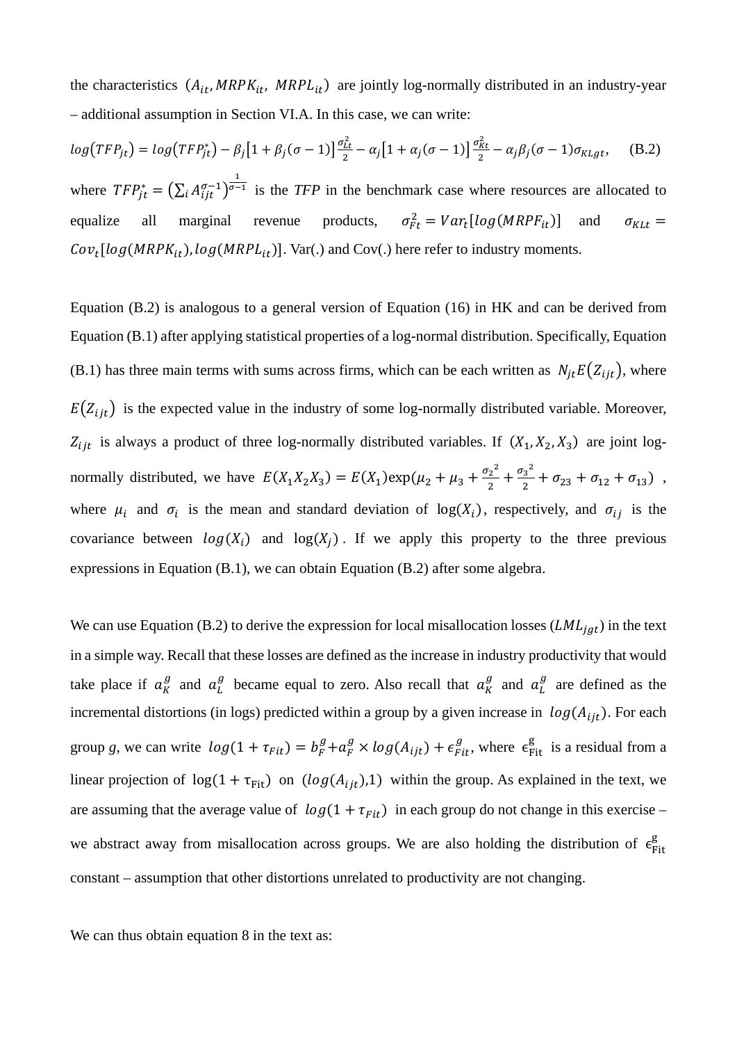the characteristics $(A_{it}, MRPK_{it}, MRPL_{it})$ are jointly log-normally distributed in an industry-year – additional assumption in Section VI.A. In this case, we can write:

$$log(TFP_{jt}) = log(TFP_{jt}^{*}) - \beta_j[1+\beta_j(\sigma-1)]\frac{\sigma_{Lt}^2}{2} - \alpha_j[1+\alpha_j(\sigma-1)]\frac{\sigma_{Kt}^2}{2} - \alpha_j\beta_j(\sigma-1)\sigma_{KLgt}, \quad \text{(B.2)}$$

where $TFP_{jt}^{*} = \left(\sum_i A_{ijt}^{\sigma-1}\right)^{\frac{1}{\sigma-1}}$ is the *TFP* in the benchmark case where resources are allocated to equalize all marginal revenue products, $\sigma_{Ft}^2 = Var_t[log(MRPF_{it})]$ and $\sigma_{KLt} = Cov_t[log(MRPK_{it}), log(MRPL_{it})]$. Var(.) and Cov(.) here refer to industry moments.

Equation (B.2) is analogous to a general version of Equation (16) in HK and can be derived from Equation (B.1) after applying statistical properties of a log-normal distribution. Specifically, Equation (B.1) has three main terms with sums across firms, which can be each written as $N_{jt}E(Z_{ijt})$, where $E(Z_{ijt})$ is the expected value in the industry of some log-normally distributed variable. Moreover, $Z_{ijt}$ is always a product of three log-normally distributed variables. If $(X_1, X_2, X_3)$ are joint log-normally distributed, we have $E(X_1X_2X_3) = E(X_1)\exp(\mu_2 + \mu_3 + \frac{\sigma_2{}^2}{2} + \frac{\sigma_3{}^2}{2} + \sigma_{23} + \sigma_{12} + \sigma_{13})$, where $\mu_i$ and $\sigma_i$ is the mean and standard deviation of $\log(X_i)$, respectively, and $\sigma_{ij}$ is the covariance between $log(X_i)$ and $\log(X_j)$. If we apply this property to the three previous expressions in Equation (B.1), we can obtain Equation (B.2) after some algebra.

We can use Equation (B.2) to derive the expression for local misallocation losses ($LML_{jgt}$) in the text in a simple way. Recall that these losses are defined as the increase in industry productivity that would take place if $a_K^g$ and $a_L^g$ became equal to zero. Also recall that $a_K^g$ and $a_L^g$ are defined as the incremental distortions (in logs) predicted within a group by a given increase in $log(A_{ijt})$. For each group *g*, we can write $log(1+\tau_{Fit}) = b_F^g + a_F^g \times log(A_{ijt}) + \epsilon_{Fit}^g$, where $\epsilon_{\mathrm{Fit}}^{\mathrm{g}}$ is a residual from a linear projection of $\log(1+\tau_{\mathrm{Fit}})$ on $(log(A_{ijt}),1)$ within the group. As explained in the text, we are assuming that the average value of $log(1+\tau_{Fit})$ in each group do not change in this exercise – we abstract away from misallocation across groups. We are also holding the distribution of $\epsilon_{\mathrm{Fit}}^{\mathrm{g}}$ constant – assumption that other distortions unrelated to productivity are not changing.

We can thus obtain equation 8 in the text as: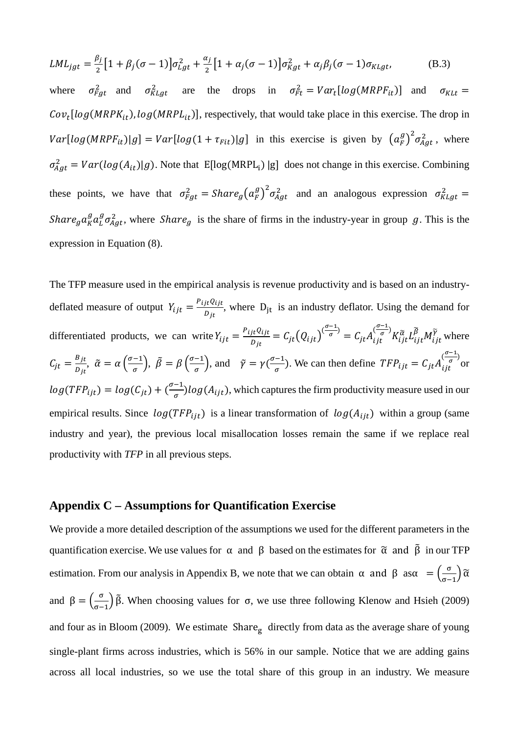$$LML_{jgt} = \frac{\beta_j}{2}\left[1 + \beta_j(\sigma - 1)\right]\sigma_{Lgt}^2 + \frac{\alpha_j}{2}\left[1 + \alpha_j(\sigma - 1)\right]\sigma_{Kgt}^2 + \alpha_j\beta_j(\sigma - 1)\sigma_{KLgt}, \qquad \text{(B.3)}$$

where $\sigma_{Fgt}^2$ and $\sigma_{KLgt}^2$ are the drops in $\sigma_{Ft}^2 = Var_t[log(MRPF_{it})]$ and $\sigma_{KLt} = Cov_t[log(MRPK_{it}), log(MRPL_{it})]$, respectively, that would take place in this exercise. The drop in $Var[log(MRPF_{it})|g] = Var[log(1 + \tau_{Fit})|g]$ in this exercise is given by $\left(a_F^g\right)^2\sigma_{Agt}^2$, where $\sigma_{Agt}^2 = Var(log(A_{it})|g)$. Note that $E[\log(MRPL_i)\,|g]$ does not change in this exercise. Combining these points, we have that $\sigma_{Fgt}^2 = Share_g\left(a_F^g\right)^2\sigma_{Agt}^2$ and an analogous expression $\sigma_{KLgt}^2 = Share_g a_K^g a_L^g \sigma_{Agt}^2$, where $Share_g$ is the share of firms in the industry-year in group $g$. This is the expression in Equation (8).

The TFP measure used in the empirical analysis is revenue productivity and is based on an industry-deflated measure of output $Y_{ijt} = \frac{P_{ijt}Q_{ijt}}{D_{jt}}$, where $D_{jt}$ is an industry deflator. Using the demand for differentiated products, we can write $Y_{ijt} = \frac{P_{ijt}Q_{ijt}}{D_{jt}} = C_{jt}\left(Q_{ijt}\right)^{\left(\frac{\sigma-1}{\sigma}\right)} = C_{jt}A_{ijt}^{\left(\frac{\sigma-1}{\sigma}\right)}K_{ijt}^{\tilde{\alpha}}L_{ijt}^{\tilde{\beta}}M_{ijt}^{\tilde{\gamma}}$ where $C_{jt} = \frac{B_{jt}}{D_{jt}}$, $\tilde{\alpha} = \alpha\left(\frac{\sigma-1}{\sigma}\right)$, $\tilde{\beta} = \beta\left(\frac{\sigma-1}{\sigma}\right)$, and $\tilde{\gamma} = \gamma\left(\frac{\sigma-1}{\sigma}\right)$. We can then define $TFP_{ijt} = C_{jt}A_{ijt}^{\left(\frac{\sigma-1}{\sigma}\right)}$ or $log(TFP_{ijt}) = log(C_{jt}) + \left(\frac{\sigma-1}{\sigma}\right)log(A_{ijt})$, which captures the firm productivity measure used in our empirical results. Since $log(TFP_{ijt})$ is a linear transformation of $log(A_{ijt})$ within a group (same industry and year), the previous local misallocation losses remain the same if we replace real productivity with *TFP* in all previous steps.

## Appendix C – Assumptions for Quantification Exercise

We provide a more detailed description of the assumptions we used for the different parameters in the quantification exercise. We use values for $\alpha$ and $\beta$ based on the estimates for $\tilde{\alpha}$ and $\tilde{\beta}$ in our TFP estimation. From our analysis in Appendix B, we note that we can obtain $\alpha$ and $\beta$ as $\alpha = \left(\frac{\sigma}{\sigma-1}\right)\tilde{\alpha}$ and $\beta = \left(\frac{\sigma}{\sigma-1}\right)\tilde{\beta}$. When choosing values for $\sigma$, we use three following Klenow and Hsieh (2009) and four as in Bloom (2009). We estimate $\text{Share}_g$ directly from data as the average share of young single-plant firms across industries, which is 56% in our sample. Notice that we are adding gains across all local industries, so we use the total share of this group in an industry. We measure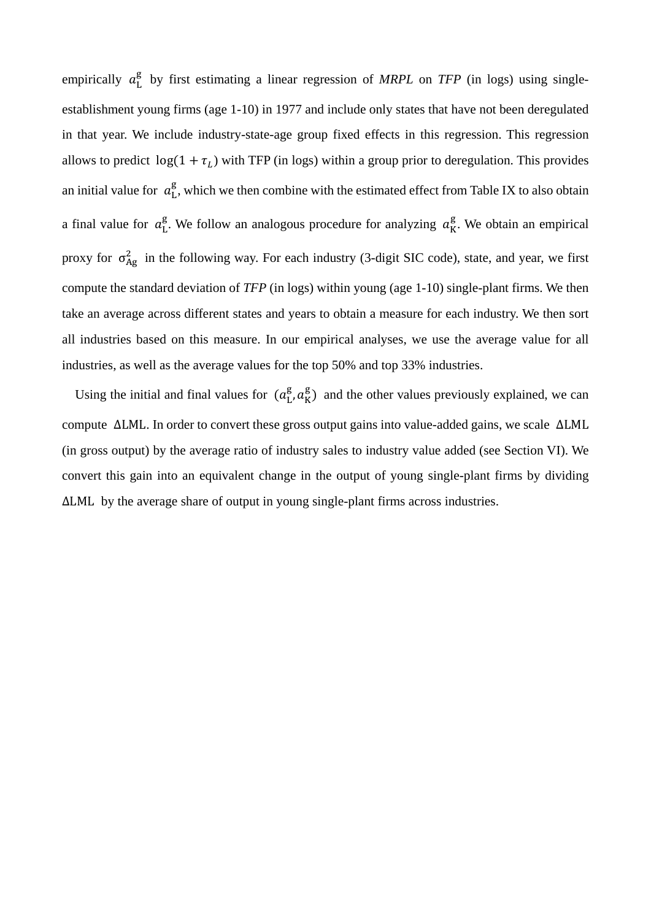empirically $a_{\mathrm{L}}^{\mathrm{g}}$ by first estimating a linear regression of *MRPL* on *TFP* (in logs) using single-establishment young firms (age 1-10) in 1977 and include only states that have not been deregulated in that year. We include industry-state-age group fixed effects in this regression. This regression allows to predict $\log(1+\tau_L)$ with TFP (in logs) within a group prior to deregulation. This provides an initial value for $a_{\mathrm{L}}^{\mathrm{g}}$, which we then combine with the estimated effect from Table IX to also obtain a final value for $a_{\mathrm{L}}^{\mathrm{g}}$. We follow an analogous procedure for analyzing $a_{\mathrm{K}}^{\mathrm{g}}$. We obtain an empirical proxy for $\sigma_{\mathrm{Ag}}^2$ in the following way. For each industry (3-digit SIC code), state, and year, we first compute the standard deviation of *TFP* (in logs) within young (age 1-10) single-plant firms. We then take an average across different states and years to obtain a measure for each industry. We then sort all industries based on this measure. In our empirical analyses, we use the average value for all industries, as well as the average values for the top 50% and top 33% industries.

Using the initial and final values for $(a_{\mathrm{L}}^{\mathrm{g}}, a_{\mathrm{K}}^{\mathrm{g}})$ and the other values previously explained, we can compute $\Delta\mathrm{LML}$. In order to convert these gross output gains into value-added gains, we scale $\Delta\mathrm{LML}$ (in gross output) by the average ratio of industry sales to industry value added (see Section VI). We convert this gain into an equivalent change in the output of young single-plant firms by dividing $\Delta\mathrm{LML}$ by the average share of output in young single-plant firms across industries.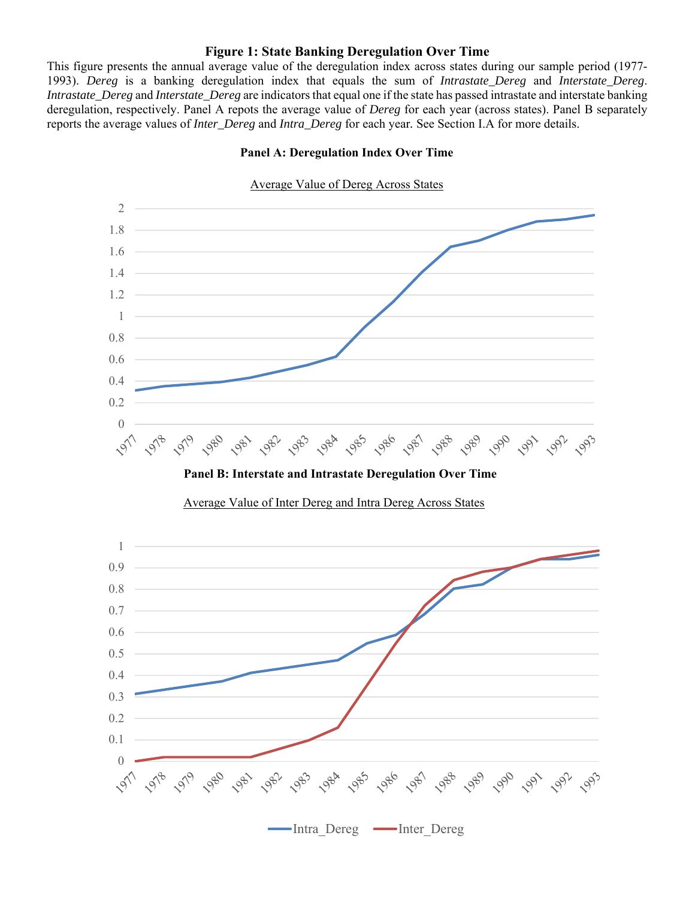**Figure 1: State Banking Deregulation Over Time**

This figure presents the annual average value of the deregulation index across states during our sample period (1977-1993). *Dereg* is a banking deregulation index that equals the sum of *Intrastate_Dereg* and *Interstate_Dereg*. *Intrastate_Dereg* and *Interstate_Dereg* are indicators that equal one if the state has passed intrastate and interstate banking deregulation, respectively. Panel A repots the average value of *Dereg* for each year (across states). Panel B separately reports the average values of *Inter_Dereg* and *Intra_Dereg* for each year. See Section I.A for more details.

**Panel A: Deregulation Index Over Time**

Average Value of Dereg Across States

**Panel B: Interstate and Intrastate Deregulation Over Time**

Average Value of Inter Dereg and Intra Dereg Across States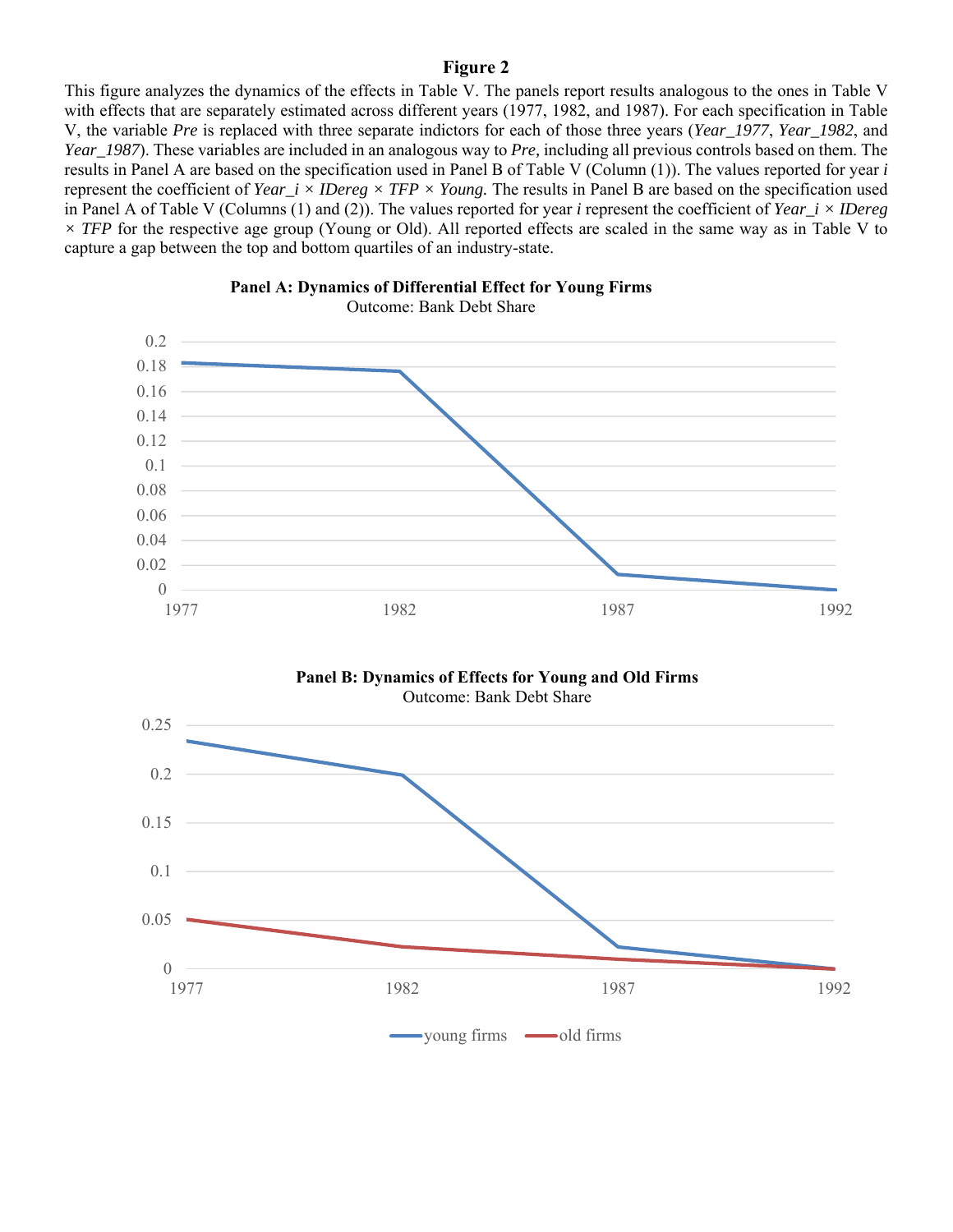**Figure 2**

This figure analyzes the dynamics of the effects in Table V. The panels report results analogous to the ones in Table V with effects that are separately estimated across different years (1977, 1982, and 1987). For each specification in Table V, the variable *Pre* is replaced with three separate indictors for each of those three years (*Year_1977*, *Year_1982*, and *Year_1987*). These variables are included in an analogous way to *Pre,* including all previous controls based on them. The results in Panel A are based on the specification used in Panel B of Table V (Column (1)). The values reported for year *i* represent the coefficient of *Year_i × IDereg × TFP × Young.* The results in Panel B are based on the specification used in Panel A of Table V (Columns (1) and (2)). The values reported for year *i* represent the coefficient of *Year_i × IDereg × TFP* for the respective age group (Young or Old). All reported effects are scaled in the same way as in Table V to capture a gap between the top and bottom quartiles of an industry-state.

**Panel A: Dynamics of Differential Effect for Young Firms**

Outcome: Bank Debt Share

**Panel B: Dynamics of Effects for Young and Old Firms**

Outcome: Bank Debt Share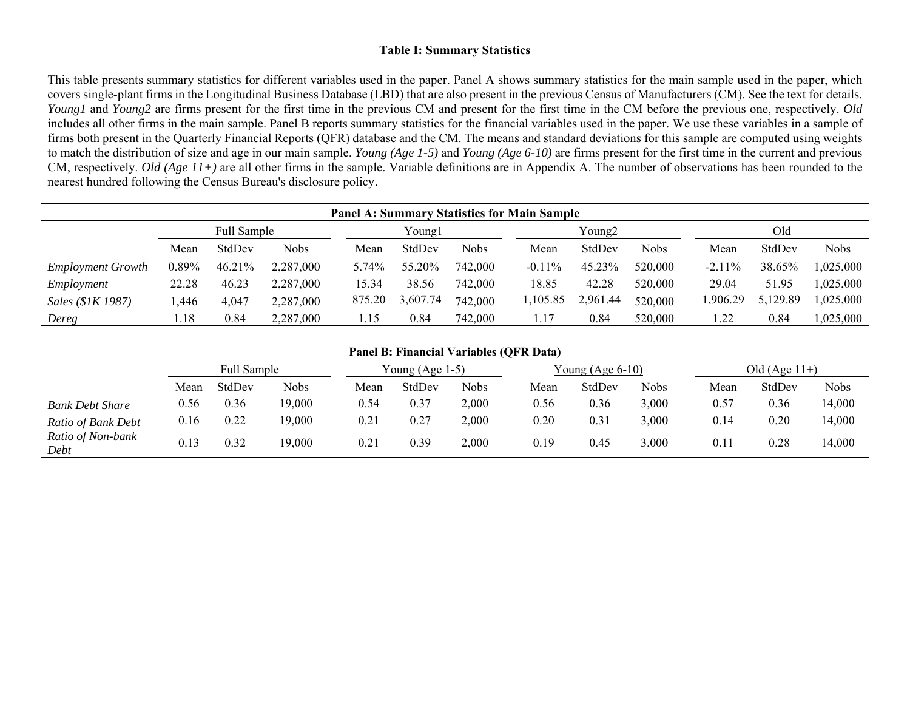**Table I: Summary Statistics**

This table presents summary statistics for different variables used in the paper. Panel A shows summary statistics for the main sample used in the paper, which covers single-plant firms in the Longitudinal Business Database (LBD) that are also present in the previous Census of Manufacturers (CM). See the text for details. *Young1* and *Young2* are firms present for the first time in the previous CM and present for the first time in the CM before the previous one, respectively. *Old* includes all other firms in the main sample. Panel B reports summary statistics for the financial variables used in the paper. We use these variables in a sample of firms both present in the Quarterly Financial Reports (QFR) database and the CM. The means and standard deviations for this sample are computed using weights to match the distribution of size and age in our main sample. *Young (Age 1-5)* and *Young (Age 6-10)* are firms present for the first time in the current and previous CM, respectively. *Old (Age 11+)* are all other firms in the sample. Variable definitions are in Appendix A. The number of observations has been rounded to the nearest hundred following the Census Bureau's disclosure policy.

**Panel A: Summary Statistics for Main Sample**

| | Full Sample | | | Young1 | | | Young2 | | | Old | | |
|---|---|---|---|---|---|---|---|---|---|---|---|---|
| | Mean | StdDev | Nobs | Mean | StdDev | Nobs | Mean | StdDev | Nobs | Mean | StdDev | Nobs |
| *Employment Growth* | 0.89% | 46.21% | 2,287,000 | 5.74% | 55.20% | 742,000 | -0.11% | 45.23% | 520,000 | -2.11% | 38.65% | 1,025,000 |
| *Employment* | 22.28 | 46.23 | 2,287,000 | 15.34 | 38.56 | 742,000 | 18.85 | 42.28 | 520,000 | 29.04 | 51.95 | 1,025,000 |
| *Sales ($1K 1987)* | 1,446 | 4,047 | 2,287,000 | 875.20 | 3,607.74 | 742,000 | 1,105.85 | 2,961.44 | 520,000 | 1,906.29 | 5,129.89 | 1,025,000 |
| *Dereg* | 1.18 | 0.84 | 2,287,000 | 1.15 | 0.84 | 742,000 | 1.17 | 0.84 | 520,000 | 1.22 | 0.84 | 1,025,000 |

**Panel B: Financial Variables (QFR Data)**

| | Full Sample | | | Young (Age 1-5) | | | Young (Age 6-10) | | | Old (Age 11+) | | |
|---|---|---|---|---|---|---|---|---|---|---|---|---|
| | Mean | StdDev | Nobs | Mean | StdDev | Nobs | Mean | StdDev | Nobs | Mean | StdDev | Nobs |
| *Bank Debt Share* | 0.56 | 0.36 | 19,000 | 0.54 | 0.37 | 2,000 | 0.56 | 0.36 | 3,000 | 0.57 | 0.36 | 14,000 |
| *Ratio of Bank Debt* | 0.16 | 0.22 | 19,000 | 0.21 | 0.27 | 2,000 | 0.20 | 0.31 | 3,000 | 0.14 | 0.20 | 14,000 |
| *Ratio of Non-bank Debt* | 0.13 | 0.32 | 19,000 | 0.21 | 0.39 | 2,000 | 0.19 | 0.45 | 3,000 | 0.11 | 0.28 | 14,000 |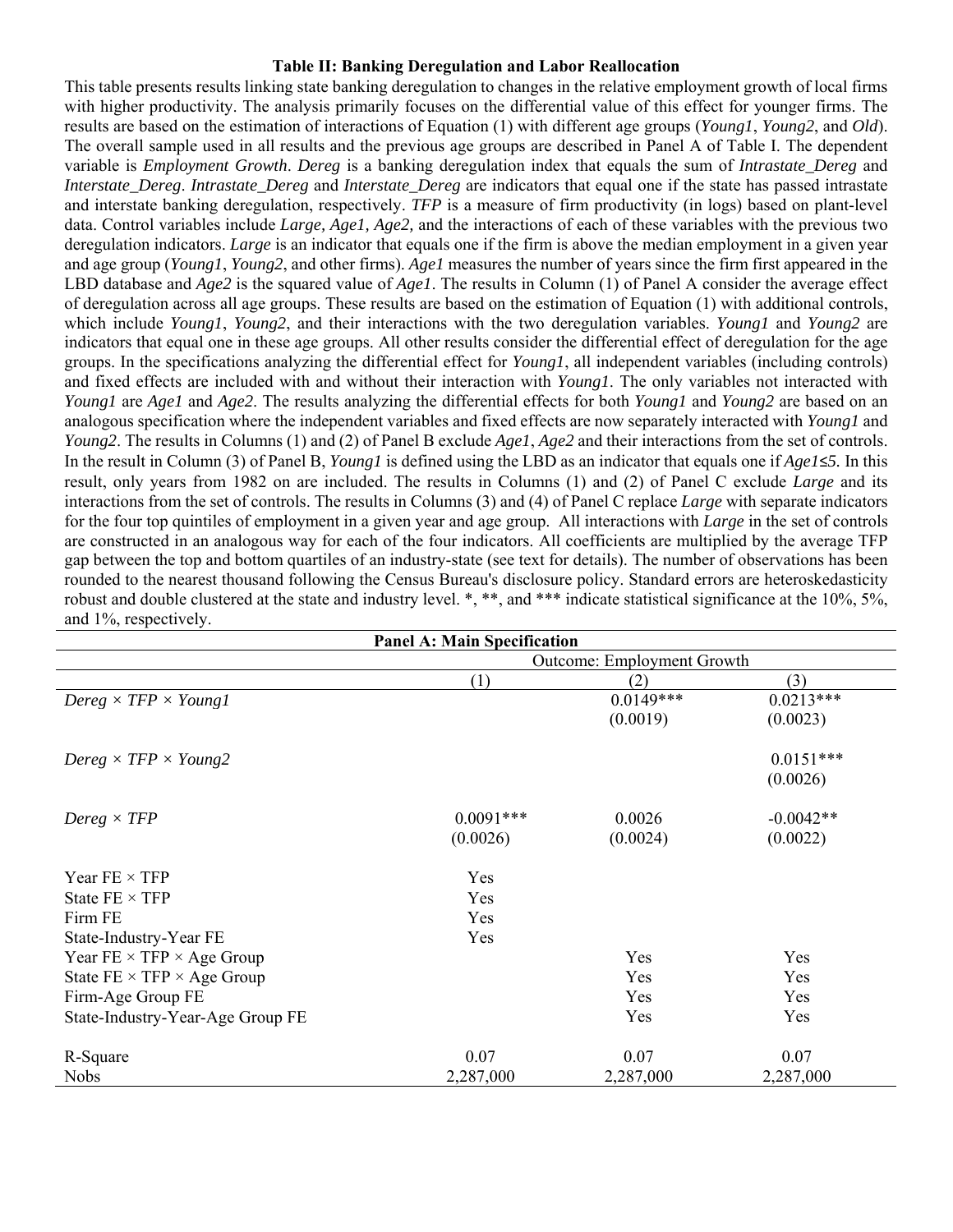**Table II: Banking Deregulation and Labor Reallocation**

This table presents results linking state banking deregulation to changes in the relative employment growth of local firms with higher productivity. The analysis primarily focuses on the differential value of this effect for younger firms. The results are based on the estimation of interactions of Equation (1) with different age groups (*Young1*, *Young2*, and *Old*). The overall sample used in all results and the previous age groups are described in Panel A of Table I. The dependent variable is *Employment Growth*. *Dereg* is a banking deregulation index that equals the sum of *Intrastate_Dereg* and *Interstate_Dereg*. *Intrastate_Dereg* and *Interstate_Dereg* are indicators that equal one if the state has passed intrastate and interstate banking deregulation, respectively. *TFP* is a measure of firm productivity (in logs) based on plant-level data. Control variables include *Large, Age1, Age2,* and the interactions of each of these variables with the previous two deregulation indicators. *Large* is an indicator that equals one if the firm is above the median employment in a given year and age group (*Young1*, *Young2*, and other firms). *Age1* measures the number of years since the firm first appeared in the LBD database and *Age2* is the squared value of *Age1*. The results in Column (1) of Panel A consider the average effect of deregulation across all age groups. These results are based on the estimation of Equation (1) with additional controls, which include *Young1*, *Young2*, and their interactions with the two deregulation variables. *Young1* and *Young2* are indicators that equal one in these age groups. All other results consider the differential effect of deregulation for the age groups. In the specifications analyzing the differential effect for *Young1*, all independent variables (including controls) and fixed effects are included with and without their interaction with *Young1*. The only variables not interacted with *Young1* are *Age1* and *Age2*. The results analyzing the differential effects for both *Young1* and *Young2* are based on an analogous specification where the independent variables and fixed effects are now separately interacted with *Young1* and *Young2*. The results in Columns (1) and (2) of Panel B exclude *Age1*, *Age2* and their interactions from the set of controls. In the result in Column (3) of Panel B, *Young1* is defined using the LBD as an indicator that equals one if $Age1 \leq 5$. In this result, only years from 1982 on are included. The results in Columns (1) and (2) of Panel C exclude *Large* and its interactions from the set of controls. The results in Columns (3) and (4) of Panel C replace *Large* with separate indicators for the four top quintiles of employment in a given year and age group. All interactions with *Large* in the set of controls are constructed in an analogous way for each of the four indicators. All coefficients are multiplied by the average TFP gap between the top and bottom quartiles of an industry-state (see text for details). The number of observations has been rounded to the nearest thousand following the Census Bureau's disclosure policy. Standard errors are heteroskedasticity robust and double clustered at the state and industry level. \*, \*\*, and \*\*\* indicate statistical significance at the 10%, 5%, and 1%, respectively.

**Panel A: Main Specification**

| | Outcome: Employment Growth | | |
|---|---|---|---|
| | (1) | (2) | (3) |
| *Dereg × TFP × Young1* | | 0.0149*** | 0.0213*** |
| | | (0.0019) | (0.0023) |
| *Dereg × TFP × Young2* | | | 0.0151*** |
| | | | (0.0026) |
| *Dereg × TFP* | 0.0091*** | 0.0026 | -0.0042** |
| | (0.0026) | (0.0024) | (0.0022) |
| Year FE × TFP | Yes | | |
| State FE × TFP | Yes | | |
| Firm FE | Yes | | |
| State-Industry-Year FE | Yes | | |
| Year FE × TFP × Age Group | | Yes | Yes |
| State FE × TFP × Age Group | | Yes | Yes |
| Firm-Age Group FE | | Yes | Yes |
| State-Industry-Year-Age Group FE | | Yes | Yes |
| R-Square | 0.07 | 0.07 | 0.07 |
| Nobs | 2,287,000 | 2,287,000 | 2,287,000 |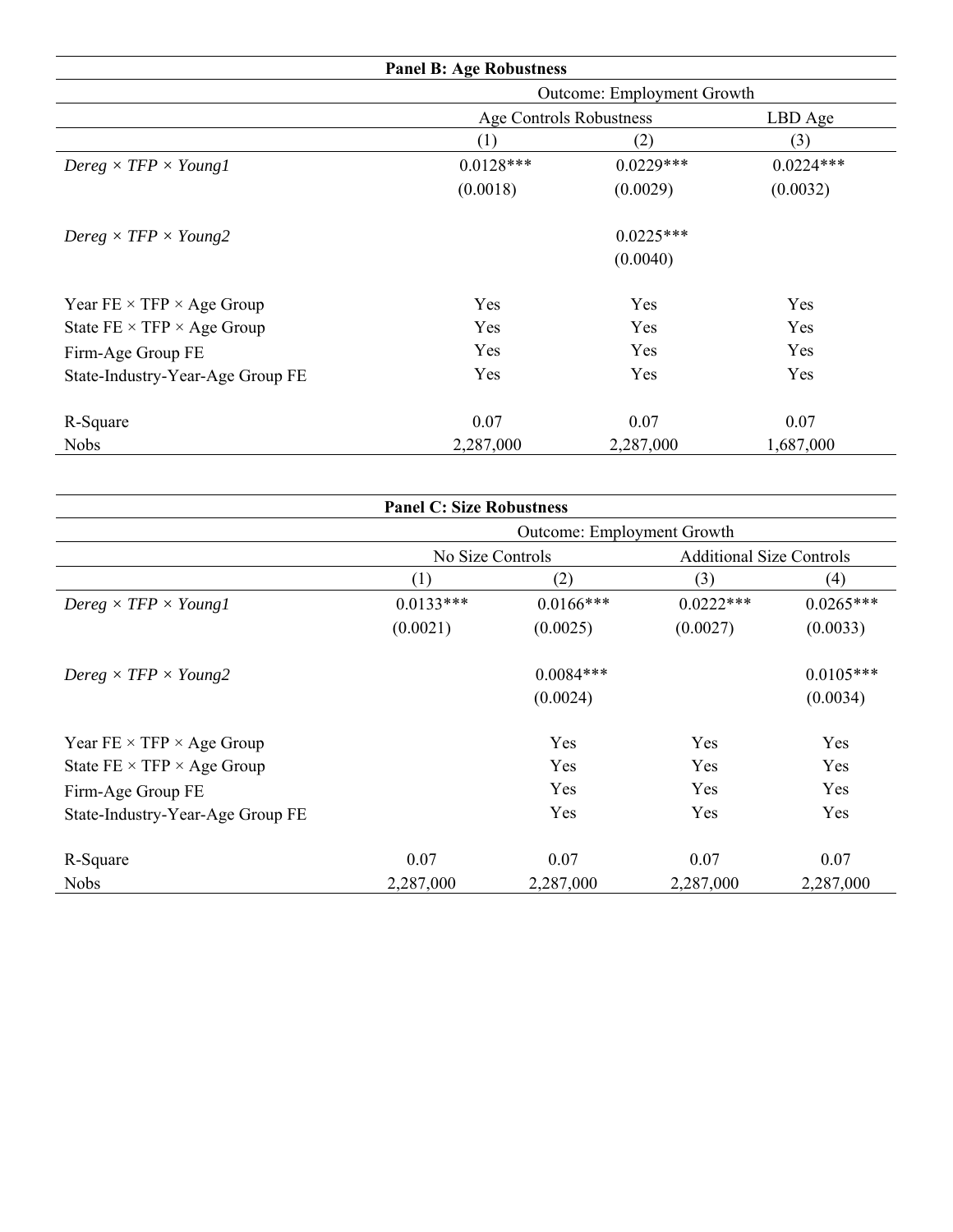**Panel B: Age Robustness**

| | Outcome: Employment Growth | | |
|---|---|---|---|
| | Age Controls Robustness | | LBD Age |
| | (1) | (2) | (3) |
| *Dereg × TFP × Young1* | 0.0128*** | 0.0229*** | 0.0224*** |
| | (0.0018) | (0.0029) | (0.0032) |
| *Dereg × TFP × Young2* | | 0.0225*** | |
| | | (0.0040) | |
| Year FE × TFP × Age Group | Yes | Yes | Yes |
| State FE × TFP × Age Group | Yes | Yes | Yes |
| Firm-Age Group FE | Yes | Yes | Yes |
| State-Industry-Year-Age Group FE | Yes | Yes | Yes |
| R-Square | 0.07 | 0.07 | 0.07 |
| Nobs | 2,287,000 | 2,287,000 | 1,687,000 |

**Panel C: Size Robustness**

| | Outcome: Employment Growth | | | |
|---|---|---|---|---|
| | No Size Controls | | Additional Size Controls | |
| | (1) | (2) | (3) | (4) |
| *Dereg × TFP × Young1* | 0.0133*** | 0.0166*** | 0.0222*** | 0.0265*** |
| | (0.0021) | (0.0025) | (0.0027) | (0.0033) |
| *Dereg × TFP × Young2* | | 0.0084*** | | 0.0105*** |
| | | (0.0024) | | (0.0034) |
| Year FE × TFP × Age Group | | Yes | Yes | Yes |
| State FE × TFP × Age Group | | Yes | Yes | Yes |
| Firm-Age Group FE | | Yes | Yes | Yes |
| State-Industry-Year-Age Group FE | | Yes | Yes | Yes |
| R-Square | 0.07 | 0.07 | 0.07 | 0.07 |
| Nobs | 2,287,000 | 2,287,000 | 2,287,000 | 2,287,000 |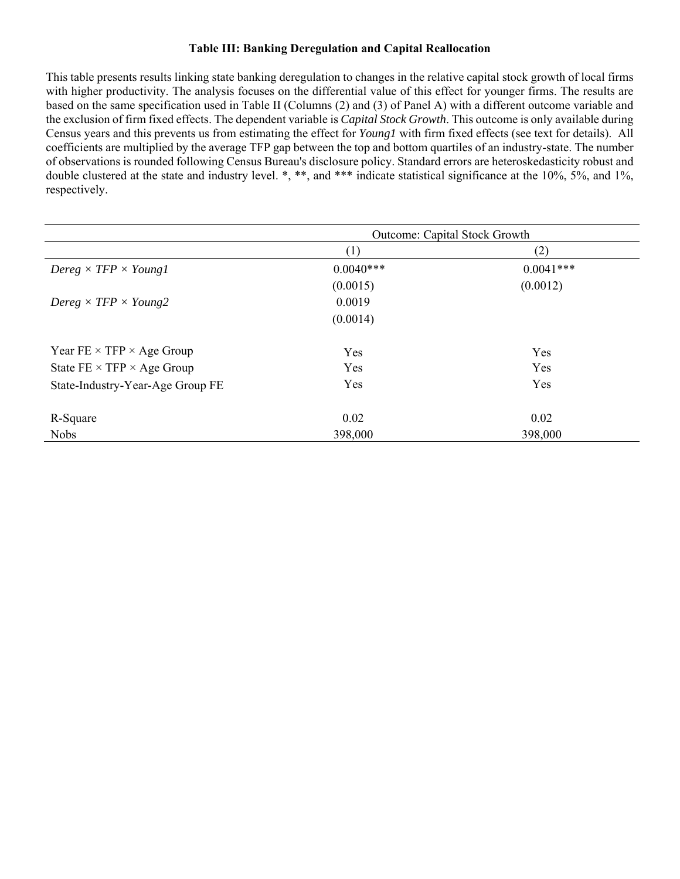**Table III: Banking Deregulation and Capital Reallocation**

This table presents results linking state banking deregulation to changes in the relative capital stock growth of local firms with higher productivity. The analysis focuses on the differential value of this effect for younger firms. The results are based on the same specification used in Table II (Columns (2) and (3) of Panel A) with a different outcome variable and the exclusion of firm fixed effects. The dependent variable is *Capital Stock Growth*. This outcome is only available during Census years and this prevents us from estimating the effect for *Young1* with firm fixed effects (see text for details). All coefficients are multiplied by the average TFP gap between the top and bottom quartiles of an industry-state. The number of observations is rounded following Census Bureau's disclosure policy. Standard errors are heteroskedasticity robust and double clustered at the state and industry level. *, **, and *** indicate statistical significance at the 10%, 5%, and 1%, respectively.

| | Outcome: Capital Stock Growth | |
|---|---|---|
| | (1) | (2) |
| *Dereg × TFP × Young1* | 0.0040*** | 0.0041*** |
| | (0.0015) | (0.0012) |
| *Dereg × TFP × Young2* | 0.0019 | |
| | (0.0014) | |
| Year FE × TFP × Age Group | Yes | Yes |
| State FE × TFP × Age Group | Yes | Yes |
| State-Industry-Year-Age Group FE | Yes | Yes |
| R-Square | 0.02 | 0.02 |
| Nobs | 398,000 | 398,000 |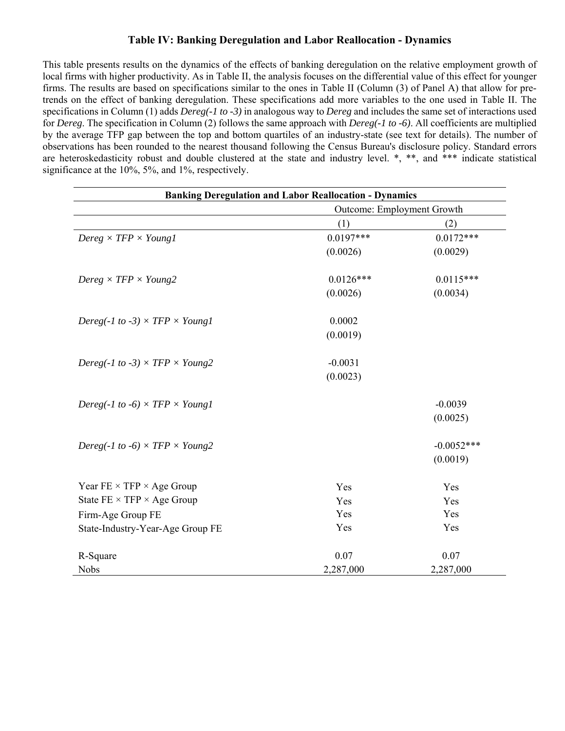# Table IV: Banking Deregulation and Labor Reallocation - Dynamics

This table presents results on the dynamics of the effects of banking deregulation on the relative employment growth of local firms with higher productivity. As in Table II, the analysis focuses on the differential value of this effect for younger firms. The results are based on specifications similar to the ones in Table II (Column (3) of Panel A) that allow for pre-trends on the effect of banking deregulation. These specifications add more variables to the one used in Table II. The specifications in Column (1) adds *Dereg(-1 to -3)* in analogous way to *Dereg* and includes the same set of interactions used for *Dereg*. The specification in Column (2) follows the same approach with *Dereg(-1 to -6)*. All coefficients are multiplied by the average TFP gap between the top and bottom quartiles of an industry-state (see text for details). The number of observations has been rounded to the nearest thousand following the Census Bureau's disclosure policy. Standard errors are heteroskedasticity robust and double clustered at the state and industry level. *, **, and *** indicate statistical significance at the 10%, 5%, and 1%, respectively.

| **Banking Deregulation and Labor Reallocation - Dynamics** | | |
|---|---|---|
| | Outcome: Employment Growth | |
| | (1) | (2) |
| *Dereg × TFP × Young1* | 0.0197*** | 0.0172*** |
| | (0.0026) | (0.0029) |
| *Dereg × TFP × Young2* | 0.0126*** | 0.0115*** |
| | (0.0026) | (0.0034) |
| *Dereg(-1 to -3) × TFP × Young1* | 0.0002 | |
| | (0.0019) | |
| *Dereg(-1 to -3) × TFP × Young2* | -0.0031 | |
| | (0.0023) | |
| *Dereg(-1 to -6) × TFP × Young1* | | -0.0039 |
| | | (0.0025) |
| *Dereg(-1 to -6) × TFP × Young2* | | -0.0052*** |
| | | (0.0019) |
| Year FE × TFP × Age Group | Yes | Yes |
| State FE × TFP × Age Group | Yes | Yes |
| Firm-Age Group FE | Yes | Yes |
| State-Industry-Year-Age Group FE | Yes | Yes |
| R-Square | 0.07 | 0.07 |
| Nobs | 2,287,000 | 2,287,000 |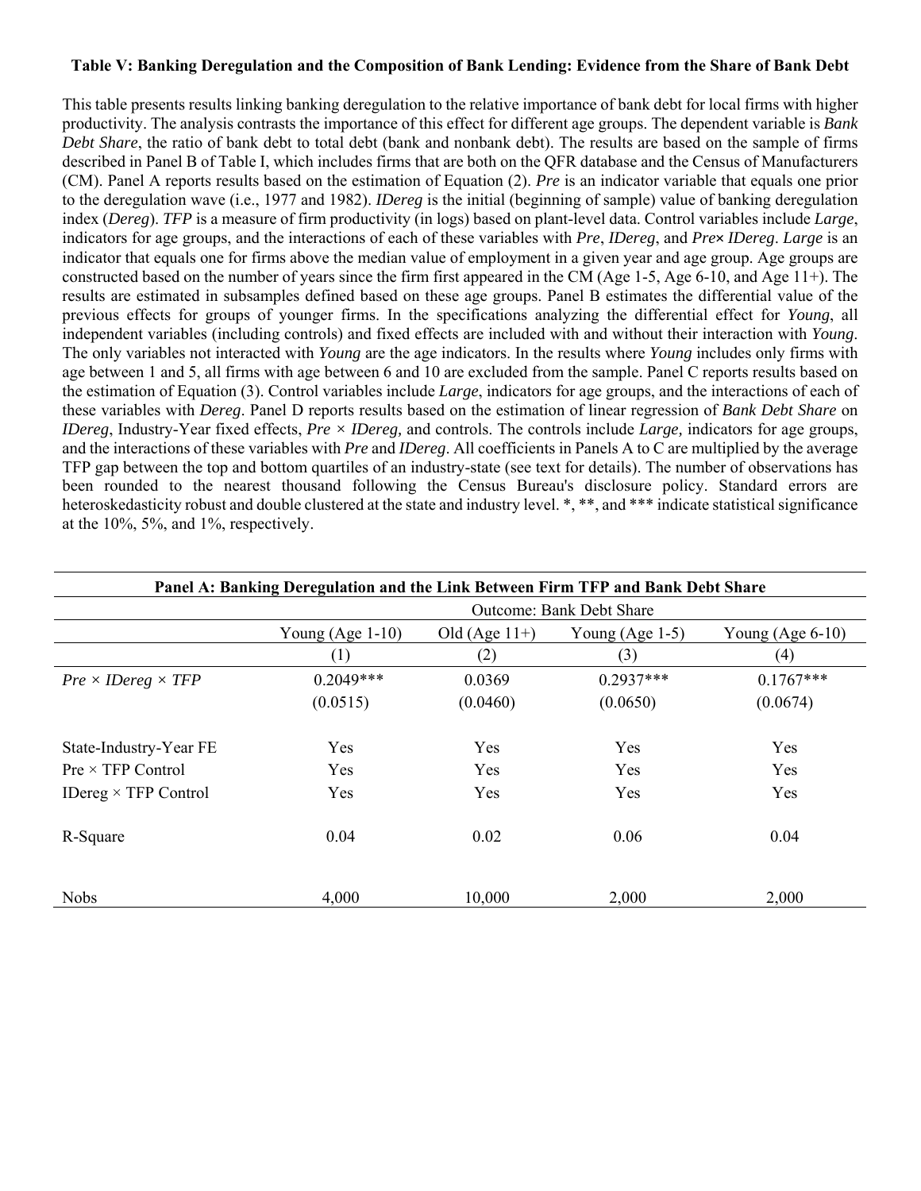**Table V: Banking Deregulation and the Composition of Bank Lending: Evidence from the Share of Bank Debt**

This table presents results linking banking deregulation to the relative importance of bank debt for local firms with higher productivity. The analysis contrasts the importance of this effect for different age groups. The dependent variable is *Bank Debt Share*, the ratio of bank debt to total debt (bank and nonbank debt). The results are based on the sample of firms described in Panel B of Table I, which includes firms that are both on the QFR database and the Census of Manufacturers (CM). Panel A reports results based on the estimation of Equation (2). *Pre* is an indicator variable that equals one prior to the deregulation wave (i.e., 1977 and 1982). *IDereg* is the initial (beginning of sample) value of banking deregulation index (*Dereg*). *TFP* is a measure of firm productivity (in logs) based on plant-level data. Control variables include *Large*, indicators for age groups, and the interactions of each of these variables with *Pre*, *IDereg*, and *Pre× IDereg*. *Large* is an indicator that equals one for firms above the median value of employment in a given year and age group. Age groups are constructed based on the number of years since the firm first appeared in the CM (Age 1-5, Age 6-10, and Age 11+). The results are estimated in subsamples defined based on these age groups. Panel B estimates the differential value of the previous effects for groups of younger firms. In the specifications analyzing the differential effect for *Young*, all independent variables (including controls) and fixed effects are included with and without their interaction with *Young*. The only variables not interacted with *Young* are the age indicators. In the results where *Young* includes only firms with age between 1 and 5, all firms with age between 6 and 10 are excluded from the sample. Panel C reports results based on the estimation of Equation (3). Control variables include *Large*, indicators for age groups, and the interactions of each of these variables with *Dereg*. Panel D reports results based on the estimation of linear regression of *Bank Debt Share* on *IDereg*, Industry-Year fixed effects, *Pre × IDereg,* and controls. The controls include *Large,* indicators for age groups, and the interactions of these variables with *Pre* and *IDereg*. All coefficients in Panels A to C are multiplied by the average TFP gap between the top and bottom quartiles of an industry-state (see text for details). The number of observations has been rounded to the nearest thousand following the Census Bureau's disclosure policy. Standard errors are heteroskedasticity robust and double clustered at the state and industry level. *, **, and *** indicate statistical significance at the 10%, 5%, and 1%, respectively.

**Panel A: Banking Deregulation and the Link Between Firm TFP and Bank Debt Share**

| | Outcome: Bank Debt Share | | | |
|---|---|---|---|---|
| | Young (Age 1-10) | Old (Age 11+) | Young (Age 1-5) | Young (Age 6-10) |
| | (1) | (2) | (3) | (4) |
| *Pre × IDereg × TFP* | 0.2049*** | 0.0369 | 0.2937*** | 0.1767*** |
| | (0.0515) | (0.0460) | (0.0650) | (0.0674) |
| State-Industry-Year FE | Yes | Yes | Yes | Yes |
| Pre × TFP Control | Yes | Yes | Yes | Yes |
| IDereg × TFP Control | Yes | Yes | Yes | Yes |
| R-Square | 0.04 | 0.02 | 0.06 | 0.04 |
| Nobs | 4,000 | 10,000 | 2,000 | 2,000 |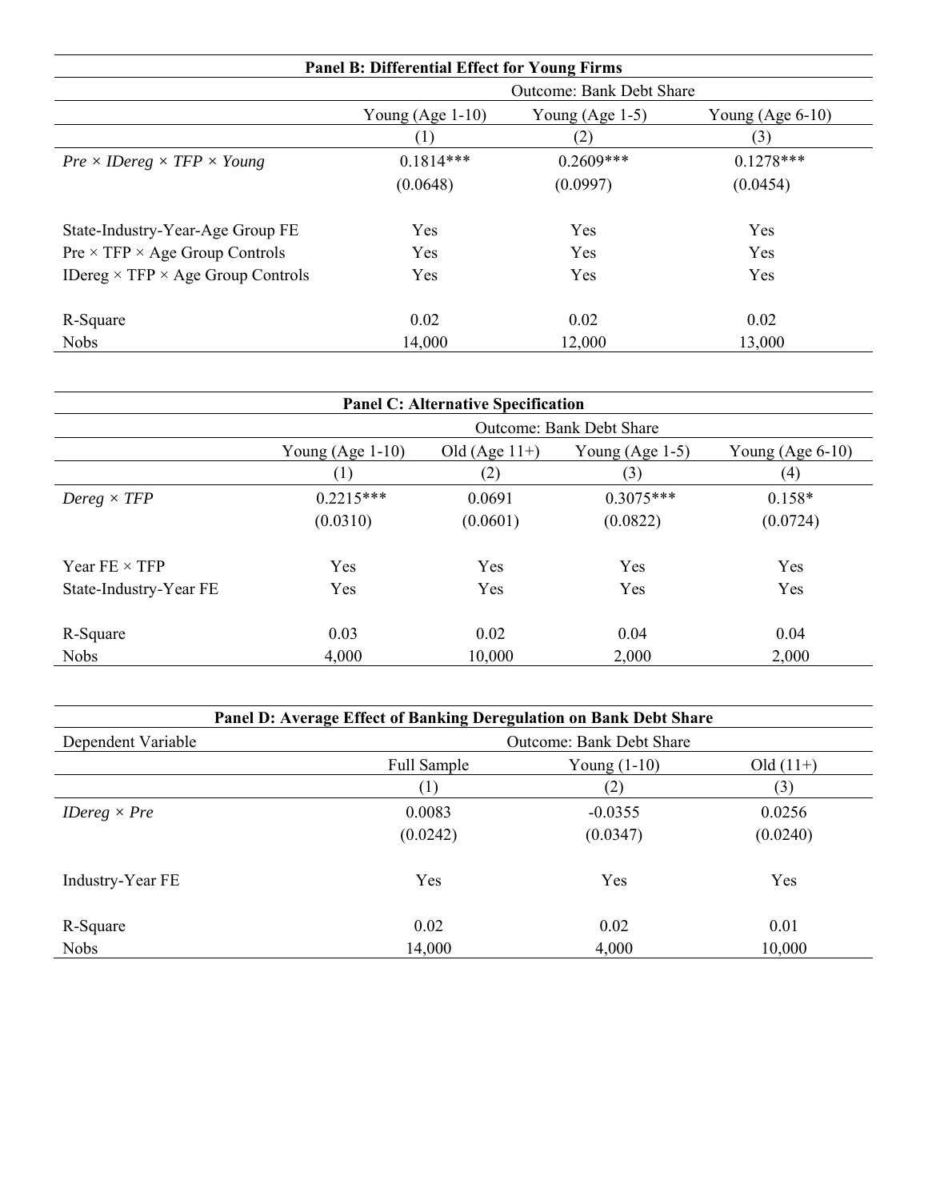**Panel B: Differential Effect for Young Firms**

| | Outcome: Bank Debt Share | | |
|---|---|---|---|
| | Young (Age 1-10) | Young (Age 1-5) | Young (Age 6-10) |
| | (1) | (2) | (3) |
| *Pre × IDereg × TFP × Young* | 0.1814*** | 0.2609*** | 0.1278*** |
| | (0.0648) | (0.0997) | (0.0454) |
| State-Industry-Year-Age Group FE | Yes | Yes | Yes |
| Pre × TFP × Age Group Controls | Yes | Yes | Yes |
| IDereg × TFP × Age Group Controls | Yes | Yes | Yes |
| R-Square | 0.02 | 0.02 | 0.02 |
| Nobs | 14,000 | 12,000 | 13,000 |

**Panel C: Alternative Specification**

| | Outcome: Bank Debt Share | | | |
|---|---|---|---|---|
| | Young (Age 1-10) | Old (Age 11+) | Young (Age 1-5) | Young (Age 6-10) |
| | (1) | (2) | (3) | (4) |
| *Dereg × TFP* | 0.2215*** | 0.0691 | 0.3075*** | 0.158* |
| | (0.0310) | (0.0601) | (0.0822) | (0.0724) |
| Year FE × TFP | Yes | Yes | Yes | Yes |
| State-Industry-Year FE | Yes | Yes | Yes | Yes |
| R-Square | 0.03 | 0.02 | 0.04 | 0.04 |
| Nobs | 4,000 | 10,000 | 2,000 | 2,000 |

**Panel D: Average Effect of Banking Deregulation on Bank Debt Share**

| Dependent Variable | Outcome: Bank Debt Share | | |
|---|---|---|---|
| | Full Sample | Young (1-10) | Old (11+) |
| | (1) | (2) | (3) |
| *IDereg × Pre* | 0.0083 | -0.0355 | 0.0256 |
| | (0.0242) | (0.0347) | (0.0240) |
| Industry-Year FE | Yes | Yes | Yes |
| R-Square | 0.02 | 0.02 | 0.01 |
| Nobs | 14,000 | 4,000 | 10,000 |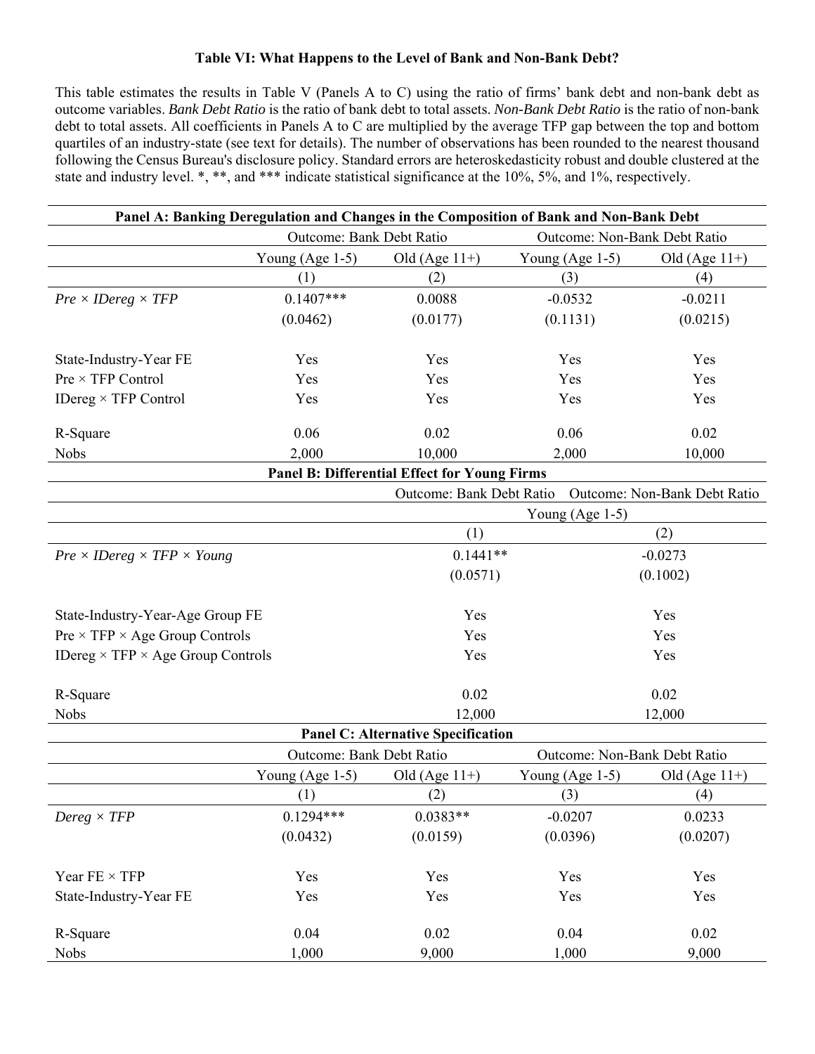**Table VI: What Happens to the Level of Bank and Non-Bank Debt?**

This table estimates the results in Table V (Panels A to C) using the ratio of firms' bank debt and non-bank debt as outcome variables. *Bank Debt Ratio* is the ratio of bank debt to total assets. *Non-Bank Debt Ratio* is the ratio of non-bank debt to total assets. All coefficients in Panels A to C are multiplied by the average TFP gap between the top and bottom quartiles of an industry-state (see text for details). The number of observations has been rounded to the nearest thousand following the Census Bureau's disclosure policy. Standard errors are heteroskedasticity robust and double clustered at the state and industry level. *, **, and *** indicate statistical significance at the 10%, 5%, and 1%, respectively.

**Panel A: Banking Deregulation and Changes in the Composition of Bank and Non-Bank Debt**

| | Outcome: Bank Debt Ratio | | Outcome: Non-Bank Debt Ratio | |
|---|---|---|---|---|
| | Young (Age 1-5) | Old (Age 11+) | Young (Age 1-5) | Old (Age 11+) |
| | (1) | (2) | (3) | (4) |
| *Pre × IDereg × TFP* | 0.1407*** | 0.0088 | -0.0532 | -0.0211 |
| | (0.0462) | (0.0177) | (0.1131) | (0.0215) |
| State-Industry-Year FE | Yes | Yes | Yes | Yes |
| Pre × TFP Control | Yes | Yes | Yes | Yes |
| IDereg × TFP Control | Yes | Yes | Yes | Yes |
| R-Square | 0.06 | 0.02 | 0.06 | 0.02 |
| Nobs | 2,000 | 10,000 | 2,000 | 10,000 |

**Panel B: Differential Effect for Young Firms**

| | Outcome: Bank Debt Ratio | Outcome: Non-Bank Debt Ratio |
|---|---|---|
| | Young (Age 1-5) | |
| | (1) | (2) |
| *Pre × IDereg × TFP × Young* | 0.1441** | -0.0273 |
| | (0.0571) | (0.1002) |
| State-Industry-Year-Age Group FE | Yes | Yes |
| Pre × TFP × Age Group Controls | Yes | Yes |
| IDereg × TFP × Age Group Controls | Yes | Yes |
| R-Square | 0.02 | 0.02 |
| Nobs | 12,000 | 12,000 |

**Panel C: Alternative Specification**

| | Outcome: Bank Debt Ratio | | Outcome: Non-Bank Debt Ratio | |
|---|---|---|---|---|
| | Young (Age 1-5) | Old (Age 11+) | Young (Age 1-5) | Old (Age 11+) |
| | (1) | (2) | (3) | (4) |
| *Dereg × TFP* | 0.1294*** | 0.0383** | -0.0207 | 0.0233 |
| | (0.0432) | (0.0159) | (0.0396) | (0.0207) |
| Year FE × TFP | Yes | Yes | Yes | Yes |
| State-Industry-Year FE | Yes | Yes | Yes | Yes |
| R-Square | 0.04 | 0.02 | 0.04 | 0.02 |
| Nobs | 1,000 | 9,000 | 1,000 | 9,000 |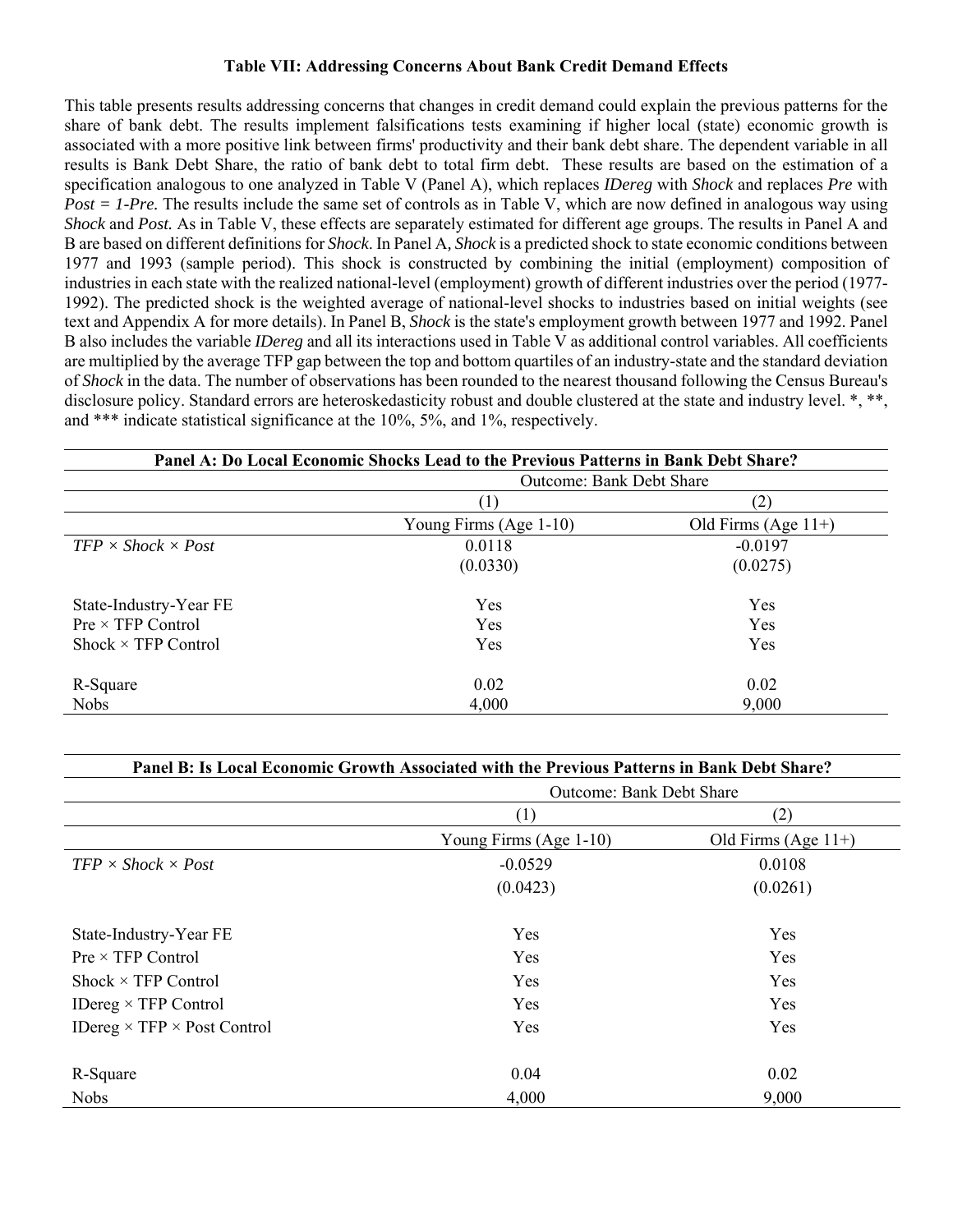**Table VII: Addressing Concerns About Bank Credit Demand Effects**

This table presents results addressing concerns that changes in credit demand could explain the previous patterns for the share of bank debt. The results implement falsifications tests examining if higher local (state) economic growth is associated with a more positive link between firms' productivity and their bank debt share. The dependent variable in all results is Bank Debt Share, the ratio of bank debt to total firm debt. These results are based on the estimation of a specification analogous to one analyzed in Table V (Panel A), which replaces *IDereg* with *Shock* and replaces *Pre* with *Post = 1-Pre.* The results include the same set of controls as in Table V, which are now defined in analogous way using *Shock* and *Post.* As in Table V, these effects are separately estimated for different age groups. The results in Panel A and B are based on different definitions for *Shock*. In Panel A, *Shock* is a predicted shock to state economic conditions between 1977 and 1993 (sample period). This shock is constructed by combining the initial (employment) composition of industries in each state with the realized national-level (employment) growth of different industries over the period (1977-1992). The predicted shock is the weighted average of national-level shocks to industries based on initial weights (see text and Appendix A for more details). In Panel B, *Shock* is the state's employment growth between 1977 and 1992. Panel B also includes the variable *IDereg* and all its interactions used in Table V as additional control variables. All coefficients are multiplied by the average TFP gap between the top and bottom quartiles of an industry-state and the standard deviation of *Shock* in the data. The number of observations has been rounded to the nearest thousand following the Census Bureau's disclosure policy. Standard errors are heteroskedasticity robust and double clustered at the state and industry level. *, **, and *** indicate statistical significance at the 10%, 5%, and 1%, respectively.

**Panel A: Do Local Economic Shocks Lead to the Previous Patterns in Bank Debt Share?**

| | Outcome: Bank Debt Share | |
|---|---|---|
| | (1) | (2) |
| | Young Firms (Age 1-10) | Old Firms (Age 11+) |
| *TFP × Shock × Post* | 0.0118 | -0.0197 |
| | (0.0330) | (0.0275) |
| State-Industry-Year FE | Yes | Yes |
| Pre × TFP Control | Yes | Yes |
| Shock × TFP Control | Yes | Yes |
| R-Square | 0.02 | 0.02 |
| Nobs | 4,000 | 9,000 |

**Panel B: Is Local Economic Growth Associated with the Previous Patterns in Bank Debt Share?**

| | Outcome: Bank Debt Share | |
|---|---|---|
| | (1) | (2) |
| | Young Firms (Age 1-10) | Old Firms (Age 11+) |
| *TFP × Shock × Post* | -0.0529 | 0.0108 |
| | (0.0423) | (0.0261) |
| State-Industry-Year FE | Yes | Yes |
| Pre × TFP Control | Yes | Yes |
| Shock × TFP Control | Yes | Yes |
| IDereg × TFP Control | Yes | Yes |
| IDereg × TFP × Post Control | Yes | Yes |
| R-Square | 0.04 | 0.02 |
| Nobs | 4,000 | 9,000 |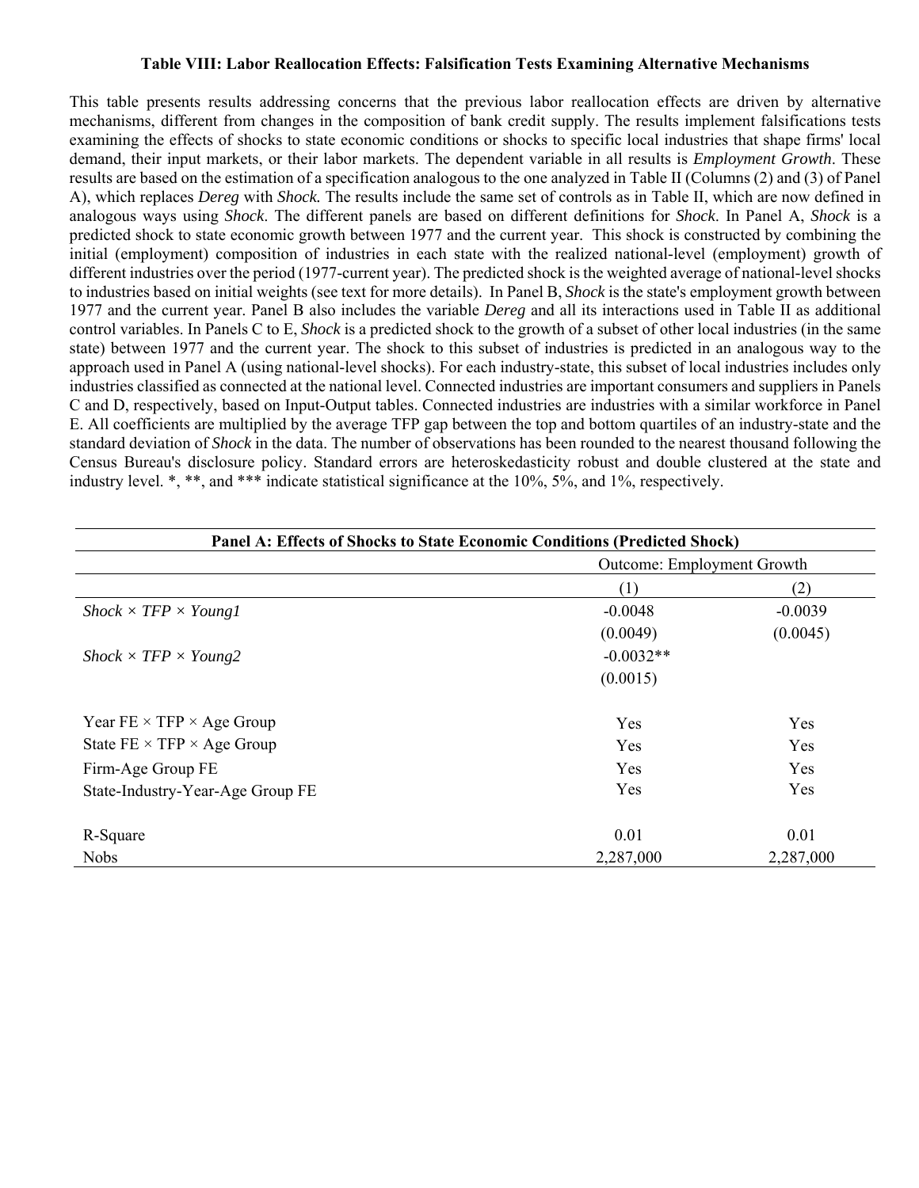**Table VIII: Labor Reallocation Effects: Falsification Tests Examining Alternative Mechanisms**

This table presents results addressing concerns that the previous labor reallocation effects are driven by alternative mechanisms, different from changes in the composition of bank credit supply. The results implement falsifications tests examining the effects of shocks to state economic conditions or shocks to specific local industries that shape firms' local demand, their input markets, or their labor markets. The dependent variable in all results is *Employment Growth*. These results are based on the estimation of a specification analogous to the one analyzed in Table II (Columns (2) and (3) of Panel A), which replaces *Dereg* with *Shock.* The results include the same set of controls as in Table II, which are now defined in analogous ways using *Shock*. The different panels are based on different definitions for *Shock*. In Panel A, *Shock* is a predicted shock to state economic growth between 1977 and the current year. This shock is constructed by combining the initial (employment) composition of industries in each state with the realized national-level (employment) growth of different industries over the period (1977-current year). The predicted shock is the weighted average of national-level shocks to industries based on initial weights (see text for more details). In Panel B, *Shock* is the state's employment growth between 1977 and the current year. Panel B also includes the variable *Dereg* and all its interactions used in Table II as additional control variables. In Panels C to E, *Shock* is a predicted shock to the growth of a subset of other local industries (in the same state) between 1977 and the current year. The shock to this subset of industries is predicted in an analogous way to the approach used in Panel A (using national-level shocks). For each industry-state, this subset of local industries includes only industries classified as connected at the national level. Connected industries are important consumers and suppliers in Panels C and D, respectively, based on Input-Output tables. Connected industries are industries with a similar workforce in Panel E. All coefficients are multiplied by the average TFP gap between the top and bottom quartiles of an industry-state and the standard deviation of *Shock* in the data. The number of observations has been rounded to the nearest thousand following the Census Bureau's disclosure policy. Standard errors are heteroskedasticity robust and double clustered at the state and industry level. *, **, and *** indicate statistical significance at the 10%, 5%, and 1%, respectively.

**Panel A: Effects of Shocks to State Economic Conditions (Predicted Shock)**

| | Outcome: Employment Growth | |
|---|---|---|
| | (1) | (2) |
| *Shock × TFP × Young1* | -0.0048 | -0.0039 |
| | (0.0049) | (0.0045) |
| *Shock × TFP × Young2* | -0.0032** | |
| | (0.0015) | |
| Year FE × TFP × Age Group | Yes | Yes |
| State FE × TFP × Age Group | Yes | Yes |
| Firm-Age Group FE | Yes | Yes |
| State-Industry-Year-Age Group FE | Yes | Yes |
| R-Square | 0.01 | 0.01 |
| Nobs | 2,287,000 | 2,287,000 |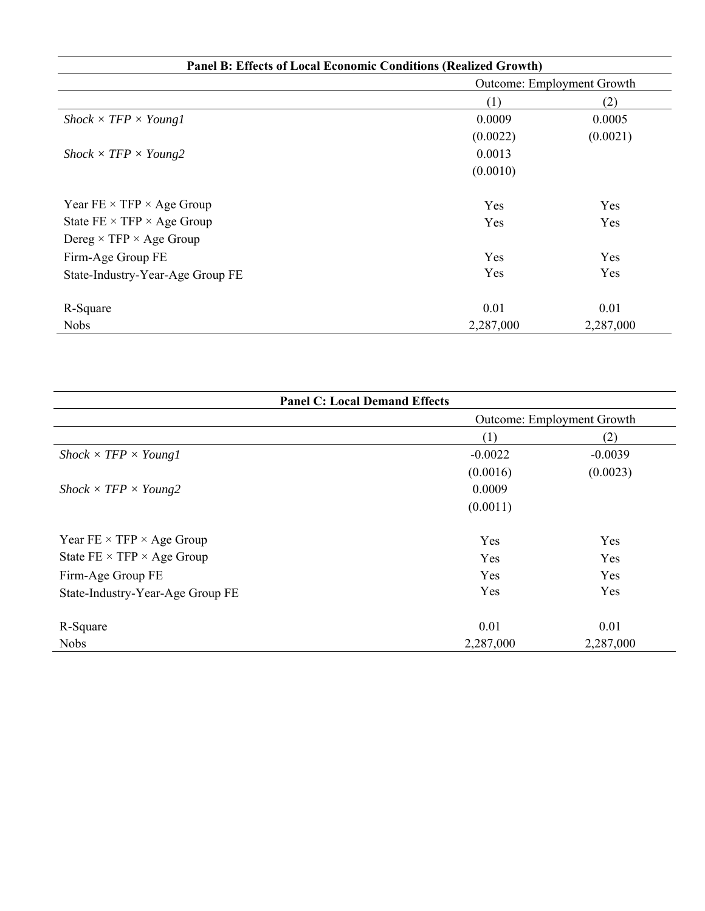**Panel B: Effects of Local Economic Conditions (Realized Growth)**

| | Outcome: Employment Growth | |
|---|---|---|
| | (1) | (2) |
| *Shock × TFP × Young1* | 0.0009 | 0.0005 |
| | (0.0022) | (0.0021) |
| *Shock × TFP × Young2* | 0.0013 | |
| | (0.0010) | |
| Year FE × TFP × Age Group | Yes | Yes |
| State FE × TFP × Age Group | Yes | Yes |
| Dereg × TFP × Age Group | | |
| Firm-Age Group FE | Yes | Yes |
| State-Industry-Year-Age Group FE | Yes | Yes |
| R-Square | 0.01 | 0.01 |
| Nobs | 2,287,000 | 2,287,000 |

**Panel C: Local Demand Effects**

| | Outcome: Employment Growth | |
|---|---|---|
| | (1) | (2) |
| *Shock × TFP × Young1* | -0.0022 | -0.0039 |
| | (0.0016) | (0.0023) |
| *Shock × TFP × Young2* | 0.0009 | |
| | (0.0011) | |
| Year FE × TFP × Age Group | Yes | Yes |
| State FE × TFP × Age Group | Yes | Yes |
| Firm-Age Group FE | Yes | Yes |
| State-Industry-Year-Age Group FE | Yes | Yes |
| R-Square | 0.01 | 0.01 |
| Nobs | 2,287,000 | 2,287,000 |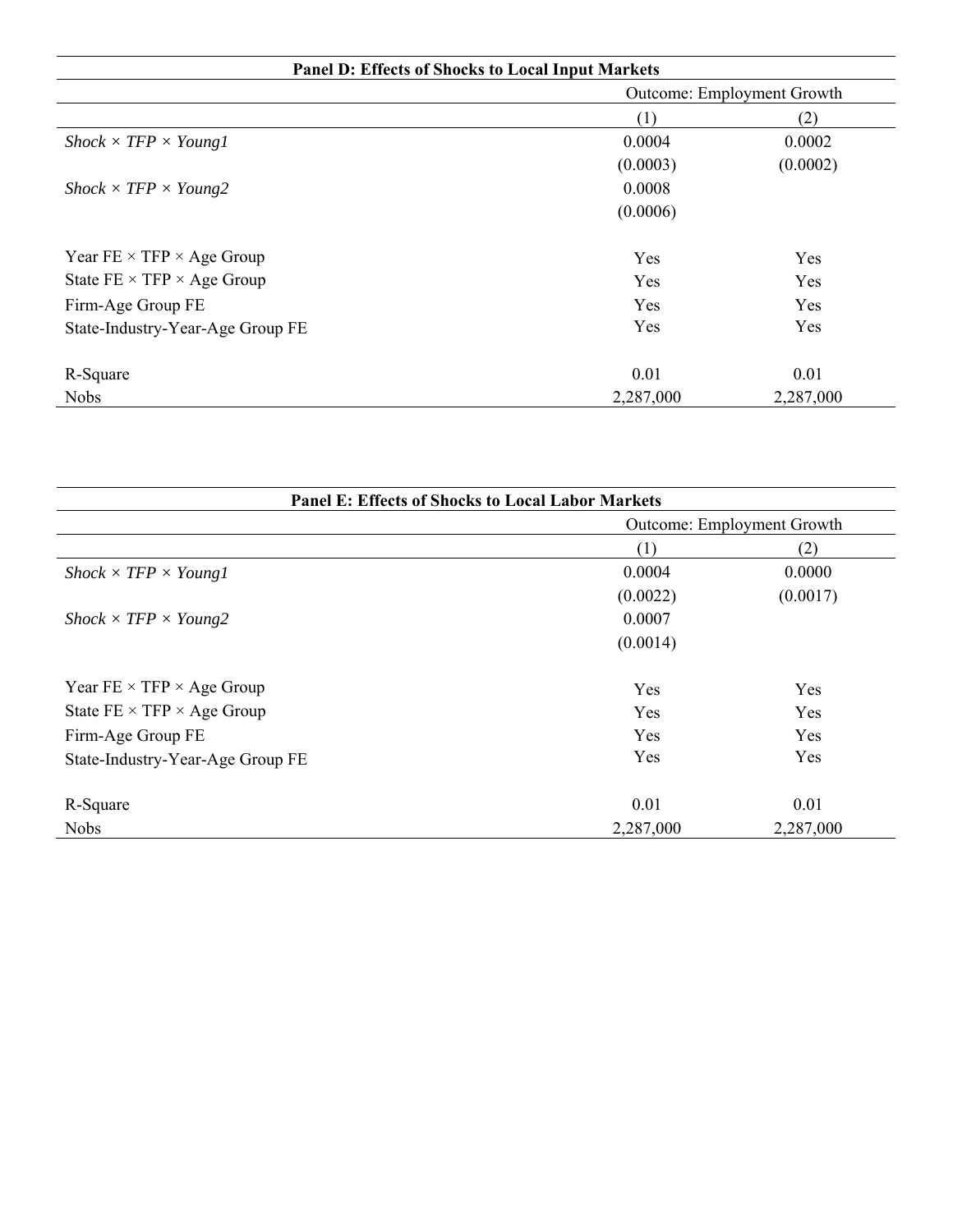**Panel D: Effects of Shocks to Local Input Markets**

| | Outcome: Employment Growth | |
|---|---|---|
| | (1) | (2) |
| *Shock × TFP × Young1* | 0.0004 | 0.0002 |
| | (0.0003) | (0.0002) |
| *Shock × TFP × Young2* | 0.0008 | |
| | (0.0006) | |
| Year FE × TFP × Age Group | Yes | Yes |
| State FE × TFP × Age Group | Yes | Yes |
| Firm-Age Group FE | Yes | Yes |
| State-Industry-Year-Age Group FE | Yes | Yes |
| R-Square | 0.01 | 0.01 |
| Nobs | 2,287,000 | 2,287,000 |

**Panel E: Effects of Shocks to Local Labor Markets**

| | Outcome: Employment Growth | |
|---|---|---|
| | (1) | (2) |
| *Shock × TFP × Young1* | 0.0004 | 0.0000 |
| | (0.0022) | (0.0017) |
| *Shock × TFP × Young2* | 0.0007 | |
| | (0.0014) | |
| Year FE × TFP × Age Group | Yes | Yes |
| State FE × TFP × Age Group | Yes | Yes |
| Firm-Age Group FE | Yes | Yes |
| State-Industry-Year-Age Group FE | Yes | Yes |
| R-Square | 0.01 | 0.01 |
| Nobs | 2,287,000 | 2,287,000 |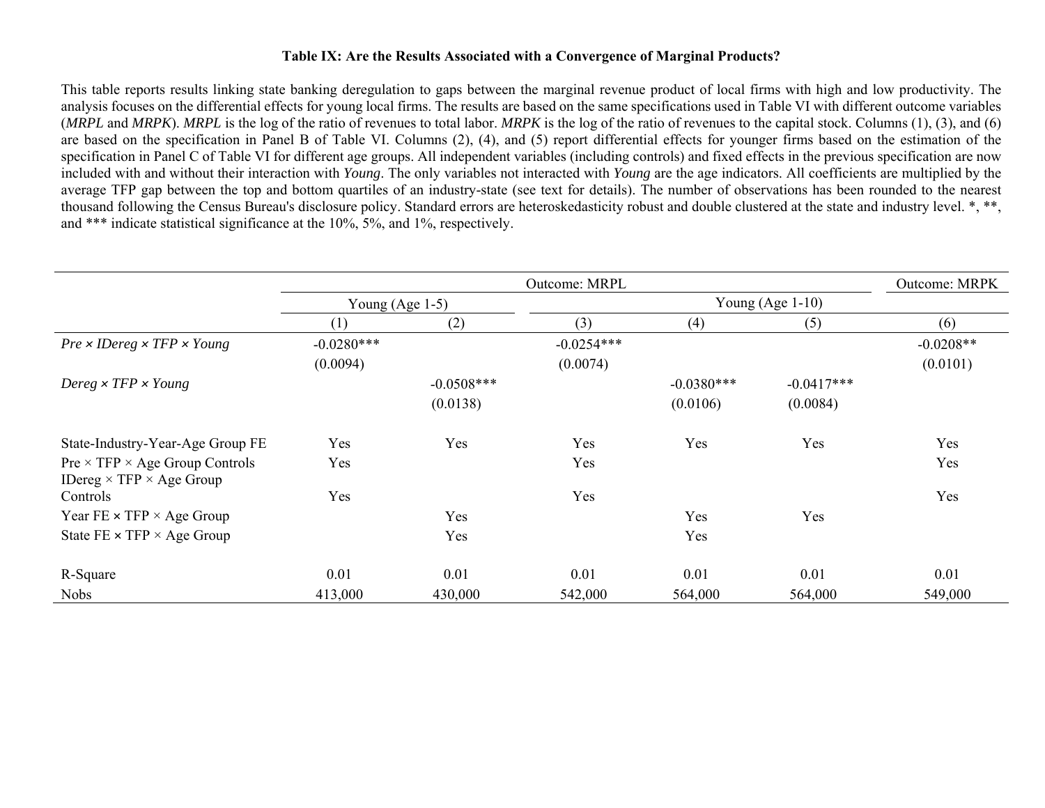**Table IX: Are the Results Associated with a Convergence of Marginal Products?**

This table reports results linking state banking deregulation to gaps between the marginal revenue product of local firms with high and low productivity. The analysis focuses on the differential effects for young local firms. The results are based on the same specifications used in Table VI with different outcome variables (*MRPL* and *MRPK*). *MRPL* is the log of the ratio of revenues to total labor. *MRPK* is the log of the ratio of revenues to the capital stock. Columns (1), (3), and (6) are based on the specification in Panel B of Table VI. Columns (2), (4), and (5) report differential effects for younger firms based on the estimation of the specification in Panel C of Table VI for different age groups. All independent variables (including controls) and fixed effects in the previous specification are now included with and without their interaction with *Young*. The only variables not interacted with *Young* are the age indicators. All coefficients are multiplied by the average TFP gap between the top and bottom quartiles of an industry-state (see text for details). The number of observations has been rounded to the nearest thousand following the Census Bureau's disclosure policy. Standard errors are heteroskedasticity robust and double clustered at the state and industry level. *, **, and *** indicate statistical significance at the 10%, 5%, and 1%, respectively.

| | Outcome: MRPL | | | | | Outcome: MRPK |
|---|---|---|---|---|---|---|
| | Young (Age 1-5) | | Young (Age 1-10) | | | |
| | (1) | (2) | (3) | (4) | (5) | (6) |
| *Pre × IDereg × TFP × Young* | -0.0280*** | | -0.0254*** | | | -0.0208** |
| | (0.0094) | | (0.0074) | | | (0.0101) |
| *Dereg × TFP × Young* | | -0.0508*** | | -0.0380*** | -0.0417*** | |
| | | (0.0138) | | (0.0106) | (0.0084) | |
| State-Industry-Year-Age Group FE | Yes | Yes | Yes | Yes | Yes | Yes |
| Pre × TFP × Age Group Controls | Yes | | Yes | | | Yes |
| IDereg × TFP × Age Group Controls | Yes | | Yes | | | Yes |
| Year FE × TFP × Age Group | | Yes | | Yes | Yes | |
| State FE × TFP × Age Group | | Yes | | Yes | | |
| R-Square | 0.01 | 0.01 | 0.01 | 0.01 | 0.01 | 0.01 |
| Nobs | 413,000 | 430,000 | 542,000 | 564,000 | 564,000 | 549,000 |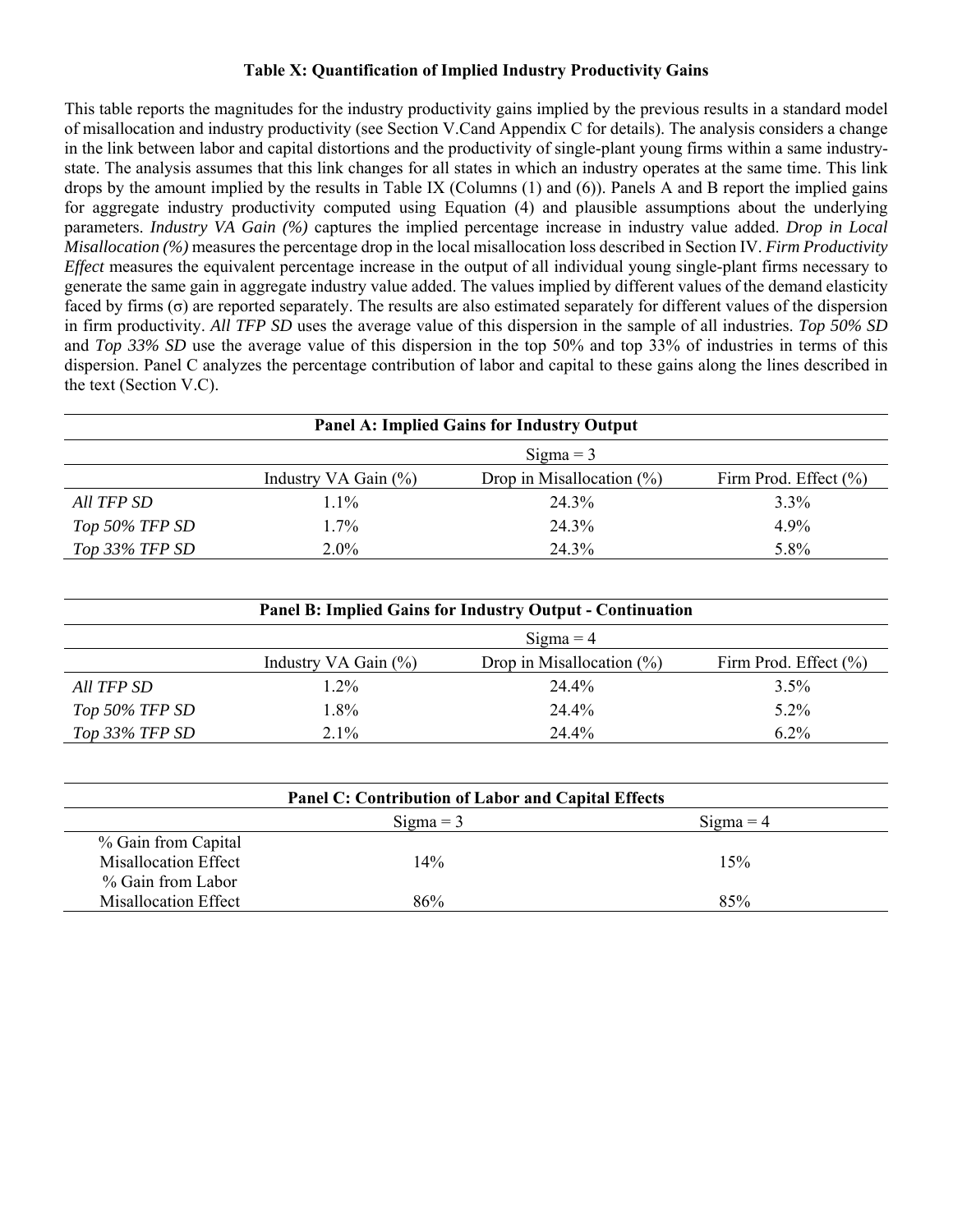**Table X: Quantification of Implied Industry Productivity Gains**

This table reports the magnitudes for the industry productivity gains implied by the previous results in a standard model of misallocation and industry productivity (see Section V.Cand Appendix C for details). The analysis considers a change in the link between labor and capital distortions and the productivity of single-plant young firms within a same industry-state. The analysis assumes that this link changes for all states in which an industry operates at the same time. This link drops by the amount implied by the results in Table IX (Columns (1) and (6)). Panels A and B report the implied gains for aggregate industry productivity computed using Equation (4) and plausible assumptions about the underlying parameters. *Industry VA Gain (%)* captures the implied percentage increase in industry value added. *Drop in Local Misallocation (%)* measures the percentage drop in the local misallocation loss described in Section IV. *Firm Productivity Effect* measures the equivalent percentage increase in the output of all individual young single-plant firms necessary to generate the same gain in aggregate industry value added. The values implied by different values of the demand elasticity faced by firms (σ) are reported separately. The results are also estimated separately for different values of the dispersion in firm productivity. *All TFP SD* uses the average value of this dispersion in the sample of all industries. *Top 50% SD* and *Top 33% SD* use the average value of this dispersion in the top 50% and top 33% of industries in terms of this dispersion. Panel C analyzes the percentage contribution of labor and capital to these gains along the lines described in the text (Section V.C).

**Panel A: Implied Gains for Industry Output**

| | Sigma = 3 | | |
|---|---|---|---|
| | Industry VA Gain (%) | Drop in Misallocation (%) | Firm Prod. Effect (%) |
| *All TFP SD* | 1.1% | 24.3% | 3.3% |
| *Top 50% TFP SD* | 1.7% | 24.3% | 4.9% |
| *Top 33% TFP SD* | 2.0% | 24.3% | 5.8% |

**Panel B: Implied Gains for Industry Output - Continuation**

| | Sigma = 4 | | |
|---|---|---|---|
| | Industry VA Gain (%) | Drop in Misallocation (%) | Firm Prod. Effect (%) |
| *All TFP SD* | 1.2% | 24.4% | 3.5% |
| *Top 50% TFP SD* | 1.8% | 24.4% | 5.2% |
| *Top 33% TFP SD* | 2.1% | 24.4% | 6.2% |

**Panel C: Contribution of Labor and Capital Effects**

| | Sigma = 3 | Sigma = 4 |
|---|---|---|
| % Gain from Capital Misallocation Effect | 14% | 15% |
| % Gain from Labor Misallocation Effect | 86% | 85% |